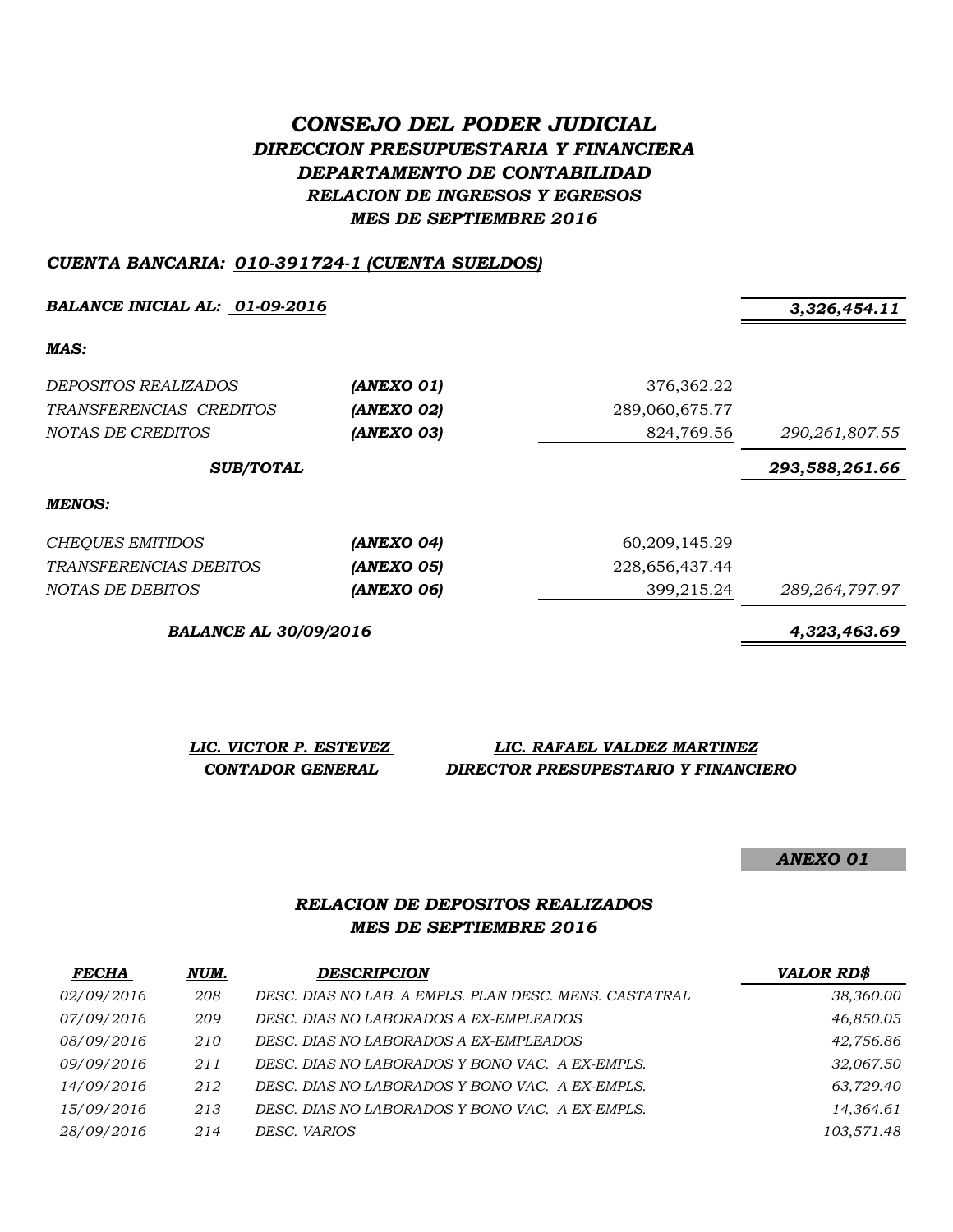# *CONSEJO DEL PODER JUDICIAL*

## *DIRECCION PRESUPUESTARIA Y FINANCIERA*

## *DEPARTAMENTO DE CONTABILIDAD*

## *RELACION DE INGRESOS Y EGRESOS*

## *MES DE SEPTIEMBRE 2016*

***CUENTA BANCARIA: 010-391724-1 (CUENTA SUELDOS)***

| | | | |
|---|---|---|---|
| ***BALANCE INICIAL AL: 01-09-2016*** | | | ***3,326,454.11*** |
| ***MAS:*** | | | |
| *DEPOSITOS REALIZADOS* | ***(ANEXO 01)*** | 376,362.22 | |
| *TRANSFERENCIAS CREDITOS* | ***(ANEXO 02)*** | 289,060,675.77 | |
| *NOTAS DE CREDITOS* | ***(ANEXO 03)*** | 824,769.56 | *290,261,807.55* |
| ***SUB/TOTAL*** | | | ***293,588,261.66*** |
| ***MENOS:*** | | | |
| *CHEQUES EMITIDOS* | ***(ANEXO 04)*** | 60,209,145.29 | |
| *TRANSFERENCIAS DEBITOS* | ***(ANEXO 05)*** | 228,656,437.44 | |
| *NOTAS DE DEBITOS* | ***(ANEXO 06)*** | 399,215.24 | *289,264,797.97* |
| ***BALANCE AL 30/09/2016*** | | | ***4,323,463.69*** |

| ***LIC. VICTOR P. ESTEVEZ*** | ***LIC. RAFAEL VALDEZ MARTINEZ*** |
|---|---|
| ***CONTADOR GENERAL*** | ***DIRECTOR PRESUPESTARIO Y FINANCIERO*** |

***ANEXO 01***

## *RELACION DE DEPOSITOS REALIZADOS*

## *MES DE SEPTIEMBRE 2016*

| ***FECHA*** | ***NUM.*** | ***DESCRIPCION*** | ***VALOR RD$*** |
|---|---|---|---|
| *02/09/2016* | *208* | *DESC. DIAS NO LAB. A EMPLS. PLAN DESC. MENS. CASTATRAL* | *38,360.00* |
| *07/09/2016* | *209* | *DESC. DIAS NO LABORADOS A EX-EMPLEADOS* | *46,850.05* |
| *08/09/2016* | *210* | *DESC. DIAS NO LABORADOS A EX-EMPLEADOS* | *42,756.86* |
| *09/09/2016* | *211* | *DESC. DIAS NO LABORADOS Y BONO VAC. A EX-EMPLS.* | *32,067.50* |
| *14/09/2016* | *212* | *DESC. DIAS NO LABORADOS Y BONO VAC. A EX-EMPLS.* | *63,729.40* |
| *15/09/2016* | *213* | *DESC. DIAS NO LABORADOS Y BONO VAC. A EX-EMPLS.* | *14,364.61* |
| *28/09/2016* | *214* | *DESC. VARIOS* | *103,571.48* |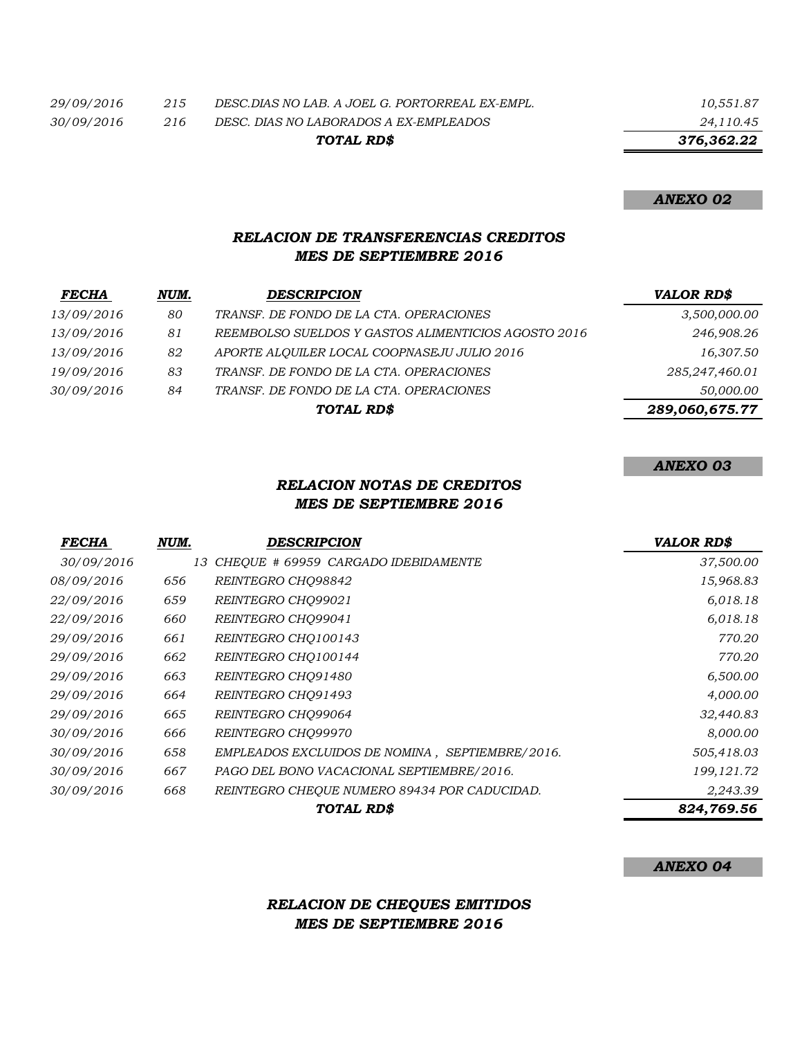| | | | |
|---|---|---|---|
| *29/09/2016* | *215* | *DESC.DIAS NO LAB. A JOEL G. PORTORREAL EX-EMPL.* | *10,551.87* |
| *30/09/2016* | *216* | *DESC. DIAS NO LABORADOS A EX-EMPLEADOS* | *24,110.45* |
| | | ***TOTAL RD$*** | ***376,362.22*** |

***ANEXO 02***

### *RELACION DE TRANSFERENCIAS CREDITOS*
### *MES DE SEPTIEMBRE 2016*

| *FECHA* | *NUM.* | *DESCRIPCION* | *VALOR RD$* |
|---|---|---|---|
| *13/09/2016* | *80* | *TRANSF. DE FONDO DE LA CTA. OPERACIONES* | *3,500,000.00* |
| *13/09/2016* | *81* | *REEMBOLSO SUELDOS Y GASTOS ALIMENTICIOS AGOSTO 2016* | *246,908.26* |
| *13/09/2016* | *82* | *APORTE ALQUILER LOCAL COOPNASEJU JULIO 2016* | *16,307.50* |
| *19/09/2016* | *83* | *TRANSF. DE FONDO DE LA CTA. OPERACIONES* | *285,247,460.01* |
| *30/09/2016* | *84* | *TRANSF. DE FONDO DE LA CTA. OPERACIONES* | *50,000.00* |
| | | ***TOTAL RD$*** | ***289,060,675.77*** |

***ANEXO 03***

### *RELACION NOTAS DE CREDITOS*
### *MES DE SEPTIEMBRE 2016*

| *FECHA* | *NUM.* | *DESCRIPCION* | *VALOR RD$* |
|---|---|---|---|
| *30/09/2016* | *13* | *CHEQUE # 69959 CARGADO IDEBIDAMENTE* | *37,500.00* |
| *08/09/2016* | *656* | *REINTEGRO CHQ98842* | *15,968.83* |
| *22/09/2016* | *659* | *REINTEGRO CHQ99021* | *6,018.18* |
| *22/09/2016* | *660* | *REINTEGRO CHQ99041* | *6,018.18* |
| *29/09/2016* | *661* | *REINTEGRO CHQ100143* | *770.20* |
| *29/09/2016* | *662* | *REINTEGRO CHQ100144* | *770.20* |
| *29/09/2016* | *663* | *REINTEGRO CHQ91480* | *6,500.00* |
| *29/09/2016* | *664* | *REINTEGRO CHQ91493* | *4,000.00* |
| *29/09/2016* | *665* | *REINTEGRO CHQ99064* | *32,440.83* |
| *30/09/2016* | *666* | *REINTEGRO CHQ99970* | *8,000.00* |
| *30/09/2016* | *658* | *EMPLEADOS EXCLUIDOS DE NOMINA , SEPTIEMBRE/2016.* | *505,418.03* |
| *30/09/2016* | *667* | *PAGO DEL BONO VACACIONAL SEPTIEMBRE/2016.* | *199,121.72* |
| *30/09/2016* | *668* | *REINTEGRO CHEQUE NUMERO 89434 POR CADUCIDAD.* | *2,243.39* |
| | | ***TOTAL RD$*** | ***824,769.56*** |

***ANEXO 04***

### *RELACION DE CHEQUES EMITIDOS*
### *MES DE SEPTIEMBRE 2016*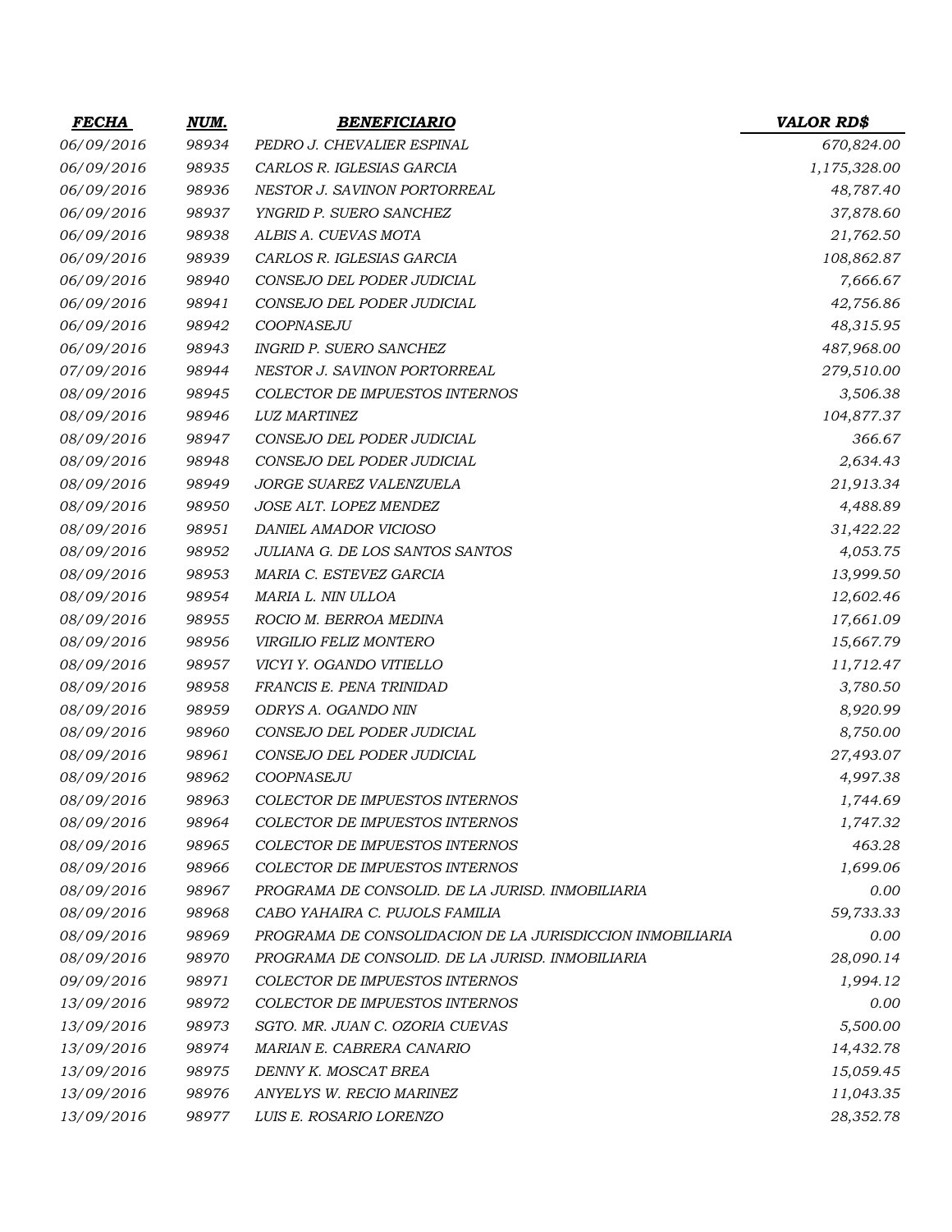| ***FECHA*** | ***NUM.*** | ***BENEFICIARIO*** | ***VALOR RD$*** |
|---|---|---|---|
| *06/09/2016* | *98934* | *PEDRO J. CHEVALIER ESPINAL* | *670,824.00* |
| *06/09/2016* | *98935* | *CARLOS R. IGLESIAS GARCIA* | *1,175,328.00* |
| *06/09/2016* | *98936* | *NESTOR J. SAVINON PORTORREAL* | *48,787.40* |
| *06/09/2016* | *98937* | *YNGRID P. SUERO SANCHEZ* | *37,878.60* |
| *06/09/2016* | *98938* | *ALBIS A. CUEVAS MOTA* | *21,762.50* |
| *06/09/2016* | *98939* | *CARLOS R. IGLESIAS GARCIA* | *108,862.87* |
| *06/09/2016* | *98940* | *CONSEJO DEL PODER JUDICIAL* | *7,666.67* |
| *06/09/2016* | *98941* | *CONSEJO DEL PODER JUDICIAL* | *42,756.86* |
| *06/09/2016* | *98942* | *COOPNASEJU* | *48,315.95* |
| *06/09/2016* | *98943* | *INGRID P. SUERO SANCHEZ* | *487,968.00* |
| *07/09/2016* | *98944* | *NESTOR J. SAVINON PORTORREAL* | *279,510.00* |
| *08/09/2016* | *98945* | *COLECTOR DE IMPUESTOS INTERNOS* | *3,506.38* |
| *08/09/2016* | *98946* | *LUZ MARTINEZ* | *104,877.37* |
| *08/09/2016* | *98947* | *CONSEJO DEL PODER JUDICIAL* | *366.67* |
| *08/09/2016* | *98948* | *CONSEJO DEL PODER JUDICIAL* | *2,634.43* |
| *08/09/2016* | *98949* | *JORGE SUAREZ VALENZUELA* | *21,913.34* |
| *08/09/2016* | *98950* | *JOSE ALT. LOPEZ MENDEZ* | *4,488.89* |
| *08/09/2016* | *98951* | *DANIEL AMADOR VICIOSO* | *31,422.22* |
| *08/09/2016* | *98952* | *JULIANA G. DE LOS SANTOS SANTOS* | *4,053.75* |
| *08/09/2016* | *98953* | *MARIA C. ESTEVEZ GARCIA* | *13,999.50* |
| *08/09/2016* | *98954* | *MARIA L. NIN ULLOA* | *12,602.46* |
| *08/09/2016* | *98955* | *ROCIO M. BERROA MEDINA* | *17,661.09* |
| *08/09/2016* | *98956* | *VIRGILIO FELIZ MONTERO* | *15,667.79* |
| *08/09/2016* | *98957* | *VICYI Y. OGANDO VITIELLO* | *11,712.47* |
| *08/09/2016* | *98958* | *FRANCIS E. PENA TRINIDAD* | *3,780.50* |
| *08/09/2016* | *98959* | *ODRYS A. OGANDO NIN* | *8,920.99* |
| *08/09/2016* | *98960* | *CONSEJO DEL PODER JUDICIAL* | *8,750.00* |
| *08/09/2016* | *98961* | *CONSEJO DEL PODER JUDICIAL* | *27,493.07* |
| *08/09/2016* | *98962* | *COOPNASEJU* | *4,997.38* |
| *08/09/2016* | *98963* | *COLECTOR DE IMPUESTOS INTERNOS* | *1,744.69* |
| *08/09/2016* | *98964* | *COLECTOR DE IMPUESTOS INTERNOS* | *1,747.32* |
| *08/09/2016* | *98965* | *COLECTOR DE IMPUESTOS INTERNOS* | *463.28* |
| *08/09/2016* | *98966* | *COLECTOR DE IMPUESTOS INTERNOS* | *1,699.06* |
| *08/09/2016* | *98967* | *PROGRAMA DE CONSOLID. DE LA JURISD. INMOBILIARIA* | *0.00* |
| *08/09/2016* | *98968* | *CABO YAHAIRA C. PUJOLS FAMILIA* | *59,733.33* |
| *08/09/2016* | *98969* | *PROGRAMA DE CONSOLIDACION DE LA JURISDICCION INMOBILIARIA* | *0.00* |
| *08/09/2016* | *98970* | *PROGRAMA DE CONSOLID. DE LA JURISD. INMOBILIARIA* | *28,090.14* |
| *09/09/2016* | *98971* | *COLECTOR DE IMPUESTOS INTERNOS* | *1,994.12* |
| *13/09/2016* | *98972* | *COLECTOR DE IMPUESTOS INTERNOS* | *0.00* |
| *13/09/2016* | *98973* | *SGTO. MR. JUAN C. OZORIA CUEVAS* | *5,500.00* |
| *13/09/2016* | *98974* | *MARIAN E. CABRERA CANARIO* | *14,432.78* |
| *13/09/2016* | *98975* | *DENNY K. MOSCAT BREA* | *15,059.45* |
| *13/09/2016* | *98976* | *ANYELYS W. RECIO MARINEZ* | *11,043.35* |
| *13/09/2016* | *98977* | *LUIS E. ROSARIO LORENZO* | *28,352.78* |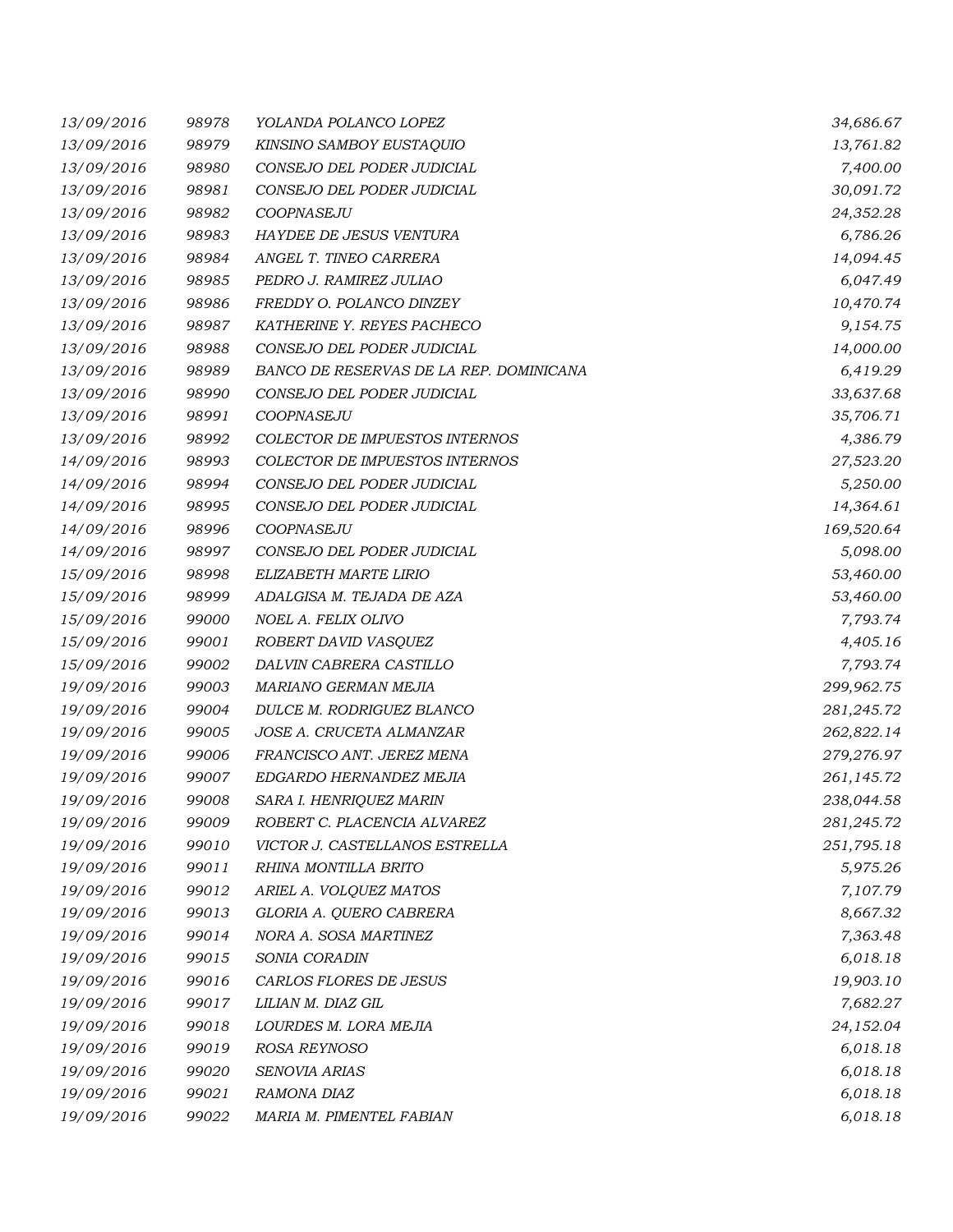| | | | |
|---|---|---|---|
| 13/09/2016 | 98978 | YOLANDA POLANCO LOPEZ | 34,686.67 |
| 13/09/2016 | 98979 | KINSINO SAMBOY EUSTAQUIO | 13,761.82 |
| 13/09/2016 | 98980 | CONSEJO DEL PODER JUDICIAL | 7,400.00 |
| 13/09/2016 | 98981 | CONSEJO DEL PODER JUDICIAL | 30,091.72 |
| 13/09/2016 | 98982 | COOPNASEJU | 24,352.28 |
| 13/09/2016 | 98983 | HAYDEE DE JESUS VENTURA | 6,786.26 |
| 13/09/2016 | 98984 | ANGEL T. TINEO CARRERA | 14,094.45 |
| 13/09/2016 | 98985 | PEDRO J. RAMIREZ JULIAO | 6,047.49 |
| 13/09/2016 | 98986 | FREDDY O. POLANCO DINZEY | 10,470.74 |
| 13/09/2016 | 98987 | KATHERINE Y. REYES PACHECO | 9,154.75 |
| 13/09/2016 | 98988 | CONSEJO DEL PODER JUDICIAL | 14,000.00 |
| 13/09/2016 | 98989 | BANCO DE RESERVAS DE LA REP. DOMINICANA | 6,419.29 |
| 13/09/2016 | 98990 | CONSEJO DEL PODER JUDICIAL | 33,637.68 |
| 13/09/2016 | 98991 | COOPNASEJU | 35,706.71 |
| 13/09/2016 | 98992 | COLECTOR DE IMPUESTOS INTERNOS | 4,386.79 |
| 14/09/2016 | 98993 | COLECTOR DE IMPUESTOS INTERNOS | 27,523.20 |
| 14/09/2016 | 98994 | CONSEJO DEL PODER JUDICIAL | 5,250.00 |
| 14/09/2016 | 98995 | CONSEJO DEL PODER JUDICIAL | 14,364.61 |
| 14/09/2016 | 98996 | COOPNASEJU | 169,520.64 |
| 14/09/2016 | 98997 | CONSEJO DEL PODER JUDICIAL | 5,098.00 |
| 15/09/2016 | 98998 | ELIZABETH MARTE LIRIO | 53,460.00 |
| 15/09/2016 | 98999 | ADALGISA M. TEJADA DE AZA | 53,460.00 |
| 15/09/2016 | 99000 | NOEL A. FELIX OLIVO | 7,793.74 |
| 15/09/2016 | 99001 | ROBERT DAVID VASQUEZ | 4,405.16 |
| 15/09/2016 | 99002 | DALVIN CABRERA CASTILLO | 7,793.74 |
| 19/09/2016 | 99003 | MARIANO GERMAN MEJIA | 299,962.75 |
| 19/09/2016 | 99004 | DULCE M. RODRIGUEZ BLANCO | 281,245.72 |
| 19/09/2016 | 99005 | JOSE A. CRUCETA ALMANZAR | 262,822.14 |
| 19/09/2016 | 99006 | FRANCISCO ANT. JEREZ MENA | 279,276.97 |
| 19/09/2016 | 99007 | EDGARDO HERNANDEZ MEJIA | 261,145.72 |
| 19/09/2016 | 99008 | SARA I. HENRIQUEZ MARIN | 238,044.58 |
| 19/09/2016 | 99009 | ROBERT C. PLACENCIA ALVAREZ | 281,245.72 |
| 19/09/2016 | 99010 | VICTOR J. CASTELLANOS ESTRELLA | 251,795.18 |
| 19/09/2016 | 99011 | RHINA MONTILLA BRITO | 5,975.26 |
| 19/09/2016 | 99012 | ARIEL A. VOLQUEZ MATOS | 7,107.79 |
| 19/09/2016 | 99013 | GLORIA A. QUERO CABRERA | 8,667.32 |
| 19/09/2016 | 99014 | NORA A. SOSA MARTINEZ | 7,363.48 |
| 19/09/2016 | 99015 | SONIA CORADIN | 6,018.18 |
| 19/09/2016 | 99016 | CARLOS FLORES DE JESUS | 19,903.10 |
| 19/09/2016 | 99017 | LILIAN M. DIAZ GIL | 7,682.27 |
| 19/09/2016 | 99018 | LOURDES M. LORA MEJIA | 24,152.04 |
| 19/09/2016 | 99019 | ROSA REYNOSO | 6,018.18 |
| 19/09/2016 | 99020 | SENOVIA ARIAS | 6,018.18 |
| 19/09/2016 | 99021 | RAMONA DIAZ | 6,018.18 |
| 19/09/2016 | 99022 | MARIA M. PIMENTEL FABIAN | 6,018.18 |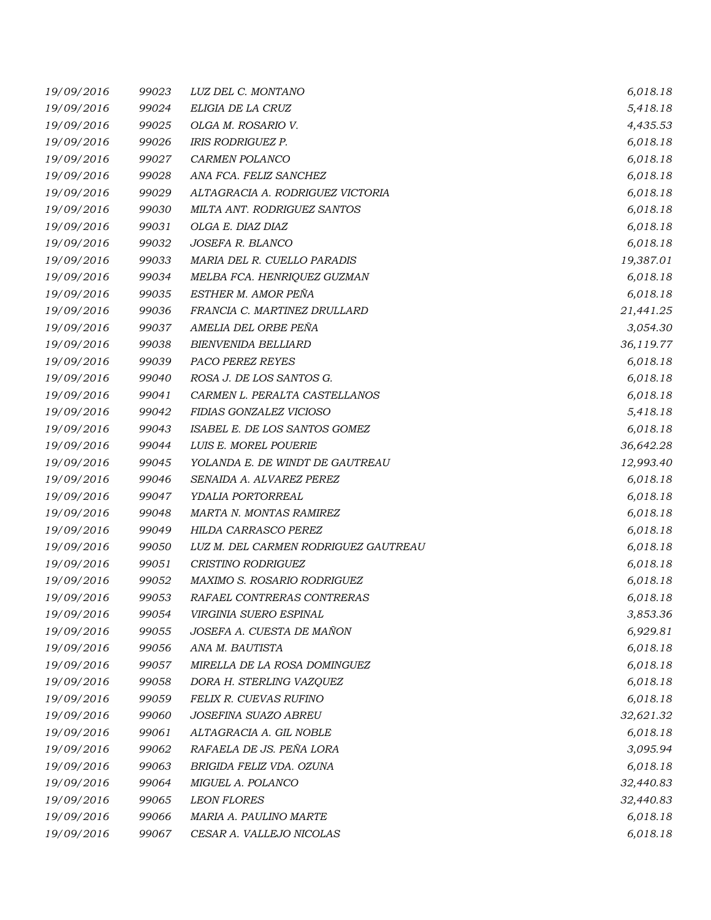| | | | |
|---|---|---|---|
| 19/09/2016 | 99023 | LUZ DEL C. MONTANO | 6,018.18 |
| 19/09/2016 | 99024 | ELIGIA DE LA CRUZ | 5,418.18 |
| 19/09/2016 | 99025 | OLGA M. ROSARIO V. | 4,435.53 |
| 19/09/2016 | 99026 | IRIS RODRIGUEZ P. | 6,018.18 |
| 19/09/2016 | 99027 | CARMEN POLANCO | 6,018.18 |
| 19/09/2016 | 99028 | ANA FCA. FELIZ SANCHEZ | 6,018.18 |
| 19/09/2016 | 99029 | ALTAGRACIA A. RODRIGUEZ VICTORIA | 6,018.18 |
| 19/09/2016 | 99030 | MILTA ANT. RODRIGUEZ SANTOS | 6,018.18 |
| 19/09/2016 | 99031 | OLGA E. DIAZ DIAZ | 6,018.18 |
| 19/09/2016 | 99032 | JOSEFA R. BLANCO | 6,018.18 |
| 19/09/2016 | 99033 | MARIA DEL R. CUELLO PARADIS | 19,387.01 |
| 19/09/2016 | 99034 | MELBA FCA. HENRIQUEZ GUZMAN | 6,018.18 |
| 19/09/2016 | 99035 | ESTHER M. AMOR PEÑA | 6,018.18 |
| 19/09/2016 | 99036 | FRANCIA C. MARTINEZ DRULLARD | 21,441.25 |
| 19/09/2016 | 99037 | AMELIA DEL ORBE PEÑA | 3,054.30 |
| 19/09/2016 | 99038 | BIENVENIDA BELLIARD | 36,119.77 |
| 19/09/2016 | 99039 | PACO PEREZ REYES | 6,018.18 |
| 19/09/2016 | 99040 | ROSA J. DE LOS SANTOS G. | 6,018.18 |
| 19/09/2016 | 99041 | CARMEN L. PERALTA CASTELLANOS | 6,018.18 |
| 19/09/2016 | 99042 | FIDIAS GONZALEZ VICIOSO | 5,418.18 |
| 19/09/2016 | 99043 | ISABEL E. DE LOS SANTOS GOMEZ | 6,018.18 |
| 19/09/2016 | 99044 | LUIS E. MOREL POUERIE | 36,642.28 |
| 19/09/2016 | 99045 | YOLANDA E. DE WINDT DE GAUTREAU | 12,993.40 |
| 19/09/2016 | 99046 | SENAIDA A. ALVAREZ PEREZ | 6,018.18 |
| 19/09/2016 | 99047 | YDALIA PORTORREAL | 6,018.18 |
| 19/09/2016 | 99048 | MARTA N. MONTAS RAMIREZ | 6,018.18 |
| 19/09/2016 | 99049 | HILDA CARRASCO PEREZ | 6,018.18 |
| 19/09/2016 | 99050 | LUZ M. DEL CARMEN RODRIGUEZ GAUTREAU | 6,018.18 |
| 19/09/2016 | 99051 | CRISTINO RODRIGUEZ | 6,018.18 |
| 19/09/2016 | 99052 | MAXIMO S. ROSARIO RODRIGUEZ | 6,018.18 |
| 19/09/2016 | 99053 | RAFAEL CONTRERAS CONTRERAS | 6,018.18 |
| 19/09/2016 | 99054 | VIRGINIA SUERO ESPINAL | 3,853.36 |
| 19/09/2016 | 99055 | JOSEFA A. CUESTA DE MAÑON | 6,929.81 |
| 19/09/2016 | 99056 | ANA M. BAUTISTA | 6,018.18 |
| 19/09/2016 | 99057 | MIRELLA DE LA ROSA DOMINGUEZ | 6,018.18 |
| 19/09/2016 | 99058 | DORA H. STERLING VAZQUEZ | 6,018.18 |
| 19/09/2016 | 99059 | FELIX R. CUEVAS RUFINO | 6,018.18 |
| 19/09/2016 | 99060 | JOSEFINA SUAZO ABREU | 32,621.32 |
| 19/09/2016 | 99061 | ALTAGRACIA A. GIL NOBLE | 6,018.18 |
| 19/09/2016 | 99062 | RAFAELA DE JS. PEÑA LORA | 3,095.94 |
| 19/09/2016 | 99063 | BRIGIDA FELIZ VDA. OZUNA | 6,018.18 |
| 19/09/2016 | 99064 | MIGUEL A. POLANCO | 32,440.83 |
| 19/09/2016 | 99065 | LEON FLORES | 32,440.83 |
| 19/09/2016 | 99066 | MARIA A. PAULINO MARTE | 6,018.18 |
| 19/09/2016 | 99067 | CESAR A. VALLEJO NICOLAS | 6,018.18 |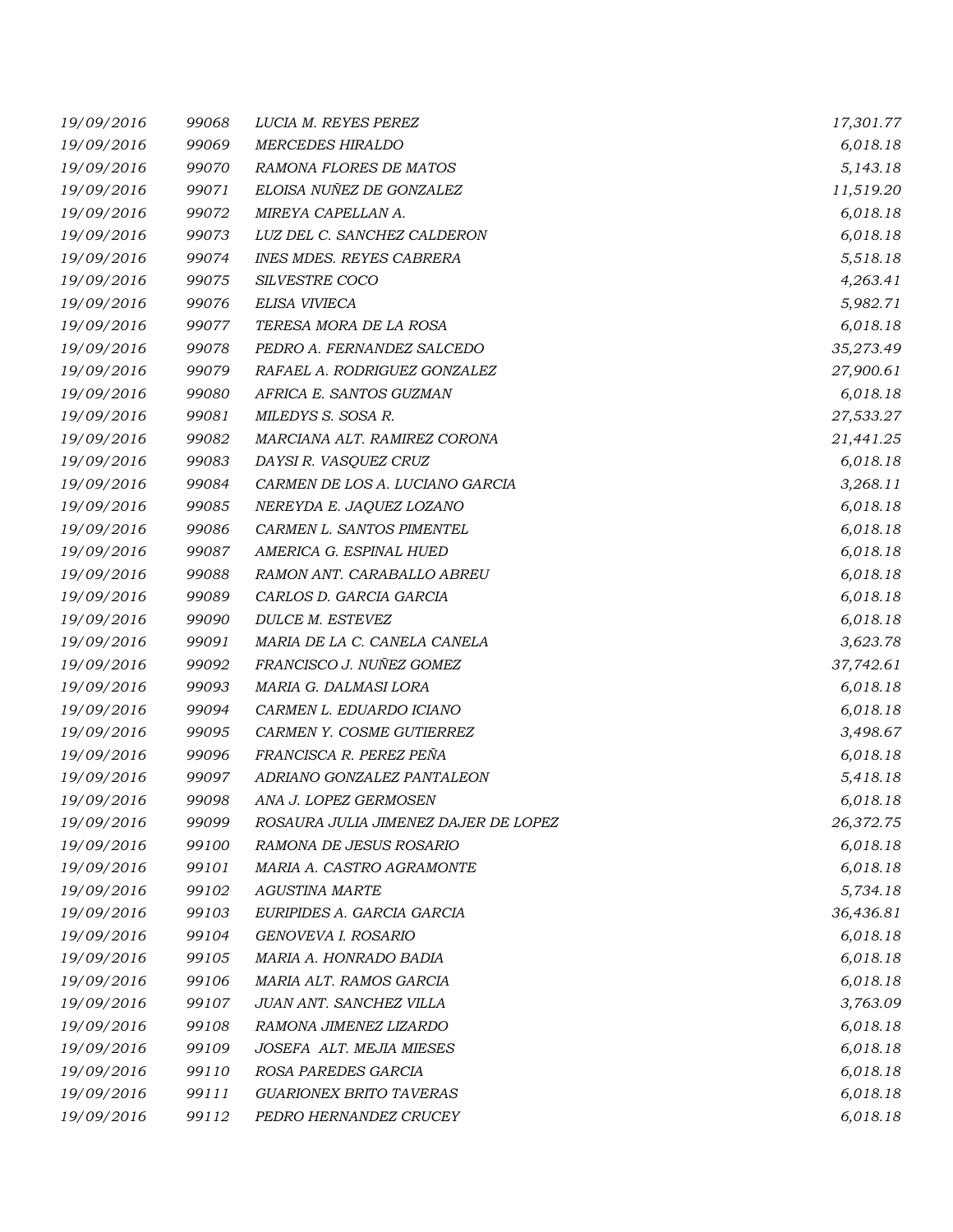| | | | |
|---|---|---|---|
| 19/09/2016 | 99068 | LUCIA M. REYES PEREZ | 17,301.77 |
| 19/09/2016 | 99069 | MERCEDES HIRALDO | 6,018.18 |
| 19/09/2016 | 99070 | RAMONA FLORES DE MATOS | 5,143.18 |
| 19/09/2016 | 99071 | ELOISA NUÑEZ DE GONZALEZ | 11,519.20 |
| 19/09/2016 | 99072 | MIREYA CAPELLAN A. | 6,018.18 |
| 19/09/2016 | 99073 | LUZ DEL C. SANCHEZ CALDERON | 6,018.18 |
| 19/09/2016 | 99074 | INES MDES. REYES CABRERA | 5,518.18 |
| 19/09/2016 | 99075 | SILVESTRE COCO | 4,263.41 |
| 19/09/2016 | 99076 | ELISA VIVIECA | 5,982.71 |
| 19/09/2016 | 99077 | TERESA MORA DE LA ROSA | 6,018.18 |
| 19/09/2016 | 99078 | PEDRO A. FERNANDEZ SALCEDO | 35,273.49 |
| 19/09/2016 | 99079 | RAFAEL A. RODRIGUEZ GONZALEZ | 27,900.61 |
| 19/09/2016 | 99080 | AFRICA E. SANTOS GUZMAN | 6,018.18 |
| 19/09/2016 | 99081 | MILEDYS S. SOSA R. | 27,533.27 |
| 19/09/2016 | 99082 | MARCIANA ALT. RAMIREZ CORONA | 21,441.25 |
| 19/09/2016 | 99083 | DAYSI R. VASQUEZ CRUZ | 6,018.18 |
| 19/09/2016 | 99084 | CARMEN DE LOS A. LUCIANO GARCIA | 3,268.11 |
| 19/09/2016 | 99085 | NEREYDA E. JAQUEZ LOZANO | 6,018.18 |
| 19/09/2016 | 99086 | CARMEN L. SANTOS PIMENTEL | 6,018.18 |
| 19/09/2016 | 99087 | AMERICA G. ESPINAL HUED | 6,018.18 |
| 19/09/2016 | 99088 | RAMON ANT. CARABALLO ABREU | 6,018.18 |
| 19/09/2016 | 99089 | CARLOS D. GARCIA GARCIA | 6,018.18 |
| 19/09/2016 | 99090 | DULCE M. ESTEVEZ | 6,018.18 |
| 19/09/2016 | 99091 | MARIA DE LA C. CANELA CANELA | 3,623.78 |
| 19/09/2016 | 99092 | FRANCISCO J. NUÑEZ GOMEZ | 37,742.61 |
| 19/09/2016 | 99093 | MARIA G. DALMASI LORA | 6,018.18 |
| 19/09/2016 | 99094 | CARMEN L. EDUARDO ICIANO | 6,018.18 |
| 19/09/2016 | 99095 | CARMEN Y. COSME GUTIERREZ | 3,498.67 |
| 19/09/2016 | 99096 | FRANCISCA R. PEREZ PEÑA | 6,018.18 |
| 19/09/2016 | 99097 | ADRIANO GONZALEZ PANTALEON | 5,418.18 |
| 19/09/2016 | 99098 | ANA J. LOPEZ GERMOSEN | 6,018.18 |
| 19/09/2016 | 99099 | ROSAURA JULIA JIMENEZ DAJER DE LOPEZ | 26,372.75 |
| 19/09/2016 | 99100 | RAMONA DE JESUS ROSARIO | 6,018.18 |
| 19/09/2016 | 99101 | MARIA A. CASTRO AGRAMONTE | 6,018.18 |
| 19/09/2016 | 99102 | AGUSTINA MARTE | 5,734.18 |
| 19/09/2016 | 99103 | EURIPIDES A. GARCIA GARCIA | 36,436.81 |
| 19/09/2016 | 99104 | GENOVEVA I. ROSARIO | 6,018.18 |
| 19/09/2016 | 99105 | MARIA A. HONRADO BADIA | 6,018.18 |
| 19/09/2016 | 99106 | MARIA ALT. RAMOS GARCIA | 6,018.18 |
| 19/09/2016 | 99107 | JUAN ANT. SANCHEZ VILLA | 3,763.09 |
| 19/09/2016 | 99108 | RAMONA JIMENEZ LIZARDO | 6,018.18 |
| 19/09/2016 | 99109 | JOSEFA ALT. MEJIA MIESES | 6,018.18 |
| 19/09/2016 | 99110 | ROSA PAREDES GARCIA | 6,018.18 |
| 19/09/2016 | 99111 | GUARIONEX BRITO TAVERAS | 6,018.18 |
| 19/09/2016 | 99112 | PEDRO HERNANDEZ CRUCEY | 6,018.18 |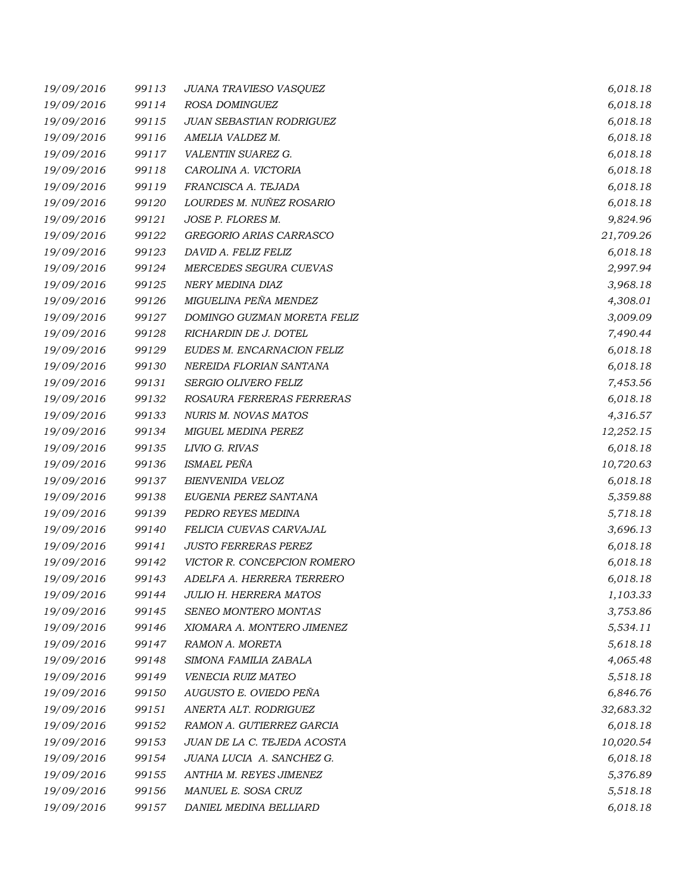| | | | |
|---|---|---|---|
| 19/09/2016 | 99113 | JUANA TRAVIESO VASQUEZ | 6,018.18 |
| 19/09/2016 | 99114 | ROSA DOMINGUEZ | 6,018.18 |
| 19/09/2016 | 99115 | JUAN SEBASTIAN RODRIGUEZ | 6,018.18 |
| 19/09/2016 | 99116 | AMELIA VALDEZ M. | 6,018.18 |
| 19/09/2016 | 99117 | VALENTIN SUAREZ G. | 6,018.18 |
| 19/09/2016 | 99118 | CAROLINA A. VICTORIA | 6,018.18 |
| 19/09/2016 | 99119 | FRANCISCA A. TEJADA | 6,018.18 |
| 19/09/2016 | 99120 | LOURDES M. NUÑEZ ROSARIO | 6,018.18 |
| 19/09/2016 | 99121 | JOSE P. FLORES M. | 9,824.96 |
| 19/09/2016 | 99122 | GREGORIO ARIAS CARRASCO | 21,709.26 |
| 19/09/2016 | 99123 | DAVID A. FELIZ FELIZ | 6,018.18 |
| 19/09/2016 | 99124 | MERCEDES SEGURA CUEVAS | 2,997.94 |
| 19/09/2016 | 99125 | NERY MEDINA DIAZ | 3,968.18 |
| 19/09/2016 | 99126 | MIGUELINA PEÑA MENDEZ | 4,308.01 |
| 19/09/2016 | 99127 | DOMINGO GUZMAN MORETA FELIZ | 3,009.09 |
| 19/09/2016 | 99128 | RICHARDIN DE J. DOTEL | 7,490.44 |
| 19/09/2016 | 99129 | EUDES M. ENCARNACION FELIZ | 6,018.18 |
| 19/09/2016 | 99130 | NEREIDA FLORIAN SANTANA | 6,018.18 |
| 19/09/2016 | 99131 | SERGIO OLIVERO FELIZ | 7,453.56 |
| 19/09/2016 | 99132 | ROSAURA FERRERAS FERRERAS | 6,018.18 |
| 19/09/2016 | 99133 | NURIS M. NOVAS MATOS | 4,316.57 |
| 19/09/2016 | 99134 | MIGUEL MEDINA PEREZ | 12,252.15 |
| 19/09/2016 | 99135 | LIVIO G. RIVAS | 6,018.18 |
| 19/09/2016 | 99136 | ISMAEL PEÑA | 10,720.63 |
| 19/09/2016 | 99137 | BIENVENIDA VELOZ | 6,018.18 |
| 19/09/2016 | 99138 | EUGENIA PEREZ SANTANA | 5,359.88 |
| 19/09/2016 | 99139 | PEDRO REYES MEDINA | 5,718.18 |
| 19/09/2016 | 99140 | FELICIA CUEVAS CARVAJAL | 3,696.13 |
| 19/09/2016 | 99141 | JUSTO FERRERAS PEREZ | 6,018.18 |
| 19/09/2016 | 99142 | VICTOR R. CONCEPCION ROMERO | 6,018.18 |
| 19/09/2016 | 99143 | ADELFA A. HERRERA TERRERO | 6,018.18 |
| 19/09/2016 | 99144 | JULIO H. HERRERA MATOS | 1,103.33 |
| 19/09/2016 | 99145 | SENEO MONTERO MONTAS | 3,753.86 |
| 19/09/2016 | 99146 | XIOMARA A. MONTERO JIMENEZ | 5,534.11 |
| 19/09/2016 | 99147 | RAMON A. MORETA | 5,618.18 |
| 19/09/2016 | 99148 | SIMONA FAMILIA ZABALA | 4,065.48 |
| 19/09/2016 | 99149 | VENECIA RUIZ MATEO | 5,518.18 |
| 19/09/2016 | 99150 | AUGUSTO E. OVIEDO PEÑA | 6,846.76 |
| 19/09/2016 | 99151 | ANERTA ALT. RODRIGUEZ | 32,683.32 |
| 19/09/2016 | 99152 | RAMON A. GUTIERREZ GARCIA | 6,018.18 |
| 19/09/2016 | 99153 | JUAN DE LA C. TEJEDA ACOSTA | 10,020.54 |
| 19/09/2016 | 99154 | JUANA LUCIA A. SANCHEZ G. | 6,018.18 |
| 19/09/2016 | 99155 | ANTHIA M. REYES JIMENEZ | 5,376.89 |
| 19/09/2016 | 99156 | MANUEL E. SOSA CRUZ | 5,518.18 |
| 19/09/2016 | 99157 | DANIEL MEDINA BELLIARD | 6,018.18 |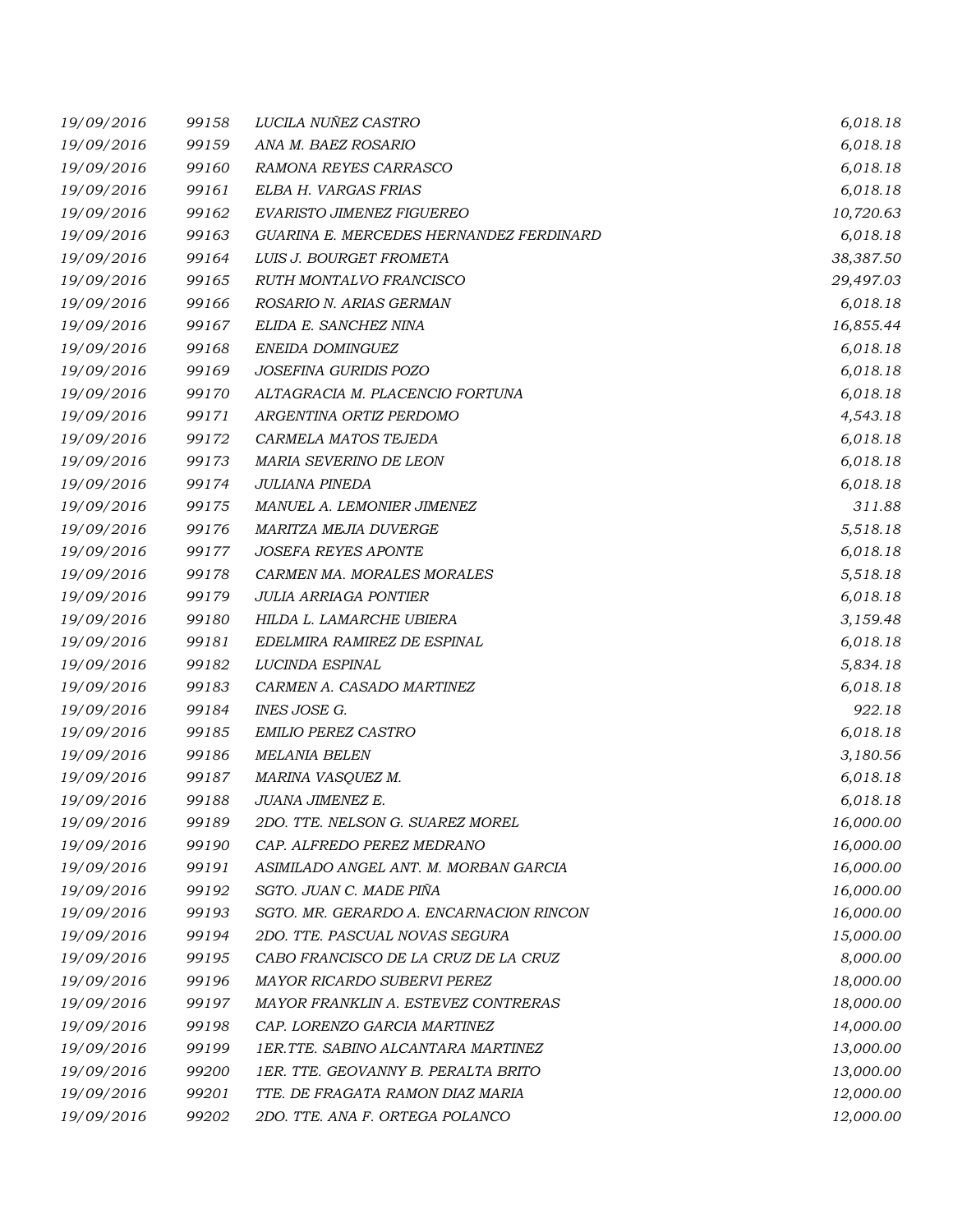| | | | |
|---|---|---|---|
| 19/09/2016 | 99158 | LUCILA NUÑEZ CASTRO | 6,018.18 |
| 19/09/2016 | 99159 | ANA M. BAEZ ROSARIO | 6,018.18 |
| 19/09/2016 | 99160 | RAMONA REYES CARRASCO | 6,018.18 |
| 19/09/2016 | 99161 | ELBA H. VARGAS FRIAS | 6,018.18 |
| 19/09/2016 | 99162 | EVARISTO JIMENEZ FIGUEREO | 10,720.63 |
| 19/09/2016 | 99163 | GUARINA E. MERCEDES HERNANDEZ FERDINARD | 6,018.18 |
| 19/09/2016 | 99164 | LUIS J. BOURGET FROMETA | 38,387.50 |
| 19/09/2016 | 99165 | RUTH MONTALVO FRANCISCO | 29,497.03 |
| 19/09/2016 | 99166 | ROSARIO N. ARIAS GERMAN | 6,018.18 |
| 19/09/2016 | 99167 | ELIDA E. SANCHEZ NINA | 16,855.44 |
| 19/09/2016 | 99168 | ENEIDA DOMINGUEZ | 6,018.18 |
| 19/09/2016 | 99169 | JOSEFINA GURIDIS POZO | 6,018.18 |
| 19/09/2016 | 99170 | ALTAGRACIA M. PLACENCIO FORTUNA | 6,018.18 |
| 19/09/2016 | 99171 | ARGENTINA ORTIZ PERDOMO | 4,543.18 |
| 19/09/2016 | 99172 | CARMELA MATOS TEJEDA | 6,018.18 |
| 19/09/2016 | 99173 | MARIA SEVERINO DE LEON | 6,018.18 |
| 19/09/2016 | 99174 | JULIANA PINEDA | 6,018.18 |
| 19/09/2016 | 99175 | MANUEL A. LEMONIER JIMENEZ | 311.88 |
| 19/09/2016 | 99176 | MARITZA MEJIA DUVERGE | 5,518.18 |
| 19/09/2016 | 99177 | JOSEFA REYES APONTE | 6,018.18 |
| 19/09/2016 | 99178 | CARMEN MA. MORALES MORALES | 5,518.18 |
| 19/09/2016 | 99179 | JULIA ARRIAGA PONTIER | 6,018.18 |
| 19/09/2016 | 99180 | HILDA L. LAMARCHE UBIERA | 3,159.48 |
| 19/09/2016 | 99181 | EDELMIRA RAMIREZ DE ESPINAL | 6,018.18 |
| 19/09/2016 | 99182 | LUCINDA ESPINAL | 5,834.18 |
| 19/09/2016 | 99183 | CARMEN A. CASADO MARTINEZ | 6,018.18 |
| 19/09/2016 | 99184 | INES JOSE G. | 922.18 |
| 19/09/2016 | 99185 | EMILIO PEREZ CASTRO | 6,018.18 |
| 19/09/2016 | 99186 | MELANIA BELEN | 3,180.56 |
| 19/09/2016 | 99187 | MARINA VASQUEZ M. | 6,018.18 |
| 19/09/2016 | 99188 | JUANA JIMENEZ E. | 6,018.18 |
| 19/09/2016 | 99189 | 2DO. TTE. NELSON G. SUAREZ MOREL | 16,000.00 |
| 19/09/2016 | 99190 | CAP. ALFREDO PEREZ MEDRANO | 16,000.00 |
| 19/09/2016 | 99191 | ASIMILADO ANGEL ANT. M. MORBAN GARCIA | 16,000.00 |
| 19/09/2016 | 99192 | SGTO. JUAN C. MADE PIÑA | 16,000.00 |
| 19/09/2016 | 99193 | SGTO. MR. GERARDO A. ENCARNACION RINCON | 16,000.00 |
| 19/09/2016 | 99194 | 2DO. TTE. PASCUAL NOVAS SEGURA | 15,000.00 |
| 19/09/2016 | 99195 | CABO FRANCISCO DE LA CRUZ DE LA CRUZ | 8,000.00 |
| 19/09/2016 | 99196 | MAYOR RICARDO SUBERVI PEREZ | 18,000.00 |
| 19/09/2016 | 99197 | MAYOR FRANKLIN A. ESTEVEZ CONTRERAS | 18,000.00 |
| 19/09/2016 | 99198 | CAP. LORENZO GARCIA MARTINEZ | 14,000.00 |
| 19/09/2016 | 99199 | 1ER.TTE. SABINO ALCANTARA MARTINEZ | 13,000.00 |
| 19/09/2016 | 99200 | 1ER. TTE. GEOVANNY B. PERALTA BRITO | 13,000.00 |
| 19/09/2016 | 99201 | TTE. DE FRAGATA RAMON DIAZ MARIA | 12,000.00 |
| 19/09/2016 | 99202 | 2DO. TTE. ANA F. ORTEGA POLANCO | 12,000.00 |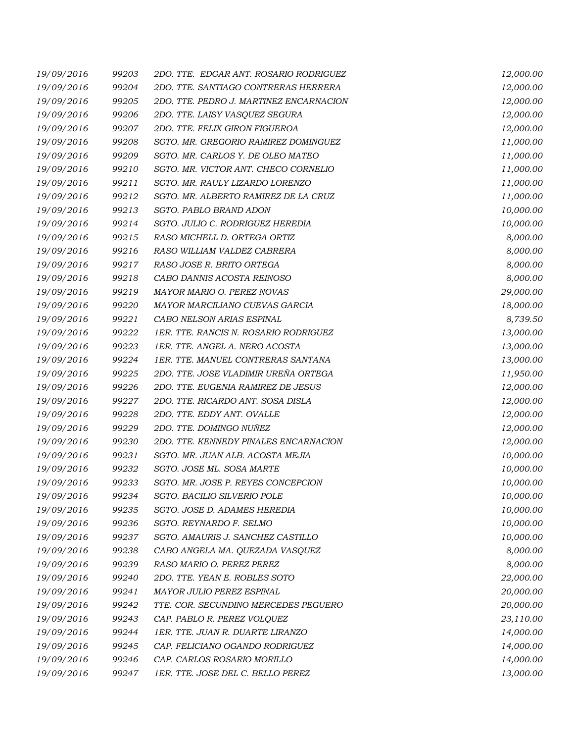| | | | |
|---|---|---|---|
| 19/09/2016 | 99203 | 2DO. TTE. EDGAR ANT. ROSARIO RODRIGUEZ | 12,000.00 |
| 19/09/2016 | 99204 | 2DO. TTE. SANTIAGO CONTRERAS HERRERA | 12,000.00 |
| 19/09/2016 | 99205 | 2DO. TTE. PEDRO J. MARTINEZ ENCARNACION | 12,000.00 |
| 19/09/2016 | 99206 | 2DO. TTE. LAISY VASQUEZ SEGURA | 12,000.00 |
| 19/09/2016 | 99207 | 2DO. TTE. FELIX GIRON FIGUEROA | 12,000.00 |
| 19/09/2016 | 99208 | SGTO. MR. GREGORIO RAMIREZ DOMINGUEZ | 11,000.00 |
| 19/09/2016 | 99209 | SGTO. MR. CARLOS Y. DE OLEO MATEO | 11,000.00 |
| 19/09/2016 | 99210 | SGTO. MR. VICTOR ANT. CHECO CORNELIO | 11,000.00 |
| 19/09/2016 | 99211 | SGTO. MR. RAULY LIZARDO LORENZO | 11,000.00 |
| 19/09/2016 | 99212 | SGTO. MR. ALBERTO RAMIREZ DE LA CRUZ | 11,000.00 |
| 19/09/2016 | 99213 | SGTO. PABLO BRAND ADON | 10,000.00 |
| 19/09/2016 | 99214 | SGTO. JULIO C. RODRIGUEZ HEREDIA | 10,000.00 |
| 19/09/2016 | 99215 | RASO MICHELL D. ORTEGA ORTIZ | 8,000.00 |
| 19/09/2016 | 99216 | RASO WILLIAM VALDEZ CABRERA | 8,000.00 |
| 19/09/2016 | 99217 | RASO JOSE R. BRITO ORTEGA | 8,000.00 |
| 19/09/2016 | 99218 | CABO DANNIS ACOSTA REINOSO | 8,000.00 |
| 19/09/2016 | 99219 | MAYOR MARIO O. PEREZ NOVAS | 29,000.00 |
| 19/09/2016 | 99220 | MAYOR MARCILIANO CUEVAS GARCIA | 18,000.00 |
| 19/09/2016 | 99221 | CABO NELSON ARIAS ESPINAL | 8,739.50 |
| 19/09/2016 | 99222 | 1ER. TTE. RANCIS N. ROSARIO RODRIGUEZ | 13,000.00 |
| 19/09/2016 | 99223 | 1ER. TTE. ANGEL A. NERO ACOSTA | 13,000.00 |
| 19/09/2016 | 99224 | 1ER. TTE. MANUEL CONTRERAS SANTANA | 13,000.00 |
| 19/09/2016 | 99225 | 2DO. TTE. JOSE VLADIMIR UREÑA ORTEGA | 11,950.00 |
| 19/09/2016 | 99226 | 2DO. TTE. EUGENIA RAMIREZ DE JESUS | 12,000.00 |
| 19/09/2016 | 99227 | 2DO. TTE. RICARDO ANT. SOSA DISLA | 12,000.00 |
| 19/09/2016 | 99228 | 2DO. TTE. EDDY ANT. OVALLE | 12,000.00 |
| 19/09/2016 | 99229 | 2DO. TTE. DOMINGO NUÑEZ | 12,000.00 |
| 19/09/2016 | 99230 | 2DO. TTE. KENNEDY PINALES ENCARNACION | 12,000.00 |
| 19/09/2016 | 99231 | SGTO. MR. JUAN ALB. ACOSTA MEJIA | 10,000.00 |
| 19/09/2016 | 99232 | SGTO. JOSE ML. SOSA MARTE | 10,000.00 |
| 19/09/2016 | 99233 | SGTO. MR. JOSE P. REYES CONCEPCION | 10,000.00 |
| 19/09/2016 | 99234 | SGTO. BACILIO SILVERIO POLE | 10,000.00 |
| 19/09/2016 | 99235 | SGTO. JOSE D. ADAMES HEREDIA | 10,000.00 |
| 19/09/2016 | 99236 | SGTO. REYNARDO F. SELMO | 10,000.00 |
| 19/09/2016 | 99237 | SGTO. AMAURIS J. SANCHEZ CASTILLO | 10,000.00 |
| 19/09/2016 | 99238 | CABO ANGELA MA. QUEZADA VASQUEZ | 8,000.00 |
| 19/09/2016 | 99239 | RASO MARIO O. PEREZ PEREZ | 8,000.00 |
| 19/09/2016 | 99240 | 2DO. TTE. YEAN E. ROBLES SOTO | 22,000.00 |
| 19/09/2016 | 99241 | MAYOR JULIO PEREZ ESPINAL | 20,000.00 |
| 19/09/2016 | 99242 | TTE. COR. SECUNDINO MERCEDES PEGUERO | 20,000.00 |
| 19/09/2016 | 99243 | CAP. PABLO R. PEREZ VOLQUEZ | 23,110.00 |
| 19/09/2016 | 99244 | 1ER. TTE. JUAN R. DUARTE LIRANZO | 14,000.00 |
| 19/09/2016 | 99245 | CAP. FELICIANO OGANDO RODRIGUEZ | 14,000.00 |
| 19/09/2016 | 99246 | CAP. CARLOS ROSARIO MORILLO | 14,000.00 |
| 19/09/2016 | 99247 | 1ER. TTE. JOSE DEL C. BELLO PEREZ | 13,000.00 |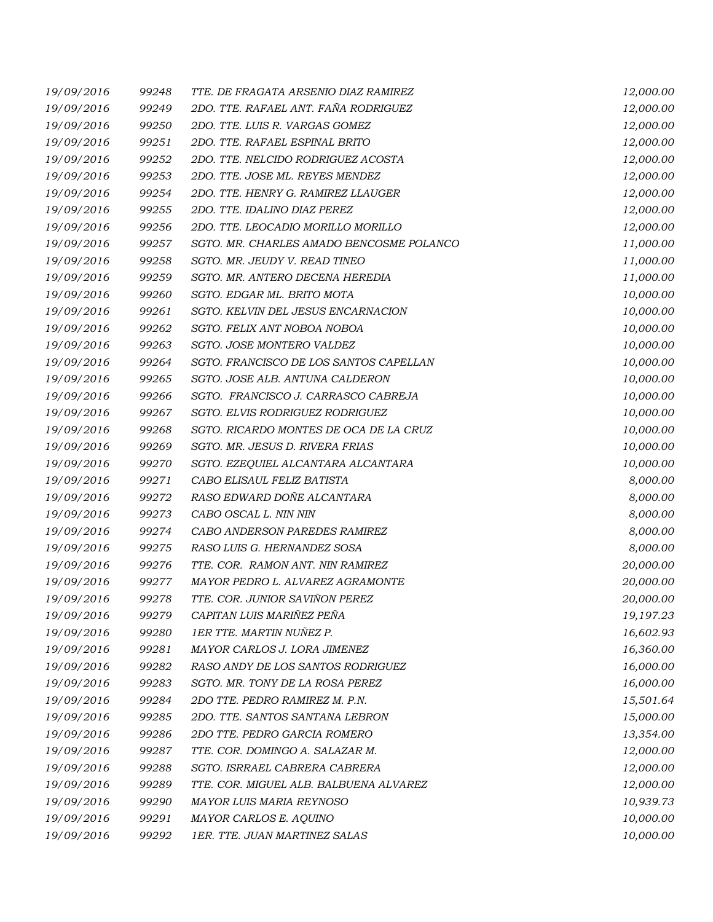| | | | |
|---|---|---|---|
| *19/09/2016* | *99248* | *TTE. DE FRAGATA ARSENIO DIAZ RAMIREZ* | *12,000.00* |
| *19/09/2016* | *99249* | *2DO. TTE. RAFAEL ANT. FAÑA RODRIGUEZ* | *12,000.00* |
| *19/09/2016* | *99250* | *2DO. TTE. LUIS R. VARGAS GOMEZ* | *12,000.00* |
| *19/09/2016* | *99251* | *2DO. TTE. RAFAEL ESPINAL BRITO* | *12,000.00* |
| *19/09/2016* | *99252* | *2DO. TTE. NELCIDO RODRIGUEZ ACOSTA* | *12,000.00* |
| *19/09/2016* | *99253* | *2DO. TTE. JOSE ML. REYES MENDEZ* | *12,000.00* |
| *19/09/2016* | *99254* | *2DO. TTE. HENRY G. RAMIREZ LLAUGER* | *12,000.00* |
| *19/09/2016* | *99255* | *2DO. TTE. IDALINO DIAZ PEREZ* | *12,000.00* |
| *19/09/2016* | *99256* | *2DO. TTE. LEOCADIO MORILLO MORILLO* | *12,000.00* |
| *19/09/2016* | *99257* | *SGTO. MR. CHARLES AMADO BENCOSME POLANCO* | *11,000.00* |
| *19/09/2016* | *99258* | *SGTO. MR. JEUDY V. READ TINEO* | *11,000.00* |
| *19/09/2016* | *99259* | *SGTO. MR. ANTERO DECENA HEREDIA* | *11,000.00* |
| *19/09/2016* | *99260* | *SGTO. EDGAR ML. BRITO MOTA* | *10,000.00* |
| *19/09/2016* | *99261* | *SGTO. KELVIN DEL JESUS ENCARNACION* | *10,000.00* |
| *19/09/2016* | *99262* | *SGTO. FELIX ANT NOBOA NOBOA* | *10,000.00* |
| *19/09/2016* | *99263* | *SGTO. JOSE MONTERO VALDEZ* | *10,000.00* |
| *19/09/2016* | *99264* | *SGTO. FRANCISCO DE LOS SANTOS CAPELLAN* | *10,000.00* |
| *19/09/2016* | *99265* | *SGTO. JOSE ALB. ANTUNA CALDERON* | *10,000.00* |
| *19/09/2016* | *99266* | *SGTO. FRANCISCO J. CARRASCO CABREJA* | *10,000.00* |
| *19/09/2016* | *99267* | *SGTO. ELVIS RODRIGUEZ RODRIGUEZ* | *10,000.00* |
| *19/09/2016* | *99268* | *SGTO. RICARDO MONTES DE OCA DE LA CRUZ* | *10,000.00* |
| *19/09/2016* | *99269* | *SGTO. MR. JESUS D. RIVERA FRIAS* | *10,000.00* |
| *19/09/2016* | *99270* | *SGTO. EZEQUIEL ALCANTARA ALCANTARA* | *10,000.00* |
| *19/09/2016* | *99271* | *CABO ELISAUL FELIZ BATISTA* | *8,000.00* |
| *19/09/2016* | *99272* | *RASO EDWARD DOÑE ALCANTARA* | *8,000.00* |
| *19/09/2016* | *99273* | *CABO OSCAL L. NIN NIN* | *8,000.00* |
| *19/09/2016* | *99274* | *CABO ANDERSON PAREDES RAMIREZ* | *8,000.00* |
| *19/09/2016* | *99275* | *RASO LUIS G. HERNANDEZ SOSA* | *8,000.00* |
| *19/09/2016* | *99276* | *TTE. COR. RAMON ANT. NIN RAMIREZ* | *20,000.00* |
| *19/09/2016* | *99277* | *MAYOR PEDRO L. ALVAREZ AGRAMONTE* | *20,000.00* |
| *19/09/2016* | *99278* | *TTE. COR. JUNIOR SAVIÑON PEREZ* | *20,000.00* |
| *19/09/2016* | *99279* | *CAPITAN LUIS MARIÑEZ PEÑA* | *19,197.23* |
| *19/09/2016* | *99280* | *1ER TTE. MARTIN NUÑEZ P.* | *16,602.93* |
| *19/09/2016* | *99281* | *MAYOR CARLOS J. LORA JIMENEZ* | *16,360.00* |
| *19/09/2016* | *99282* | *RASO ANDY DE LOS SANTOS RODRIGUEZ* | *16,000.00* |
| *19/09/2016* | *99283* | *SGTO. MR. TONY DE LA ROSA PEREZ* | *16,000.00* |
| *19/09/2016* | *99284* | *2DO TTE. PEDRO RAMIREZ M. P.N.* | *15,501.64* |
| *19/09/2016* | *99285* | *2DO. TTE. SANTOS SANTANA LEBRON* | *15,000.00* |
| *19/09/2016* | *99286* | *2DO TTE. PEDRO GARCIA ROMERO* | *13,354.00* |
| *19/09/2016* | *99287* | *TTE. COR. DOMINGO A. SALAZAR M.* | *12,000.00* |
| *19/09/2016* | *99288* | *SGTO. ISRRAEL CABRERA CABRERA* | *12,000.00* |
| *19/09/2016* | *99289* | *TTE. COR. MIGUEL ALB. BALBUENA ALVAREZ* | *12,000.00* |
| *19/09/2016* | *99290* | *MAYOR LUIS MARIA REYNOSO* | *10,939.73* |
| *19/09/2016* | *99291* | *MAYOR CARLOS E. AQUINO* | *10,000.00* |
| *19/09/2016* | *99292* | *1ER. TTE. JUAN MARTINEZ SALAS* | *10,000.00* |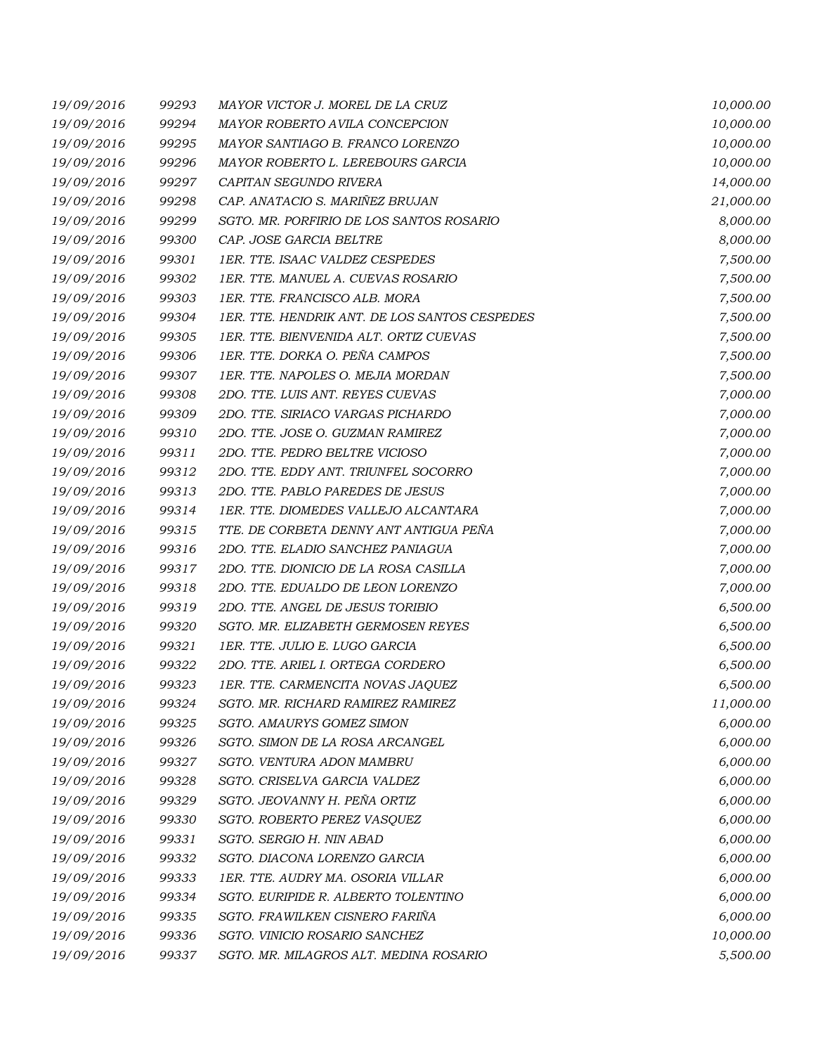| | | | |
|---|---|---|---|
| 19/09/2016 | 99293 | MAYOR VICTOR J. MOREL DE LA CRUZ | 10,000.00 |
| 19/09/2016 | 99294 | MAYOR ROBERTO AVILA CONCEPCION | 10,000.00 |
| 19/09/2016 | 99295 | MAYOR SANTIAGO B. FRANCO LORENZO | 10,000.00 |
| 19/09/2016 | 99296 | MAYOR ROBERTO L. LEREBOURS GARCIA | 10,000.00 |
| 19/09/2016 | 99297 | CAPITAN SEGUNDO RIVERA | 14,000.00 |
| 19/09/2016 | 99298 | CAP. ANATACIO S. MARIÑEZ BRUJAN | 21,000.00 |
| 19/09/2016 | 99299 | SGTO. MR. PORFIRIO DE LOS SANTOS ROSARIO | 8,000.00 |
| 19/09/2016 | 99300 | CAP. JOSE GARCIA BELTRE | 8,000.00 |
| 19/09/2016 | 99301 | 1ER. TTE. ISAAC VALDEZ CESPEDES | 7,500.00 |
| 19/09/2016 | 99302 | 1ER. TTE. MANUEL A. CUEVAS ROSARIO | 7,500.00 |
| 19/09/2016 | 99303 | 1ER. TTE. FRANCISCO ALB. MORA | 7,500.00 |
| 19/09/2016 | 99304 | 1ER. TTE. HENDRIK ANT. DE LOS SANTOS CESPEDES | 7,500.00 |
| 19/09/2016 | 99305 | 1ER. TTE. BIENVENIDA ALT. ORTIZ CUEVAS | 7,500.00 |
| 19/09/2016 | 99306 | 1ER. TTE. DORKA O. PEÑA CAMPOS | 7,500.00 |
| 19/09/2016 | 99307 | 1ER. TTE. NAPOLES O. MEJIA MORDAN | 7,500.00 |
| 19/09/2016 | 99308 | 2DO. TTE. LUIS ANT. REYES CUEVAS | 7,000.00 |
| 19/09/2016 | 99309 | 2DO. TTE. SIRIACO VARGAS PICHARDO | 7,000.00 |
| 19/09/2016 | 99310 | 2DO. TTE. JOSE O. GUZMAN RAMIREZ | 7,000.00 |
| 19/09/2016 | 99311 | 2DO. TTE. PEDRO BELTRE VICIOSO | 7,000.00 |
| 19/09/2016 | 99312 | 2DO. TTE. EDDY ANT. TRIUNFEL SOCORRO | 7,000.00 |
| 19/09/2016 | 99313 | 2DO. TTE. PABLO PAREDES DE JESUS | 7,000.00 |
| 19/09/2016 | 99314 | 1ER. TTE. DIOMEDES VALLEJO ALCANTARA | 7,000.00 |
| 19/09/2016 | 99315 | TTE. DE CORBETA DENNY ANT ANTIGUA PEÑA | 7,000.00 |
| 19/09/2016 | 99316 | 2DO. TTE. ELADIO SANCHEZ PANIAGUA | 7,000.00 |
| 19/09/2016 | 99317 | 2DO. TTE. DIONICIO DE LA ROSA CASILLA | 7,000.00 |
| 19/09/2016 | 99318 | 2DO. TTE. EDUALDO DE LEON LORENZO | 7,000.00 |
| 19/09/2016 | 99319 | 2DO. TTE. ANGEL DE JESUS TORIBIO | 6,500.00 |
| 19/09/2016 | 99320 | SGTO. MR. ELIZABETH GERMOSEN REYES | 6,500.00 |
| 19/09/2016 | 99321 | 1ER. TTE. JULIO E. LUGO GARCIA | 6,500.00 |
| 19/09/2016 | 99322 | 2DO. TTE. ARIEL I. ORTEGA CORDERO | 6,500.00 |
| 19/09/2016 | 99323 | 1ER. TTE. CARMENCITA NOVAS JAQUEZ | 6,500.00 |
| 19/09/2016 | 99324 | SGTO. MR. RICHARD RAMIREZ RAMIREZ | 11,000.00 |
| 19/09/2016 | 99325 | SGTO. AMAURYS GOMEZ SIMON | 6,000.00 |
| 19/09/2016 | 99326 | SGTO. SIMON DE LA ROSA ARCANGEL | 6,000.00 |
| 19/09/2016 | 99327 | SGTO. VENTURA ADON MAMBRU | 6,000.00 |
| 19/09/2016 | 99328 | SGTO. CRISELVA GARCIA VALDEZ | 6,000.00 |
| 19/09/2016 | 99329 | SGTO. JEOVANNY H. PEÑA ORTIZ | 6,000.00 |
| 19/09/2016 | 99330 | SGTO. ROBERTO PEREZ VASQUEZ | 6,000.00 |
| 19/09/2016 | 99331 | SGTO. SERGIO H. NIN ABAD | 6,000.00 |
| 19/09/2016 | 99332 | SGTO. DIACONA LORENZO GARCIA | 6,000.00 |
| 19/09/2016 | 99333 | 1ER. TTE. AUDRY MA. OSORIA VILLAR | 6,000.00 |
| 19/09/2016 | 99334 | SGTO. EURIPIDE R. ALBERTO TOLENTINO | 6,000.00 |
| 19/09/2016 | 99335 | SGTO. FRAWILKEN CISNERO FARIÑA | 6,000.00 |
| 19/09/2016 | 99336 | SGTO. VINICIO ROSARIO SANCHEZ | 10,000.00 |
| 19/09/2016 | 99337 | SGTO. MR. MILAGROS ALT. MEDINA ROSARIO | 5,500.00 |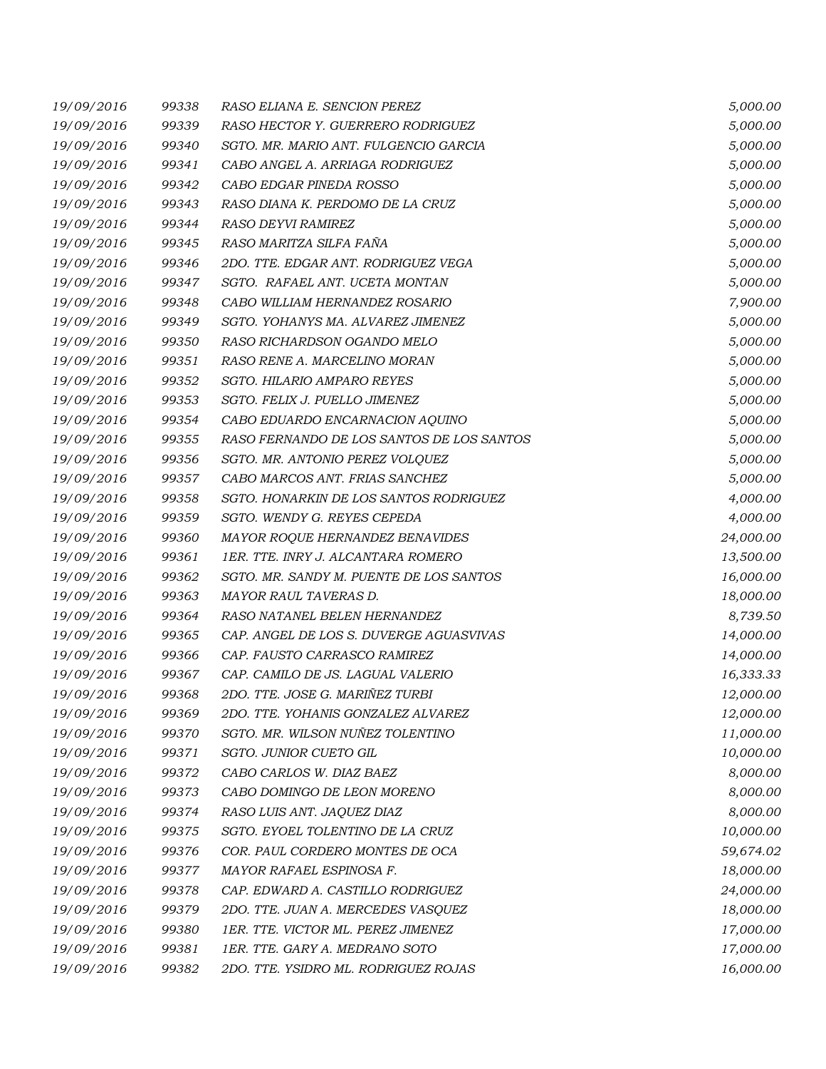| | | | |
|---|---|---|---|
| *19/09/2016* | *99338* | *RASO ELIANA E. SENCION PEREZ* | *5,000.00* |
| *19/09/2016* | *99339* | *RASO HECTOR Y. GUERRERO RODRIGUEZ* | *5,000.00* |
| *19/09/2016* | *99340* | *SGTO. MR. MARIO ANT. FULGENCIO GARCIA* | *5,000.00* |
| *19/09/2016* | *99341* | *CABO ANGEL A. ARRIAGA RODRIGUEZ* | *5,000.00* |
| *19/09/2016* | *99342* | *CABO EDGAR PINEDA ROSSO* | *5,000.00* |
| *19/09/2016* | *99343* | *RASO DIANA K. PERDOMO DE LA CRUZ* | *5,000.00* |
| *19/09/2016* | *99344* | *RASO DEYVI RAMIREZ* | *5,000.00* |
| *19/09/2016* | *99345* | *RASO MARITZA SILFA FAÑA* | *5,000.00* |
| *19/09/2016* | *99346* | *2DO. TTE. EDGAR ANT. RODRIGUEZ VEGA* | *5,000.00* |
| *19/09/2016* | *99347* | *SGTO. RAFAEL ANT. UCETA MONTAN* | *5,000.00* |
| *19/09/2016* | *99348* | *CABO WILLIAM HERNANDEZ ROSARIO* | *7,900.00* |
| *19/09/2016* | *99349* | *SGTO. YOHANYS MA. ALVAREZ JIMENEZ* | *5,000.00* |
| *19/09/2016* | *99350* | *RASO RICHARDSON OGANDO MELO* | *5,000.00* |
| *19/09/2016* | *99351* | *RASO RENE A. MARCELINO MORAN* | *5,000.00* |
| *19/09/2016* | *99352* | *SGTO. HILARIO AMPARO REYES* | *5,000.00* |
| *19/09/2016* | *99353* | *SGTO. FELIX J. PUELLO JIMENEZ* | *5,000.00* |
| *19/09/2016* | *99354* | *CABO EDUARDO ENCARNACION AQUINO* | *5,000.00* |
| *19/09/2016* | *99355* | *RASO FERNANDO DE LOS SANTOS DE LOS SANTOS* | *5,000.00* |
| *19/09/2016* | *99356* | *SGTO. MR. ANTONIO PEREZ VOLQUEZ* | *5,000.00* |
| *19/09/2016* | *99357* | *CABO MARCOS ANT. FRIAS SANCHEZ* | *5,000.00* |
| *19/09/2016* | *99358* | *SGTO. HONARKIN DE LOS SANTOS RODRIGUEZ* | *4,000.00* |
| *19/09/2016* | *99359* | *SGTO. WENDY G. REYES CEPEDA* | *4,000.00* |
| *19/09/2016* | *99360* | *MAYOR ROQUE HERNANDEZ BENAVIDES* | *24,000.00* |
| *19/09/2016* | *99361* | *1ER. TTE. INRY J. ALCANTARA ROMERO* | *13,500.00* |
| *19/09/2016* | *99362* | *SGTO. MR. SANDY M. PUENTE DE LOS SANTOS* | *16,000.00* |
| *19/09/2016* | *99363* | *MAYOR RAUL TAVERAS D.* | *18,000.00* |
| *19/09/2016* | *99364* | *RASO NATANEL BELEN HERNANDEZ* | *8,739.50* |
| *19/09/2016* | *99365* | *CAP. ANGEL DE LOS S. DUVERGE AGUASVIVAS* | *14,000.00* |
| *19/09/2016* | *99366* | *CAP. FAUSTO CARRASCO RAMIREZ* | *14,000.00* |
| *19/09/2016* | *99367* | *CAP. CAMILO DE JS. LAGUAL VALERIO* | *16,333.33* |
| *19/09/2016* | *99368* | *2DO. TTE. JOSE G. MARIÑEZ TURBI* | *12,000.00* |
| *19/09/2016* | *99369* | *2DO. TTE. YOHANIS GONZALEZ ALVAREZ* | *12,000.00* |
| *19/09/2016* | *99370* | *SGTO. MR. WILSON NUÑEZ TOLENTINO* | *11,000.00* |
| *19/09/2016* | *99371* | *SGTO. JUNIOR CUETO GIL* | *10,000.00* |
| *19/09/2016* | *99372* | *CABO CARLOS W. DIAZ BAEZ* | *8,000.00* |
| *19/09/2016* | *99373* | *CABO DOMINGO DE LEON MORENO* | *8,000.00* |
| *19/09/2016* | *99374* | *RASO LUIS ANT. JAQUEZ DIAZ* | *8,000.00* |
| *19/09/2016* | *99375* | *SGTO. EYOEL TOLENTINO DE LA CRUZ* | *10,000.00* |
| *19/09/2016* | *99376* | *COR. PAUL CORDERO MONTES DE OCA* | *59,674.02* |
| *19/09/2016* | *99377* | *MAYOR RAFAEL ESPINOSA F.* | *18,000.00* |
| *19/09/2016* | *99378* | *CAP. EDWARD A. CASTILLO RODRIGUEZ* | *24,000.00* |
| *19/09/2016* | *99379* | *2DO. TTE. JUAN A. MERCEDES VASQUEZ* | *18,000.00* |
| *19/09/2016* | *99380* | *1ER. TTE. VICTOR ML. PEREZ JIMENEZ* | *17,000.00* |
| *19/09/2016* | *99381* | *1ER. TTE. GARY A. MEDRANO SOTO* | *17,000.00* |
| *19/09/2016* | *99382* | *2DO. TTE. YSIDRO ML. RODRIGUEZ ROJAS* | *16,000.00* |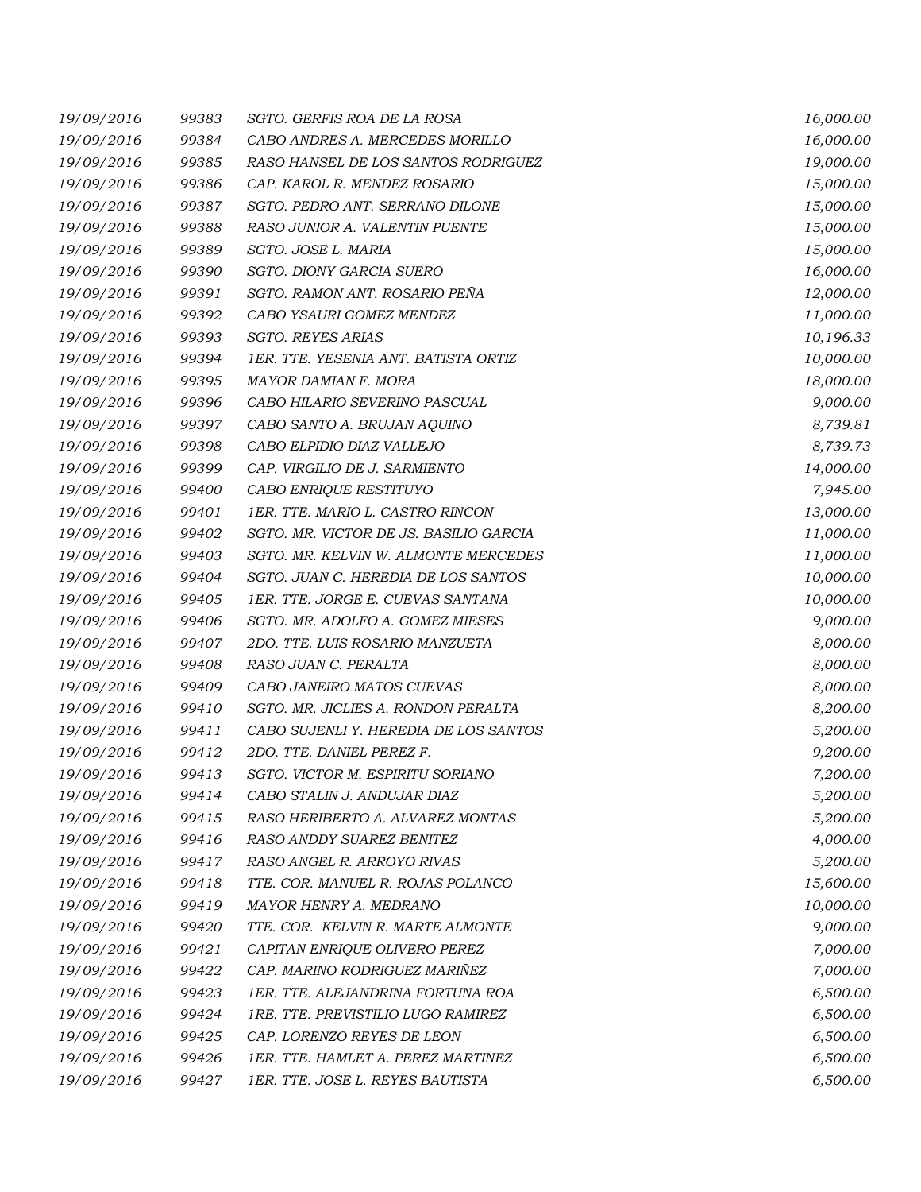| | | | |
|---|---|---|---|
| 19/09/2016 | 99383 | SGTO. GERFIS ROA DE LA ROSA | 16,000.00 |
| 19/09/2016 | 99384 | CABO ANDRES A. MERCEDES MORILLO | 16,000.00 |
| 19/09/2016 | 99385 | RASO HANSEL DE LOS SANTOS RODRIGUEZ | 19,000.00 |
| 19/09/2016 | 99386 | CAP. KAROL R. MENDEZ ROSARIO | 15,000.00 |
| 19/09/2016 | 99387 | SGTO. PEDRO ANT. SERRANO DILONE | 15,000.00 |
| 19/09/2016 | 99388 | RASO JUNIOR A. VALENTIN PUENTE | 15,000.00 |
| 19/09/2016 | 99389 | SGTO. JOSE L. MARIA | 15,000.00 |
| 19/09/2016 | 99390 | SGTO. DIONY GARCIA SUERO | 16,000.00 |
| 19/09/2016 | 99391 | SGTO. RAMON ANT. ROSARIO PEÑA | 12,000.00 |
| 19/09/2016 | 99392 | CABO YSAURI GOMEZ MENDEZ | 11,000.00 |
| 19/09/2016 | 99393 | SGTO. REYES ARIAS | 10,196.33 |
| 19/09/2016 | 99394 | 1ER. TTE. YESENIA ANT. BATISTA ORTIZ | 10,000.00 |
| 19/09/2016 | 99395 | MAYOR DAMIAN F. MORA | 18,000.00 |
| 19/09/2016 | 99396 | CABO HILARIO SEVERINO PASCUAL | 9,000.00 |
| 19/09/2016 | 99397 | CABO SANTO A. BRUJAN AQUINO | 8,739.81 |
| 19/09/2016 | 99398 | CABO ELPIDIO DIAZ VALLEJO | 8,739.73 |
| 19/09/2016 | 99399 | CAP. VIRGILIO DE J. SARMIENTO | 14,000.00 |
| 19/09/2016 | 99400 | CABO ENRIQUE RESTITUYO | 7,945.00 |
| 19/09/2016 | 99401 | 1ER. TTE. MARIO L. CASTRO RINCON | 13,000.00 |
| 19/09/2016 | 99402 | SGTO. MR. VICTOR DE JS. BASILIO GARCIA | 11,000.00 |
| 19/09/2016 | 99403 | SGTO. MR. KELVIN W. ALMONTE MERCEDES | 11,000.00 |
| 19/09/2016 | 99404 | SGTO. JUAN C. HEREDIA DE LOS SANTOS | 10,000.00 |
| 19/09/2016 | 99405 | 1ER. TTE. JORGE E. CUEVAS SANTANA | 10,000.00 |
| 19/09/2016 | 99406 | SGTO. MR. ADOLFO A. GOMEZ MIESES | 9,000.00 |
| 19/09/2016 | 99407 | 2DO. TTE. LUIS ROSARIO MANZUETA | 8,000.00 |
| 19/09/2016 | 99408 | RASO JUAN C. PERALTA | 8,000.00 |
| 19/09/2016 | 99409 | CABO JANEIRO MATOS CUEVAS | 8,000.00 |
| 19/09/2016 | 99410 | SGTO. MR. JICLIES A. RONDON PERALTA | 8,200.00 |
| 19/09/2016 | 99411 | CABO SUJENLI Y. HEREDIA DE LOS SANTOS | 5,200.00 |
| 19/09/2016 | 99412 | 2DO. TTE. DANIEL PEREZ F. | 9,200.00 |
| 19/09/2016 | 99413 | SGTO. VICTOR M. ESPIRITU SORIANO | 7,200.00 |
| 19/09/2016 | 99414 | CABO STALIN J. ANDUJAR DIAZ | 5,200.00 |
| 19/09/2016 | 99415 | RASO HERIBERTO A. ALVAREZ MONTAS | 5,200.00 |
| 19/09/2016 | 99416 | RASO ANDDY SUAREZ BENITEZ | 4,000.00 |
| 19/09/2016 | 99417 | RASO ANGEL R. ARROYO RIVAS | 5,200.00 |
| 19/09/2016 | 99418 | TTE. COR. MANUEL R. ROJAS POLANCO | 15,600.00 |
| 19/09/2016 | 99419 | MAYOR HENRY A. MEDRANO | 10,000.00 |
| 19/09/2016 | 99420 | TTE. COR. KELVIN R. MARTE ALMONTE | 9,000.00 |
| 19/09/2016 | 99421 | CAPITAN ENRIQUE OLIVERO PEREZ | 7,000.00 |
| 19/09/2016 | 99422 | CAP. MARINO RODRIGUEZ MARIÑEZ | 7,000.00 |
| 19/09/2016 | 99423 | 1ER. TTE. ALEJANDRINA FORTUNA ROA | 6,500.00 |
| 19/09/2016 | 99424 | 1RE. TTE. PREVISTILIO LUGO RAMIREZ | 6,500.00 |
| 19/09/2016 | 99425 | CAP. LORENZO REYES DE LEON | 6,500.00 |
| 19/09/2016 | 99426 | 1ER. TTE. HAMLET A. PEREZ MARTINEZ | 6,500.00 |
| 19/09/2016 | 99427 | 1ER. TTE. JOSE L. REYES BAUTISTA | 6,500.00 |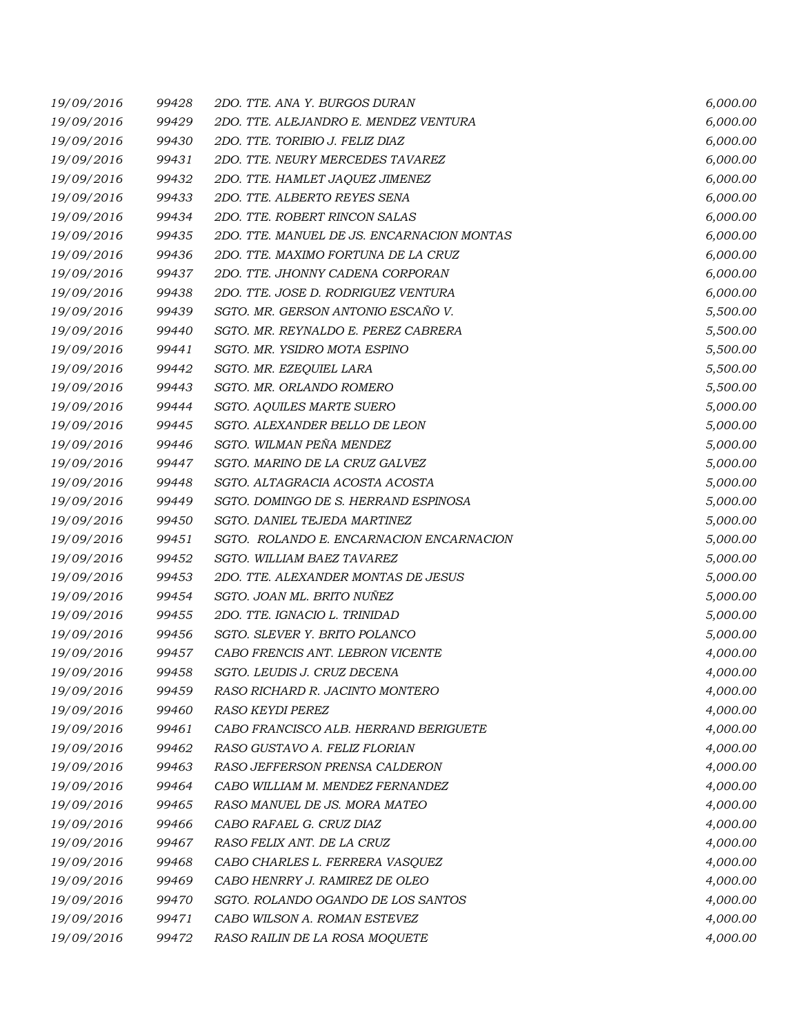| | | | |
|---|---|---|---|
| 19/09/2016 | 99428 | 2DO. TTE. ANA Y. BURGOS DURAN | 6,000.00 |
| 19/09/2016 | 99429 | 2DO. TTE. ALEJANDRO E. MENDEZ VENTURA | 6,000.00 |
| 19/09/2016 | 99430 | 2DO. TTE. TORIBIO J. FELIZ DIAZ | 6,000.00 |
| 19/09/2016 | 99431 | 2DO. TTE. NEURY MERCEDES TAVAREZ | 6,000.00 |
| 19/09/2016 | 99432 | 2DO. TTE. HAMLET JAQUEZ JIMENEZ | 6,000.00 |
| 19/09/2016 | 99433 | 2DO. TTE. ALBERTO REYES SENA | 6,000.00 |
| 19/09/2016 | 99434 | 2DO. TTE. ROBERT RINCON SALAS | 6,000.00 |
| 19/09/2016 | 99435 | 2DO. TTE. MANUEL DE JS. ENCARNACION MONTAS | 6,000.00 |
| 19/09/2016 | 99436 | 2DO. TTE. MAXIMO FORTUNA DE LA CRUZ | 6,000.00 |
| 19/09/2016 | 99437 | 2DO. TTE. JHONNY CADENA CORPORAN | 6,000.00 |
| 19/09/2016 | 99438 | 2DO. TTE. JOSE D. RODRIGUEZ VENTURA | 6,000.00 |
| 19/09/2016 | 99439 | SGTO. MR. GERSON ANTONIO ESCAÑO V. | 5,500.00 |
| 19/09/2016 | 99440 | SGTO. MR. REYNALDO E. PEREZ CABRERA | 5,500.00 |
| 19/09/2016 | 99441 | SGTO. MR. YSIDRO MOTA ESPINO | 5,500.00 |
| 19/09/2016 | 99442 | SGTO. MR. EZEQUIEL LARA | 5,500.00 |
| 19/09/2016 | 99443 | SGTO. MR. ORLANDO ROMERO | 5,500.00 |
| 19/09/2016 | 99444 | SGTO. AQUILES MARTE SUERO | 5,000.00 |
| 19/09/2016 | 99445 | SGTO. ALEXANDER BELLO DE LEON | 5,000.00 |
| 19/09/2016 | 99446 | SGTO. WILMAN PEÑA MENDEZ | 5,000.00 |
| 19/09/2016 | 99447 | SGTO. MARINO DE LA CRUZ GALVEZ | 5,000.00 |
| 19/09/2016 | 99448 | SGTO. ALTAGRACIA ACOSTA ACOSTA | 5,000.00 |
| 19/09/2016 | 99449 | SGTO. DOMINGO DE S. HERRAND ESPINOSA | 5,000.00 |
| 19/09/2016 | 99450 | SGTO. DANIEL TEJEDA MARTINEZ | 5,000.00 |
| 19/09/2016 | 99451 | SGTO. ROLANDO E. ENCARNACION ENCARNACION | 5,000.00 |
| 19/09/2016 | 99452 | SGTO. WILLIAM BAEZ TAVAREZ | 5,000.00 |
| 19/09/2016 | 99453 | 2DO. TTE. ALEXANDER MONTAS DE JESUS | 5,000.00 |
| 19/09/2016 | 99454 | SGTO. JOAN ML. BRITO NUÑEZ | 5,000.00 |
| 19/09/2016 | 99455 | 2DO. TTE. IGNACIO L. TRINIDAD | 5,000.00 |
| 19/09/2016 | 99456 | SGTO. SLEVER Y. BRITO POLANCO | 5,000.00 |
| 19/09/2016 | 99457 | CABO FRENCIS ANT. LEBRON VICENTE | 4,000.00 |
| 19/09/2016 | 99458 | SGTO. LEUDIS J. CRUZ DECENA | 4,000.00 |
| 19/09/2016 | 99459 | RASO RICHARD R. JACINTO MONTERO | 4,000.00 |
| 19/09/2016 | 99460 | RASO KEYDI PEREZ | 4,000.00 |
| 19/09/2016 | 99461 | CABO FRANCISCO ALB. HERRAND BERIGUETE | 4,000.00 |
| 19/09/2016 | 99462 | RASO GUSTAVO A. FELIZ FLORIAN | 4,000.00 |
| 19/09/2016 | 99463 | RASO JEFFERSON PRENSA CALDERON | 4,000.00 |
| 19/09/2016 | 99464 | CABO WILLIAM M. MENDEZ FERNANDEZ | 4,000.00 |
| 19/09/2016 | 99465 | RASO MANUEL DE JS. MORA MATEO | 4,000.00 |
| 19/09/2016 | 99466 | CABO RAFAEL G. CRUZ DIAZ | 4,000.00 |
| 19/09/2016 | 99467 | RASO FELIX ANT. DE LA CRUZ | 4,000.00 |
| 19/09/2016 | 99468 | CABO CHARLES L. FERRERA VASQUEZ | 4,000.00 |
| 19/09/2016 | 99469 | CABO HENRRY J. RAMIREZ DE OLEO | 4,000.00 |
| 19/09/2016 | 99470 | SGTO. ROLANDO OGANDO DE LOS SANTOS | 4,000.00 |
| 19/09/2016 | 99471 | CABO WILSON A. ROMAN ESTEVEZ | 4,000.00 |
| 19/09/2016 | 99472 | RASO RAILIN DE LA ROSA MOQUETE | 4,000.00 |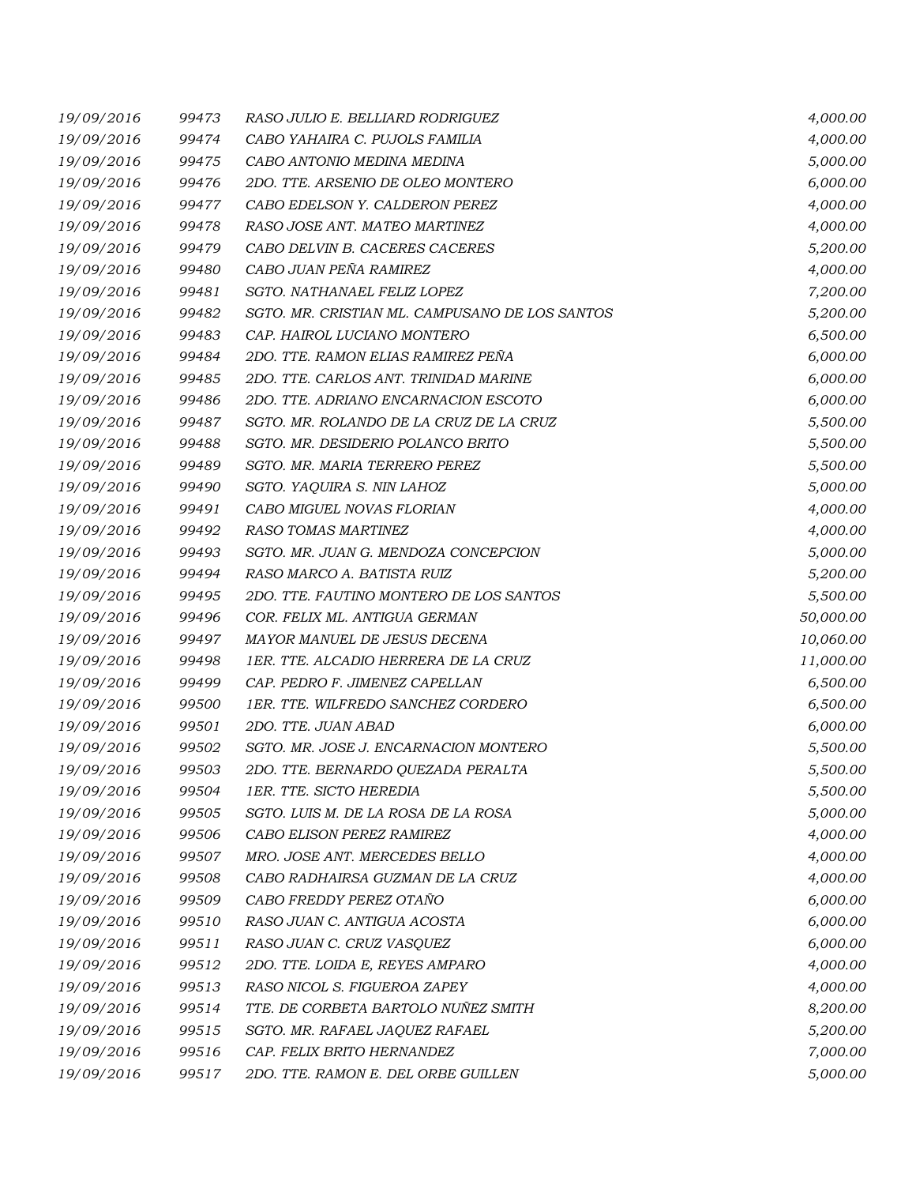| | | | |
|---|---|---|---|
| *19/09/2016* | *99473* | *RASO JULIO E. BELLIARD RODRIGUEZ* | *4,000.00* |
| *19/09/2016* | *99474* | *CABO YAHAIRA C. PUJOLS FAMILIA* | *4,000.00* |
| *19/09/2016* | *99475* | *CABO ANTONIO MEDINA MEDINA* | *5,000.00* |
| *19/09/2016* | *99476* | *2DO. TTE. ARSENIO DE OLEO MONTERO* | *6,000.00* |
| *19/09/2016* | *99477* | *CABO EDELSON Y. CALDERON PEREZ* | *4,000.00* |
| *19/09/2016* | *99478* | *RASO JOSE ANT. MATEO MARTINEZ* | *4,000.00* |
| *19/09/2016* | *99479* | *CABO DELVIN B. CACERES CACERES* | *5,200.00* |
| *19/09/2016* | *99480* | *CABO JUAN PEÑA RAMIREZ* | *4,000.00* |
| *19/09/2016* | *99481* | *SGTO. NATHANAEL FELIZ LOPEZ* | *7,200.00* |
| *19/09/2016* | *99482* | *SGTO. MR. CRISTIAN ML. CAMPUSANO DE LOS SANTOS* | *5,200.00* |
| *19/09/2016* | *99483* | *CAP. HAIROL LUCIANO MONTERO* | *6,500.00* |
| *19/09/2016* | *99484* | *2DO. TTE. RAMON ELIAS RAMIREZ PEÑA* | *6,000.00* |
| *19/09/2016* | *99485* | *2DO. TTE. CARLOS ANT. TRINIDAD MARINE* | *6,000.00* |
| *19/09/2016* | *99486* | *2DO. TTE. ADRIANO ENCARNACION ESCOTO* | *6,000.00* |
| *19/09/2016* | *99487* | *SGTO. MR. ROLANDO DE LA CRUZ DE LA CRUZ* | *5,500.00* |
| *19/09/2016* | *99488* | *SGTO. MR. DESIDERIO POLANCO BRITO* | *5,500.00* |
| *19/09/2016* | *99489* | *SGTO. MR. MARIA TERRERO PEREZ* | *5,500.00* |
| *19/09/2016* | *99490* | *SGTO. YAQUIRA S. NIN LAHOZ* | *5,000.00* |
| *19/09/2016* | *99491* | *CABO MIGUEL NOVAS FLORIAN* | *4,000.00* |
| *19/09/2016* | *99492* | *RASO TOMAS MARTINEZ* | *4,000.00* |
| *19/09/2016* | *99493* | *SGTO. MR. JUAN G. MENDOZA CONCEPCION* | *5,000.00* |
| *19/09/2016* | *99494* | *RASO MARCO A. BATISTA RUIZ* | *5,200.00* |
| *19/09/2016* | *99495* | *2DO. TTE. FAUTINO MONTERO DE LOS SANTOS* | *5,500.00* |
| *19/09/2016* | *99496* | *COR. FELIX ML. ANTIGUA GERMAN* | *50,000.00* |
| *19/09/2016* | *99497* | *MAYOR MANUEL DE JESUS DECENA* | *10,060.00* |
| *19/09/2016* | *99498* | *1ER. TTE. ALCADIO HERRERA DE LA CRUZ* | *11,000.00* |
| *19/09/2016* | *99499* | *CAP. PEDRO F. JIMENEZ CAPELLAN* | *6,500.00* |
| *19/09/2016* | *99500* | *1ER. TTE. WILFREDO SANCHEZ CORDERO* | *6,500.00* |
| *19/09/2016* | *99501* | *2DO. TTE. JUAN ABAD* | *6,000.00* |
| *19/09/2016* | *99502* | *SGTO. MR. JOSE J. ENCARNACION MONTERO* | *5,500.00* |
| *19/09/2016* | *99503* | *2DO. TTE. BERNARDO QUEZADA PERALTA* | *5,500.00* |
| *19/09/2016* | *99504* | *1ER. TTE. SICTO HEREDIA* | *5,500.00* |
| *19/09/2016* | *99505* | *SGTO. LUIS M. DE LA ROSA DE LA ROSA* | *5,000.00* |
| *19/09/2016* | *99506* | *CABO ELISON PEREZ RAMIREZ* | *4,000.00* |
| *19/09/2016* | *99507* | *MRO. JOSE ANT. MERCEDES BELLO* | *4,000.00* |
| *19/09/2016* | *99508* | *CABO RADHAIRSA GUZMAN DE LA CRUZ* | *4,000.00* |
| *19/09/2016* | *99509* | *CABO FREDDY PEREZ OTAÑO* | *6,000.00* |
| *19/09/2016* | *99510* | *RASO JUAN C. ANTIGUA ACOSTA* | *6,000.00* |
| *19/09/2016* | *99511* | *RASO JUAN C. CRUZ VASQUEZ* | *6,000.00* |
| *19/09/2016* | *99512* | *2DO. TTE. LOIDA E, REYES AMPARO* | *4,000.00* |
| *19/09/2016* | *99513* | *RASO NICOL S. FIGUEROA ZAPEY* | *4,000.00* |
| *19/09/2016* | *99514* | *TTE. DE CORBETA BARTOLO NUÑEZ SMITH* | *8,200.00* |
| *19/09/2016* | *99515* | *SGTO. MR. RAFAEL JAQUEZ RAFAEL* | *5,200.00* |
| *19/09/2016* | *99516* | *CAP. FELIX BRITO HERNANDEZ* | *7,000.00* |
| *19/09/2016* | *99517* | *2DO. TTE. RAMON E. DEL ORBE GUILLEN* | *5,000.00* |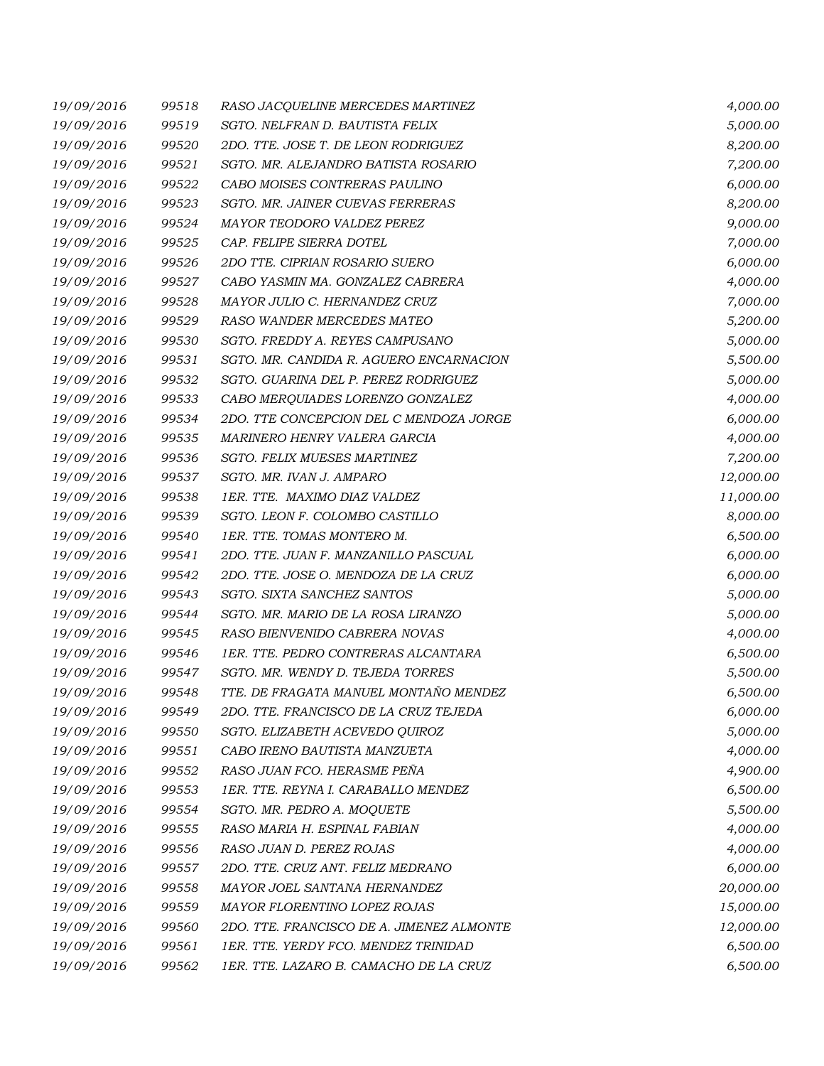| | | | |
|---|---|---|---|
| 19/09/2016 | 99518 | RASO JACQUELINE MERCEDES MARTINEZ | 4,000.00 |
| 19/09/2016 | 99519 | SGTO. NELFRAN D. BAUTISTA FELIX | 5,000.00 |
| 19/09/2016 | 99520 | 2DO. TTE. JOSE T. DE LEON RODRIGUEZ | 8,200.00 |
| 19/09/2016 | 99521 | SGTO. MR. ALEJANDRO BATISTA ROSARIO | 7,200.00 |
| 19/09/2016 | 99522 | CABO MOISES CONTRERAS PAULINO | 6,000.00 |
| 19/09/2016 | 99523 | SGTO. MR. JAINER CUEVAS FERRERAS | 8,200.00 |
| 19/09/2016 | 99524 | MAYOR TEODORO VALDEZ PEREZ | 9,000.00 |
| 19/09/2016 | 99525 | CAP. FELIPE SIERRA DOTEL | 7,000.00 |
| 19/09/2016 | 99526 | 2DO TTE. CIPRIAN ROSARIO SUERO | 6,000.00 |
| 19/09/2016 | 99527 | CABO YASMIN MA. GONZALEZ CABRERA | 4,000.00 |
| 19/09/2016 | 99528 | MAYOR JULIO C. HERNANDEZ CRUZ | 7,000.00 |
| 19/09/2016 | 99529 | RASO WANDER MERCEDES MATEO | 5,200.00 |
| 19/09/2016 | 99530 | SGTO. FREDDY A. REYES CAMPUSANO | 5,000.00 |
| 19/09/2016 | 99531 | SGTO. MR. CANDIDA R. AGUERO ENCARNACION | 5,500.00 |
| 19/09/2016 | 99532 | SGTO. GUARINA DEL P. PEREZ RODRIGUEZ | 5,000.00 |
| 19/09/2016 | 99533 | CABO MERQUIADES LORENZO GONZALEZ | 4,000.00 |
| 19/09/2016 | 99534 | 2DO. TTE CONCEPCION DEL C MENDOZA JORGE | 6,000.00 |
| 19/09/2016 | 99535 | MARINERO HENRY VALERA GARCIA | 4,000.00 |
| 19/09/2016 | 99536 | SGTO. FELIX MUESES MARTINEZ | 7,200.00 |
| 19/09/2016 | 99537 | SGTO. MR. IVAN J. AMPARO | 12,000.00 |
| 19/09/2016 | 99538 | 1ER. TTE. MAXIMO DIAZ VALDEZ | 11,000.00 |
| 19/09/2016 | 99539 | SGTO. LEON F. COLOMBO CASTILLO | 8,000.00 |
| 19/09/2016 | 99540 | 1ER. TTE. TOMAS MONTERO M. | 6,500.00 |
| 19/09/2016 | 99541 | 2DO. TTE. JUAN F. MANZANILLO PASCUAL | 6,000.00 |
| 19/09/2016 | 99542 | 2DO. TTE. JOSE O. MENDOZA DE LA CRUZ | 6,000.00 |
| 19/09/2016 | 99543 | SGTO. SIXTA SANCHEZ SANTOS | 5,000.00 |
| 19/09/2016 | 99544 | SGTO. MR. MARIO DE LA ROSA LIRANZO | 5,000.00 |
| 19/09/2016 | 99545 | RASO BIENVENIDO CABRERA NOVAS | 4,000.00 |
| 19/09/2016 | 99546 | 1ER. TTE. PEDRO CONTRERAS ALCANTARA | 6,500.00 |
| 19/09/2016 | 99547 | SGTO. MR. WENDY D. TEJEDA TORRES | 5,500.00 |
| 19/09/2016 | 99548 | TTE. DE FRAGATA MANUEL MONTAÑO MENDEZ | 6,500.00 |
| 19/09/2016 | 99549 | 2DO. TTE. FRANCISCO DE LA CRUZ TEJEDA | 6,000.00 |
| 19/09/2016 | 99550 | SGTO. ELIZABETH ACEVEDO QUIROZ | 5,000.00 |
| 19/09/2016 | 99551 | CABO IRENO BAUTISTA MANZUETA | 4,000.00 |
| 19/09/2016 | 99552 | RASO JUAN FCO. HERASME PEÑA | 4,900.00 |
| 19/09/2016 | 99553 | 1ER. TTE. REYNA I. CARABALLO MENDEZ | 6,500.00 |
| 19/09/2016 | 99554 | SGTO. MR. PEDRO A. MOQUETE | 5,500.00 |
| 19/09/2016 | 99555 | RASO MARIA H. ESPINAL FABIAN | 4,000.00 |
| 19/09/2016 | 99556 | RASO JUAN D. PEREZ ROJAS | 4,000.00 |
| 19/09/2016 | 99557 | 2DO. TTE. CRUZ ANT. FELIZ MEDRANO | 6,000.00 |
| 19/09/2016 | 99558 | MAYOR JOEL SANTANA HERNANDEZ | 20,000.00 |
| 19/09/2016 | 99559 | MAYOR FLORENTINO LOPEZ ROJAS | 15,000.00 |
| 19/09/2016 | 99560 | 2DO. TTE. FRANCISCO DE A. JIMENEZ ALMONTE | 12,000.00 |
| 19/09/2016 | 99561 | 1ER. TTE. YERDY FCO. MENDEZ TRINIDAD | 6,500.00 |
| 19/09/2016 | 99562 | 1ER. TTE. LAZARO B. CAMACHO DE LA CRUZ | 6,500.00 |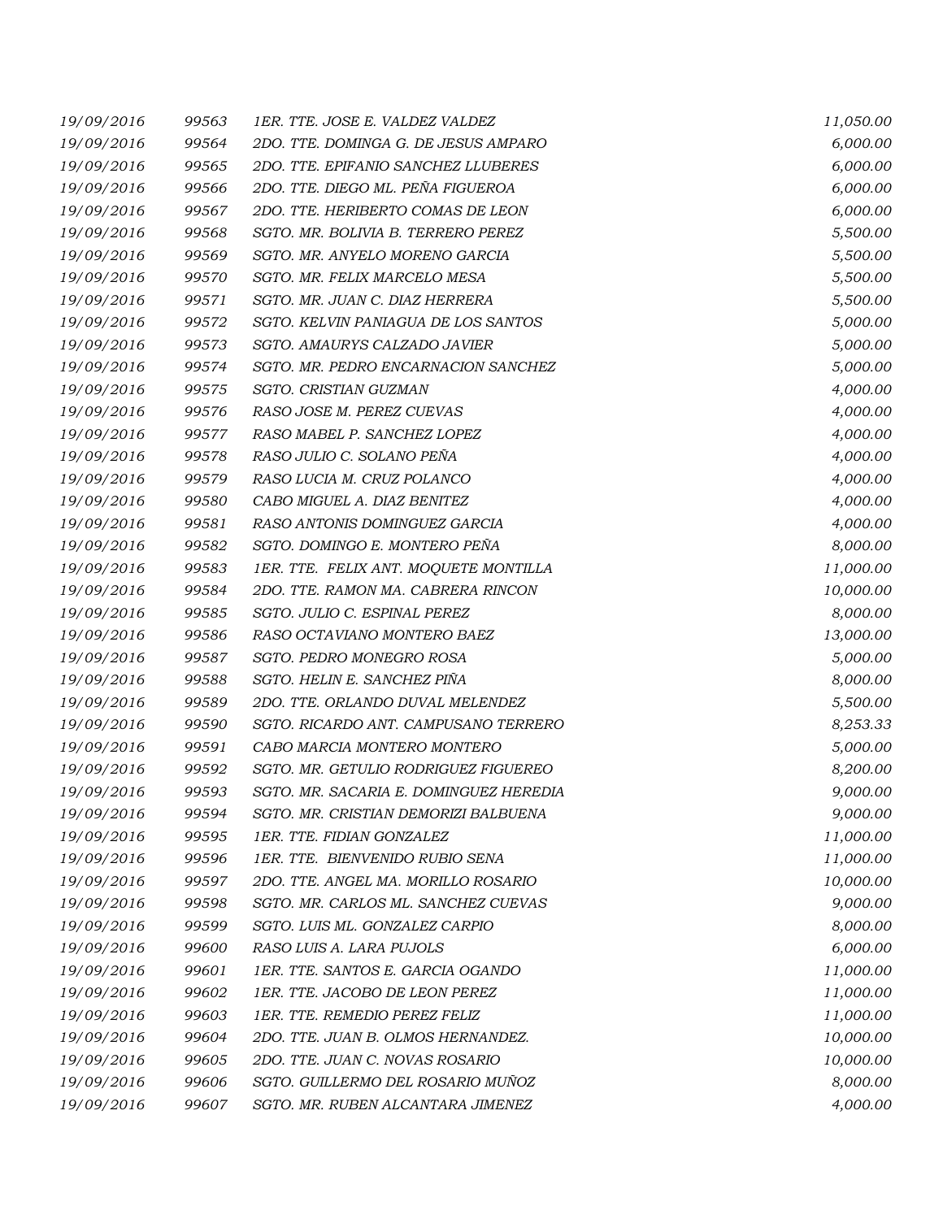| | | | |
|---|---|---|---|
| 19/09/2016 | 99563 | 1ER. TTE. JOSE E. VALDEZ VALDEZ | 11,050.00 |
| 19/09/2016 | 99564 | 2DO. TTE. DOMINGA G. DE JESUS AMPARO | 6,000.00 |
| 19/09/2016 | 99565 | 2DO. TTE. EPIFANIO SANCHEZ LLUBERES | 6,000.00 |
| 19/09/2016 | 99566 | 2DO. TTE. DIEGO ML. PEÑA FIGUEROA | 6,000.00 |
| 19/09/2016 | 99567 | 2DO. TTE. HERIBERTO COMAS DE LEON | 6,000.00 |
| 19/09/2016 | 99568 | SGTO. MR. BOLIVIA B. TERRERO PEREZ | 5,500.00 |
| 19/09/2016 | 99569 | SGTO. MR. ANYELO MORENO GARCIA | 5,500.00 |
| 19/09/2016 | 99570 | SGTO. MR. FELIX MARCELO MESA | 5,500.00 |
| 19/09/2016 | 99571 | SGTO. MR. JUAN C. DIAZ HERRERA | 5,500.00 |
| 19/09/2016 | 99572 | SGTO. KELVIN PANIAGUA DE LOS SANTOS | 5,000.00 |
| 19/09/2016 | 99573 | SGTO. AMAURYS CALZADO JAVIER | 5,000.00 |
| 19/09/2016 | 99574 | SGTO. MR. PEDRO ENCARNACION SANCHEZ | 5,000.00 |
| 19/09/2016 | 99575 | SGTO. CRISTIAN GUZMAN | 4,000.00 |
| 19/09/2016 | 99576 | RASO JOSE M. PEREZ CUEVAS | 4,000.00 |
| 19/09/2016 | 99577 | RASO MABEL P. SANCHEZ LOPEZ | 4,000.00 |
| 19/09/2016 | 99578 | RASO JULIO C. SOLANO PEÑA | 4,000.00 |
| 19/09/2016 | 99579 | RASO LUCIA M. CRUZ POLANCO | 4,000.00 |
| 19/09/2016 | 99580 | CABO MIGUEL A. DIAZ BENITEZ | 4,000.00 |
| 19/09/2016 | 99581 | RASO ANTONIS DOMINGUEZ GARCIA | 4,000.00 |
| 19/09/2016 | 99582 | SGTO. DOMINGO E. MONTERO PEÑA | 8,000.00 |
| 19/09/2016 | 99583 | 1ER. TTE. FELIX ANT. MOQUETE MONTILLA | 11,000.00 |
| 19/09/2016 | 99584 | 2DO. TTE. RAMON MA. CABRERA RINCON | 10,000.00 |
| 19/09/2016 | 99585 | SGTO. JULIO C. ESPINAL PEREZ | 8,000.00 |
| 19/09/2016 | 99586 | RASO OCTAVIANO MONTERO BAEZ | 13,000.00 |
| 19/09/2016 | 99587 | SGTO. PEDRO MONEGRO ROSA | 5,000.00 |
| 19/09/2016 | 99588 | SGTO. HELIN E. SANCHEZ PIÑA | 8,000.00 |
| 19/09/2016 | 99589 | 2DO. TTE. ORLANDO DUVAL MELENDEZ | 5,500.00 |
| 19/09/2016 | 99590 | SGTO. RICARDO ANT. CAMPUSANO TERRERO | 8,253.33 |
| 19/09/2016 | 99591 | CABO MARCIA MONTERO MONTERO | 5,000.00 |
| 19/09/2016 | 99592 | SGTO. MR. GETULIO RODRIGUEZ FIGUEREO | 8,200.00 |
| 19/09/2016 | 99593 | SGTO. MR. SACARIA E. DOMINGUEZ HEREDIA | 9,000.00 |
| 19/09/2016 | 99594 | SGTO. MR. CRISTIAN DEMORIZI BALBUENA | 9,000.00 |
| 19/09/2016 | 99595 | 1ER. TTE. FIDIAN GONZALEZ | 11,000.00 |
| 19/09/2016 | 99596 | 1ER. TTE. BIENVENIDO RUBIO SENA | 11,000.00 |
| 19/09/2016 | 99597 | 2DO. TTE. ANGEL MA. MORILLO ROSARIO | 10,000.00 |
| 19/09/2016 | 99598 | SGTO. MR. CARLOS ML. SANCHEZ CUEVAS | 9,000.00 |
| 19/09/2016 | 99599 | SGTO. LUIS ML. GONZALEZ CARPIO | 8,000.00 |
| 19/09/2016 | 99600 | RASO LUIS A. LARA PUJOLS | 6,000.00 |
| 19/09/2016 | 99601 | 1ER. TTE. SANTOS E. GARCIA OGANDO | 11,000.00 |
| 19/09/2016 | 99602 | 1ER. TTE. JACOBO DE LEON PEREZ | 11,000.00 |
| 19/09/2016 | 99603 | 1ER. TTE. REMEDIO PEREZ FELIZ | 11,000.00 |
| 19/09/2016 | 99604 | 2DO. TTE. JUAN B. OLMOS HERNANDEZ. | 10,000.00 |
| 19/09/2016 | 99605 | 2DO. TTE. JUAN C. NOVAS ROSARIO | 10,000.00 |
| 19/09/2016 | 99606 | SGTO. GUILLERMO DEL ROSARIO MUÑOZ | 8,000.00 |
| 19/09/2016 | 99607 | SGTO. MR. RUBEN ALCANTARA JIMENEZ | 4,000.00 |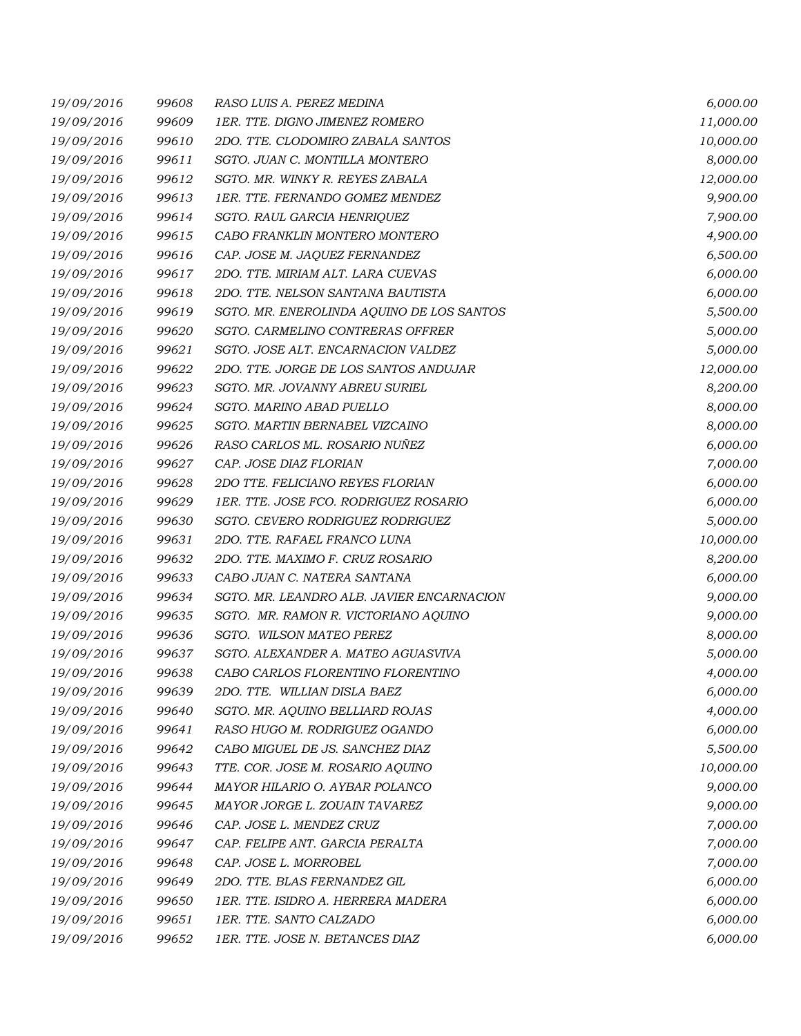| | | | |
|---|---|---|---|
| 19/09/2016 | 99608 | RASO LUIS A. PEREZ MEDINA | 6,000.00 |
| 19/09/2016 | 99609 | 1ER. TTE. DIGNO JIMENEZ ROMERO | 11,000.00 |
| 19/09/2016 | 99610 | 2DO. TTE. CLODOMIRO ZABALA SANTOS | 10,000.00 |
| 19/09/2016 | 99611 | SGTO. JUAN C. MONTILLA MONTERO | 8,000.00 |
| 19/09/2016 | 99612 | SGTO. MR. WINKY R. REYES ZABALA | 12,000.00 |
| 19/09/2016 | 99613 | 1ER. TTE. FERNANDO GOMEZ MENDEZ | 9,900.00 |
| 19/09/2016 | 99614 | SGTO. RAUL GARCIA HENRIQUEZ | 7,900.00 |
| 19/09/2016 | 99615 | CABO FRANKLIN MONTERO MONTERO | 4,900.00 |
| 19/09/2016 | 99616 | CAP. JOSE M. JAQUEZ FERNANDEZ | 6,500.00 |
| 19/09/2016 | 99617 | 2DO. TTE. MIRIAM ALT. LARA CUEVAS | 6,000.00 |
| 19/09/2016 | 99618 | 2DO. TTE. NELSON SANTANA BAUTISTA | 6,000.00 |
| 19/09/2016 | 99619 | SGTO. MR. ENEROLINDA AQUINO DE LOS SANTOS | 5,500.00 |
| 19/09/2016 | 99620 | SGTO. CARMELINO CONTRERAS OFFRER | 5,000.00 |
| 19/09/2016 | 99621 | SGTO. JOSE ALT. ENCARNACION VALDEZ | 5,000.00 |
| 19/09/2016 | 99622 | 2DO. TTE. JORGE DE LOS SANTOS ANDUJAR | 12,000.00 |
| 19/09/2016 | 99623 | SGTO. MR. JOVANNY ABREU SURIEL | 8,200.00 |
| 19/09/2016 | 99624 | SGTO. MARINO ABAD PUELLO | 8,000.00 |
| 19/09/2016 | 99625 | SGTO. MARTIN BERNABEL VIZCAINO | 8,000.00 |
| 19/09/2016 | 99626 | RASO CARLOS ML. ROSARIO NUÑEZ | 6,000.00 |
| 19/09/2016 | 99627 | CAP. JOSE DIAZ FLORIAN | 7,000.00 |
| 19/09/2016 | 99628 | 2DO TTE. FELICIANO REYES FLORIAN | 6,000.00 |
| 19/09/2016 | 99629 | 1ER. TTE. JOSE FCO. RODRIGUEZ ROSARIO | 6,000.00 |
| 19/09/2016 | 99630 | SGTO. CEVERO RODRIGUEZ RODRIGUEZ | 5,000.00 |
| 19/09/2016 | 99631 | 2DO. TTE. RAFAEL FRANCO LUNA | 10,000.00 |
| 19/09/2016 | 99632 | 2DO. TTE. MAXIMO F. CRUZ ROSARIO | 8,200.00 |
| 19/09/2016 | 99633 | CABO JUAN C. NATERA SANTANA | 6,000.00 |
| 19/09/2016 | 99634 | SGTO. MR. LEANDRO ALB. JAVIER ENCARNACION | 9,000.00 |
| 19/09/2016 | 99635 | SGTO. MR. RAMON R. VICTORIANO AQUINO | 9,000.00 |
| 19/09/2016 | 99636 | SGTO. WILSON MATEO PEREZ | 8,000.00 |
| 19/09/2016 | 99637 | SGTO. ALEXANDER A. MATEO AGUASVIVA | 5,000.00 |
| 19/09/2016 | 99638 | CABO CARLOS FLORENTINO FLORENTINO | 4,000.00 |
| 19/09/2016 | 99639 | 2DO. TTE. WILLIAN DISLA BAEZ | 6,000.00 |
| 19/09/2016 | 99640 | SGTO. MR. AQUINO BELLIARD ROJAS | 4,000.00 |
| 19/09/2016 | 99641 | RASO HUGO M. RODRIGUEZ OGANDO | 6,000.00 |
| 19/09/2016 | 99642 | CABO MIGUEL DE JS. SANCHEZ DIAZ | 5,500.00 |
| 19/09/2016 | 99643 | TTE. COR. JOSE M. ROSARIO AQUINO | 10,000.00 |
| 19/09/2016 | 99644 | MAYOR HILARIO O. AYBAR POLANCO | 9,000.00 |
| 19/09/2016 | 99645 | MAYOR JORGE L. ZOUAIN TAVAREZ | 9,000.00 |
| 19/09/2016 | 99646 | CAP. JOSE L. MENDEZ CRUZ | 7,000.00 |
| 19/09/2016 | 99647 | CAP. FELIPE ANT. GARCIA PERALTA | 7,000.00 |
| 19/09/2016 | 99648 | CAP. JOSE L. MORROBEL | 7,000.00 |
| 19/09/2016 | 99649 | 2DO. TTE. BLAS FERNANDEZ GIL | 6,000.00 |
| 19/09/2016 | 99650 | 1ER. TTE. ISIDRO A. HERRERA MADERA | 6,000.00 |
| 19/09/2016 | 99651 | 1ER. TTE. SANTO CALZADO | 6,000.00 |
| 19/09/2016 | 99652 | 1ER. TTE. JOSE N. BETANCES DIAZ | 6,000.00 |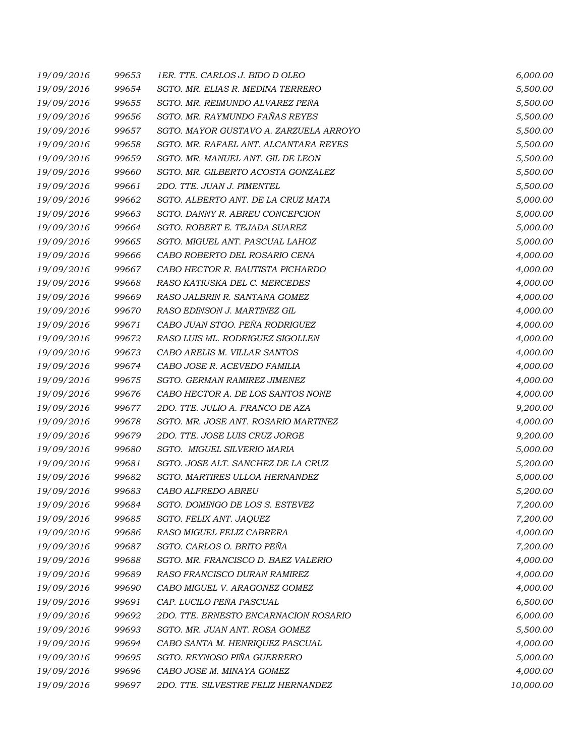| | | | |
|---|---|---|---|
| 19/09/2016 | 99653 | 1ER. TTE. CARLOS J. BIDO D OLEO | 6,000.00 |
| 19/09/2016 | 99654 | SGTO. MR. ELIAS R. MEDINA TERRERO | 5,500.00 |
| 19/09/2016 | 99655 | SGTO. MR. REIMUNDO ALVAREZ PEÑA | 5,500.00 |
| 19/09/2016 | 99656 | SGTO. MR. RAYMUNDO FAÑAS REYES | 5,500.00 |
| 19/09/2016 | 99657 | SGTO. MAYOR GUSTAVO A. ZARZUELA ARROYO | 5,500.00 |
| 19/09/2016 | 99658 | SGTO. MR. RAFAEL ANT. ALCANTARA REYES | 5,500.00 |
| 19/09/2016 | 99659 | SGTO. MR. MANUEL ANT. GIL DE LEON | 5,500.00 |
| 19/09/2016 | 99660 | SGTO. MR. GILBERTO ACOSTA GONZALEZ | 5,500.00 |
| 19/09/2016 | 99661 | 2DO. TTE. JUAN J. PIMENTEL | 5,500.00 |
| 19/09/2016 | 99662 | SGTO. ALBERTO ANT. DE LA CRUZ MATA | 5,000.00 |
| 19/09/2016 | 99663 | SGTO. DANNY R. ABREU CONCEPCION | 5,000.00 |
| 19/09/2016 | 99664 | SGTO. ROBERT E. TEJADA SUAREZ | 5,000.00 |
| 19/09/2016 | 99665 | SGTO. MIGUEL ANT. PASCUAL LAHOZ | 5,000.00 |
| 19/09/2016 | 99666 | CABO ROBERTO DEL ROSARIO CENA | 4,000.00 |
| 19/09/2016 | 99667 | CABO HECTOR R. BAUTISTA PICHARDO | 4,000.00 |
| 19/09/2016 | 99668 | RASO KATIUSKA DEL C. MERCEDES | 4,000.00 |
| 19/09/2016 | 99669 | RASO JALBRIN R. SANTANA GOMEZ | 4,000.00 |
| 19/09/2016 | 99670 | RASO EDINSON J. MARTINEZ GIL | 4,000.00 |
| 19/09/2016 | 99671 | CABO JUAN STGO. PEÑA RODRIGUEZ | 4,000.00 |
| 19/09/2016 | 99672 | RASO LUIS ML. RODRIGUEZ SIGOLLEN | 4,000.00 |
| 19/09/2016 | 99673 | CABO ARELIS M. VILLAR SANTOS | 4,000.00 |
| 19/09/2016 | 99674 | CABO JOSE R. ACEVEDO FAMILIA | 4,000.00 |
| 19/09/2016 | 99675 | SGTO. GERMAN RAMIREZ JIMENEZ | 4,000.00 |
| 19/09/2016 | 99676 | CABO HECTOR A. DE LOS SANTOS NONE | 4,000.00 |
| 19/09/2016 | 99677 | 2DO. TTE. JULIO A. FRANCO DE AZA | 9,200.00 |
| 19/09/2016 | 99678 | SGTO. MR. JOSE ANT. ROSARIO MARTINEZ | 4,000.00 |
| 19/09/2016 | 99679 | 2DO. TTE. JOSE LUIS CRUZ JORGE | 9,200.00 |
| 19/09/2016 | 99680 | SGTO. MIGUEL SILVERIO MARIA | 5,000.00 |
| 19/09/2016 | 99681 | SGTO. JOSE ALT. SANCHEZ DE LA CRUZ | 5,200.00 |
| 19/09/2016 | 99682 | SGTO. MARTIRES ULLOA HERNANDEZ | 5,000.00 |
| 19/09/2016 | 99683 | CABO ALFREDO ABREU | 5,200.00 |
| 19/09/2016 | 99684 | SGTO. DOMINGO DE LOS S. ESTEVEZ | 7,200.00 |
| 19/09/2016 | 99685 | SGTO. FELIX ANT. JAQUEZ | 7,200.00 |
| 19/09/2016 | 99686 | RASO MIGUEL FELIZ CABRERA | 4,000.00 |
| 19/09/2016 | 99687 | SGTO. CARLOS O. BRITO PEÑA | 7,200.00 |
| 19/09/2016 | 99688 | SGTO. MR. FRANCISCO D. BAEZ VALERIO | 4,000.00 |
| 19/09/2016 | 99689 | RASO FRANCISCO DURAN RAMIREZ | 4,000.00 |
| 19/09/2016 | 99690 | CABO MIGUEL V. ARAGONEZ GOMEZ | 4,000.00 |
| 19/09/2016 | 99691 | CAP. LUCILO PEÑA PASCUAL | 6,500.00 |
| 19/09/2016 | 99692 | 2DO. TTE. ERNESTO ENCARNACION ROSARIO | 6,000.00 |
| 19/09/2016 | 99693 | SGTO. MR. JUAN ANT. ROSA GOMEZ | 5,500.00 |
| 19/09/2016 | 99694 | CABO SANTA M. HENRIQUEZ PASCUAL | 4,000.00 |
| 19/09/2016 | 99695 | SGTO. REYNOSO PIÑA GUERRERO | 5,000.00 |
| 19/09/2016 | 99696 | CABO JOSE M. MINAYA GOMEZ | 4,000.00 |
| 19/09/2016 | 99697 | 2DO. TTE. SILVESTRE FELIZ HERNANDEZ | 10,000.00 |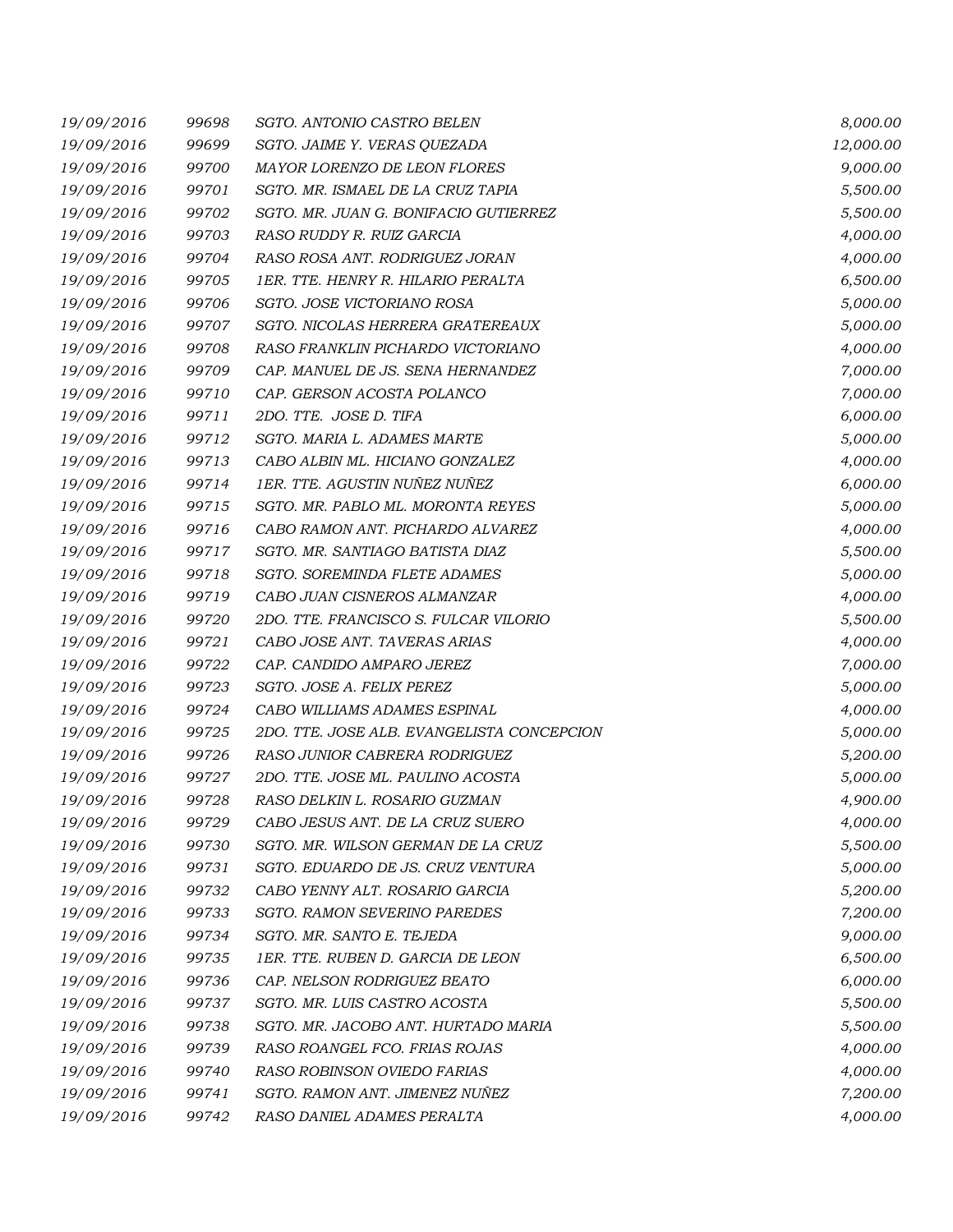| | | | |
|---|---|---|---|
| 19/09/2016 | 99698 | SGTO. ANTONIO CASTRO BELEN | 8,000.00 |
| 19/09/2016 | 99699 | SGTO. JAIME Y. VERAS QUEZADA | 12,000.00 |
| 19/09/2016 | 99700 | MAYOR LORENZO DE LEON FLORES | 9,000.00 |
| 19/09/2016 | 99701 | SGTO. MR. ISMAEL DE LA CRUZ TAPIA | 5,500.00 |
| 19/09/2016 | 99702 | SGTO. MR. JUAN G. BONIFACIO GUTIERREZ | 5,500.00 |
| 19/09/2016 | 99703 | RASO RUDDY R. RUIZ GARCIA | 4,000.00 |
| 19/09/2016 | 99704 | RASO ROSA ANT. RODRIGUEZ JORAN | 4,000.00 |
| 19/09/2016 | 99705 | 1ER. TTE. HENRY R. HILARIO PERALTA | 6,500.00 |
| 19/09/2016 | 99706 | SGTO. JOSE VICTORIANO ROSA | 5,000.00 |
| 19/09/2016 | 99707 | SGTO. NICOLAS HERRERA GRATEREAUX | 5,000.00 |
| 19/09/2016 | 99708 | RASO FRANKLIN PICHARDO VICTORIANO | 4,000.00 |
| 19/09/2016 | 99709 | CAP. MANUEL DE JS. SENA HERNANDEZ | 7,000.00 |
| 19/09/2016 | 99710 | CAP. GERSON ACOSTA POLANCO | 7,000.00 |
| 19/09/2016 | 99711 | 2DO. TTE. JOSE D. TIFA | 6,000.00 |
| 19/09/2016 | 99712 | SGTO. MARIA L. ADAMES MARTE | 5,000.00 |
| 19/09/2016 | 99713 | CABO ALBIN ML. HICIANO GONZALEZ | 4,000.00 |
| 19/09/2016 | 99714 | 1ER. TTE. AGUSTIN NUÑEZ NUÑEZ | 6,000.00 |
| 19/09/2016 | 99715 | SGTO. MR. PABLO ML. MORONTA REYES | 5,000.00 |
| 19/09/2016 | 99716 | CABO RAMON ANT. PICHARDO ALVAREZ | 4,000.00 |
| 19/09/2016 | 99717 | SGTO. MR. SANTIAGO BATISTA DIAZ | 5,500.00 |
| 19/09/2016 | 99718 | SGTO. SOREMINDA FLETE ADAMES | 5,000.00 |
| 19/09/2016 | 99719 | CABO JUAN CISNEROS ALMANZAR | 4,000.00 |
| 19/09/2016 | 99720 | 2DO. TTE. FRANCISCO S. FULCAR VILORIO | 5,500.00 |
| 19/09/2016 | 99721 | CABO JOSE ANT. TAVERAS ARIAS | 4,000.00 |
| 19/09/2016 | 99722 | CAP. CANDIDO AMPARO JEREZ | 7,000.00 |
| 19/09/2016 | 99723 | SGTO. JOSE A. FELIX PEREZ | 5,000.00 |
| 19/09/2016 | 99724 | CABO WILLIAMS ADAMES ESPINAL | 4,000.00 |
| 19/09/2016 | 99725 | 2DO. TTE. JOSE ALB. EVANGELISTA CONCEPCION | 5,000.00 |
| 19/09/2016 | 99726 | RASO JUNIOR CABRERA RODRIGUEZ | 5,200.00 |
| 19/09/2016 | 99727 | 2DO. TTE. JOSE ML. PAULINO ACOSTA | 5,000.00 |
| 19/09/2016 | 99728 | RASO DELKIN L. ROSARIO GUZMAN | 4,900.00 |
| 19/09/2016 | 99729 | CABO JESUS ANT. DE LA CRUZ SUERO | 4,000.00 |
| 19/09/2016 | 99730 | SGTO. MR. WILSON GERMAN DE LA CRUZ | 5,500.00 |
| 19/09/2016 | 99731 | SGTO. EDUARDO DE JS. CRUZ VENTURA | 5,000.00 |
| 19/09/2016 | 99732 | CABO YENNY ALT. ROSARIO GARCIA | 5,200.00 |
| 19/09/2016 | 99733 | SGTO. RAMON SEVERINO PAREDES | 7,200.00 |
| 19/09/2016 | 99734 | SGTO. MR. SANTO E. TEJEDA | 9,000.00 |
| 19/09/2016 | 99735 | 1ER. TTE. RUBEN D. GARCIA DE LEON | 6,500.00 |
| 19/09/2016 | 99736 | CAP. NELSON RODRIGUEZ BEATO | 6,000.00 |
| 19/09/2016 | 99737 | SGTO. MR. LUIS CASTRO ACOSTA | 5,500.00 |
| 19/09/2016 | 99738 | SGTO. MR. JACOBO ANT. HURTADO MARIA | 5,500.00 |
| 19/09/2016 | 99739 | RASO ROANGEL FCO. FRIAS ROJAS | 4,000.00 |
| 19/09/2016 | 99740 | RASO ROBINSON OVIEDO FARIAS | 4,000.00 |
| 19/09/2016 | 99741 | SGTO. RAMON ANT. JIMENEZ NUÑEZ | 7,200.00 |
| 19/09/2016 | 99742 | RASO DANIEL ADAMES PERALTA | 4,000.00 |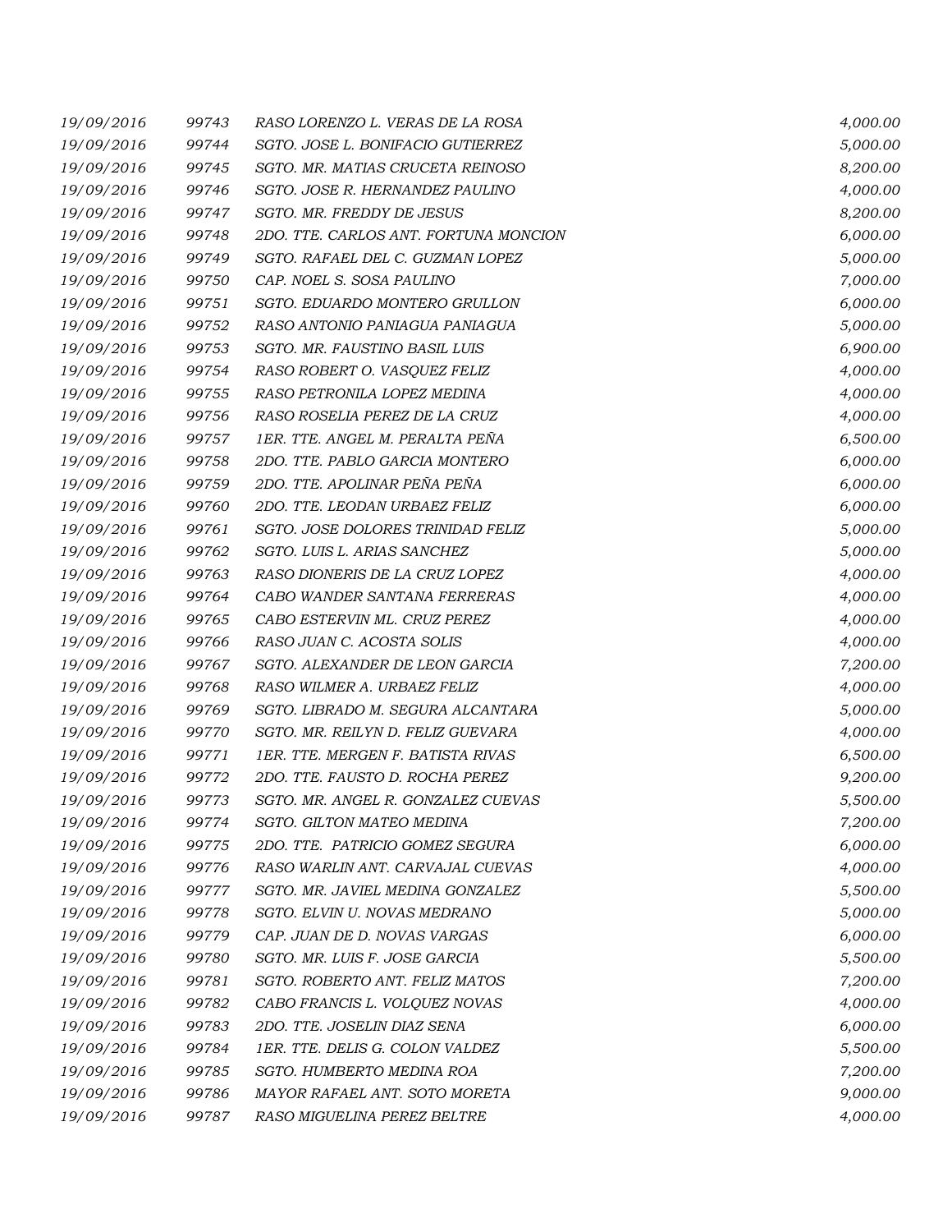| | | | |
|---|---|---|---|
| 19/09/2016 | 99743 | RASO LORENZO L. VERAS DE LA ROSA | 4,000.00 |
| 19/09/2016 | 99744 | SGTO. JOSE L. BONIFACIO GUTIERREZ | 5,000.00 |
| 19/09/2016 | 99745 | SGTO. MR. MATIAS CRUCETA REINOSO | 8,200.00 |
| 19/09/2016 | 99746 | SGTO. JOSE R. HERNANDEZ PAULINO | 4,000.00 |
| 19/09/2016 | 99747 | SGTO. MR. FREDDY DE JESUS | 8,200.00 |
| 19/09/2016 | 99748 | 2DO. TTE. CARLOS ANT. FORTUNA MONCION | 6,000.00 |
| 19/09/2016 | 99749 | SGTO. RAFAEL DEL C. GUZMAN LOPEZ | 5,000.00 |
| 19/09/2016 | 99750 | CAP. NOEL S. SOSA PAULINO | 7,000.00 |
| 19/09/2016 | 99751 | SGTO. EDUARDO MONTERO GRULLON | 6,000.00 |
| 19/09/2016 | 99752 | RASO ANTONIO PANIAGUA PANIAGUA | 5,000.00 |
| 19/09/2016 | 99753 | SGTO. MR. FAUSTINO BASIL LUIS | 6,900.00 |
| 19/09/2016 | 99754 | RASO ROBERT O. VASQUEZ FELIZ | 4,000.00 |
| 19/09/2016 | 99755 | RASO PETRONILA LOPEZ MEDINA | 4,000.00 |
| 19/09/2016 | 99756 | RASO ROSELIA PEREZ DE LA CRUZ | 4,000.00 |
| 19/09/2016 | 99757 | 1ER. TTE. ANGEL M. PERALTA PEÑA | 6,500.00 |
| 19/09/2016 | 99758 | 2DO. TTE. PABLO GARCIA MONTERO | 6,000.00 |
| 19/09/2016 | 99759 | 2DO. TTE. APOLINAR PEÑA PEÑA | 6,000.00 |
| 19/09/2016 | 99760 | 2DO. TTE. LEODAN URBAEZ FELIZ | 6,000.00 |
| 19/09/2016 | 99761 | SGTO. JOSE DOLORES TRINIDAD FELIZ | 5,000.00 |
| 19/09/2016 | 99762 | SGTO. LUIS L. ARIAS SANCHEZ | 5,000.00 |
| 19/09/2016 | 99763 | RASO DIONERIS DE LA CRUZ LOPEZ | 4,000.00 |
| 19/09/2016 | 99764 | CABO WANDER SANTANA FERRERAS | 4,000.00 |
| 19/09/2016 | 99765 | CABO ESTERVIN ML. CRUZ PEREZ | 4,000.00 |
| 19/09/2016 | 99766 | RASO JUAN C. ACOSTA SOLIS | 4,000.00 |
| 19/09/2016 | 99767 | SGTO. ALEXANDER DE LEON GARCIA | 7,200.00 |
| 19/09/2016 | 99768 | RASO WILMER A. URBAEZ FELIZ | 4,000.00 |
| 19/09/2016 | 99769 | SGTO. LIBRADO M. SEGURA ALCANTARA | 5,000.00 |
| 19/09/2016 | 99770 | SGTO. MR. REILYN D. FELIZ GUEVARA | 4,000.00 |
| 19/09/2016 | 99771 | 1ER. TTE. MERGEN F. BATISTA RIVAS | 6,500.00 |
| 19/09/2016 | 99772 | 2DO. TTE. FAUSTO D. ROCHA PEREZ | 9,200.00 |
| 19/09/2016 | 99773 | SGTO. MR. ANGEL R. GONZALEZ CUEVAS | 5,500.00 |
| 19/09/2016 | 99774 | SGTO. GILTON MATEO MEDINA | 7,200.00 |
| 19/09/2016 | 99775 | 2DO. TTE. PATRICIO GOMEZ SEGURA | 6,000.00 |
| 19/09/2016 | 99776 | RASO WARLIN ANT. CARVAJAL CUEVAS | 4,000.00 |
| 19/09/2016 | 99777 | SGTO. MR. JAVIEL MEDINA GONZALEZ | 5,500.00 |
| 19/09/2016 | 99778 | SGTO. ELVIN U. NOVAS MEDRANO | 5,000.00 |
| 19/09/2016 | 99779 | CAP. JUAN DE D. NOVAS VARGAS | 6,000.00 |
| 19/09/2016 | 99780 | SGTO. MR. LUIS F. JOSE GARCIA | 5,500.00 |
| 19/09/2016 | 99781 | SGTO. ROBERTO ANT. FELIZ MATOS | 7,200.00 |
| 19/09/2016 | 99782 | CABO FRANCIS L. VOLQUEZ NOVAS | 4,000.00 |
| 19/09/2016 | 99783 | 2DO. TTE. JOSELIN DIAZ SENA | 6,000.00 |
| 19/09/2016 | 99784 | 1ER. TTE. DELIS G. COLON VALDEZ | 5,500.00 |
| 19/09/2016 | 99785 | SGTO. HUMBERTO MEDINA ROA | 7,200.00 |
| 19/09/2016 | 99786 | MAYOR RAFAEL ANT. SOTO MORETA | 9,000.00 |
| 19/09/2016 | 99787 | RASO MIGUELINA PEREZ BELTRE | 4,000.00 |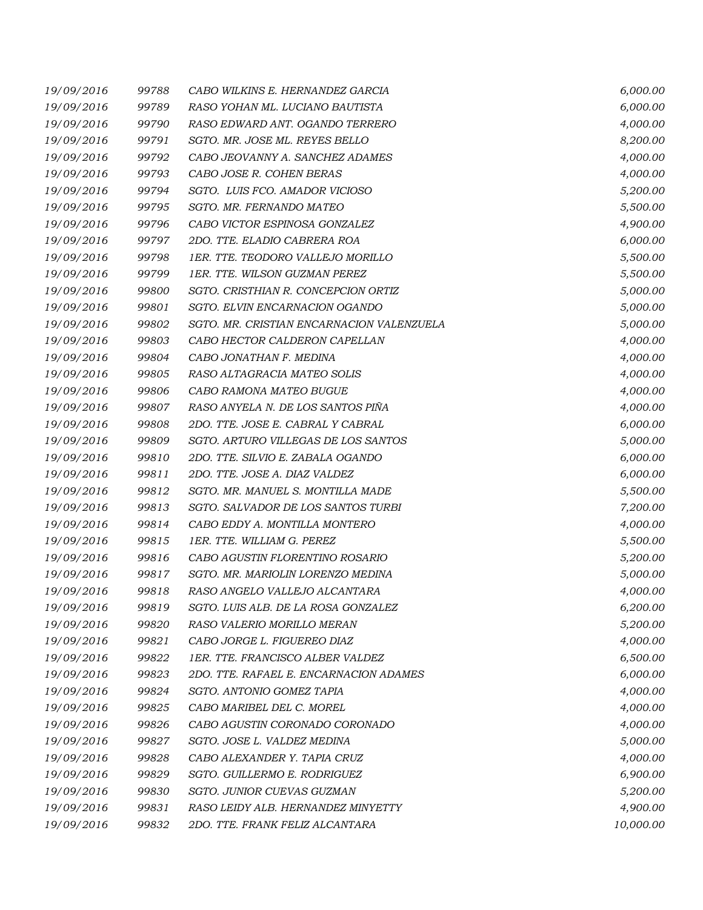| | | | |
|---|---|---|---|
| 19/09/2016 | 99788 | CABO WILKINS E. HERNANDEZ GARCIA | 6,000.00 |
| 19/09/2016 | 99789 | RASO YOHAN ML. LUCIANO BAUTISTA | 6,000.00 |
| 19/09/2016 | 99790 | RASO EDWARD ANT. OGANDO TERRERO | 4,000.00 |
| 19/09/2016 | 99791 | SGTO. MR. JOSE ML. REYES BELLO | 8,200.00 |
| 19/09/2016 | 99792 | CABO JEOVANNY A. SANCHEZ ADAMES | 4,000.00 |
| 19/09/2016 | 99793 | CABO JOSE R. COHEN BERAS | 4,000.00 |
| 19/09/2016 | 99794 | SGTO. LUIS FCO. AMADOR VICIOSO | 5,200.00 |
| 19/09/2016 | 99795 | SGTO. MR. FERNANDO MATEO | 5,500.00 |
| 19/09/2016 | 99796 | CABO VICTOR ESPINOSA GONZALEZ | 4,900.00 |
| 19/09/2016 | 99797 | 2DO. TTE. ELADIO CABRERA ROA | 6,000.00 |
| 19/09/2016 | 99798 | 1ER. TTE. TEODORO VALLEJO MORILLO | 5,500.00 |
| 19/09/2016 | 99799 | 1ER. TTE. WILSON GUZMAN PEREZ | 5,500.00 |
| 19/09/2016 | 99800 | SGTO. CRISTHIAN R. CONCEPCION ORTIZ | 5,000.00 |
| 19/09/2016 | 99801 | SGTO. ELVIN ENCARNACION OGANDO | 5,000.00 |
| 19/09/2016 | 99802 | SGTO. MR. CRISTIAN ENCARNACION VALENZUELA | 5,000.00 |
| 19/09/2016 | 99803 | CABO HECTOR CALDERON CAPELLAN | 4,000.00 |
| 19/09/2016 | 99804 | CABO JONATHAN F. MEDINA | 4,000.00 |
| 19/09/2016 | 99805 | RASO ALTAGRACIA MATEO SOLIS | 4,000.00 |
| 19/09/2016 | 99806 | CABO RAMONA MATEO BUGUE | 4,000.00 |
| 19/09/2016 | 99807 | RASO ANYELA N. DE LOS SANTOS PIÑA | 4,000.00 |
| 19/09/2016 | 99808 | 2DO. TTE. JOSE E. CABRAL Y CABRAL | 6,000.00 |
| 19/09/2016 | 99809 | SGTO. ARTURO VILLEGAS DE LOS SANTOS | 5,000.00 |
| 19/09/2016 | 99810 | 2DO. TTE. SILVIO E. ZABALA OGANDO | 6,000.00 |
| 19/09/2016 | 99811 | 2DO. TTE. JOSE A. DIAZ VALDEZ | 6,000.00 |
| 19/09/2016 | 99812 | SGTO. MR. MANUEL S. MONTILLA MADE | 5,500.00 |
| 19/09/2016 | 99813 | SGTO. SALVADOR DE LOS SANTOS TURBI | 7,200.00 |
| 19/09/2016 | 99814 | CABO EDDY A. MONTILLA MONTERO | 4,000.00 |
| 19/09/2016 | 99815 | 1ER. TTE. WILLIAM G. PEREZ | 5,500.00 |
| 19/09/2016 | 99816 | CABO AGUSTIN FLORENTINO ROSARIO | 5,200.00 |
| 19/09/2016 | 99817 | SGTO. MR. MARIOLIN LORENZO MEDINA | 5,000.00 |
| 19/09/2016 | 99818 | RASO ANGELO VALLEJO ALCANTARA | 4,000.00 |
| 19/09/2016 | 99819 | SGTO. LUIS ALB. DE LA ROSA GONZALEZ | 6,200.00 |
| 19/09/2016 | 99820 | RASO VALERIO MORILLO MERAN | 5,200.00 |
| 19/09/2016 | 99821 | CABO JORGE L. FIGUEREO DIAZ | 4,000.00 |
| 19/09/2016 | 99822 | 1ER. TTE. FRANCISCO ALBER VALDEZ | 6,500.00 |
| 19/09/2016 | 99823 | 2DO. TTE. RAFAEL E. ENCARNACION ADAMES | 6,000.00 |
| 19/09/2016 | 99824 | SGTO. ANTONIO GOMEZ TAPIA | 4,000.00 |
| 19/09/2016 | 99825 | CABO MARIBEL DEL C. MOREL | 4,000.00 |
| 19/09/2016 | 99826 | CABO AGUSTIN CORONADO CORONADO | 4,000.00 |
| 19/09/2016 | 99827 | SGTO. JOSE L. VALDEZ MEDINA | 5,000.00 |
| 19/09/2016 | 99828 | CABO ALEXANDER Y. TAPIA CRUZ | 4,000.00 |
| 19/09/2016 | 99829 | SGTO. GUILLERMO E. RODRIGUEZ | 6,900.00 |
| 19/09/2016 | 99830 | SGTO. JUNIOR CUEVAS GUZMAN | 5,200.00 |
| 19/09/2016 | 99831 | RASO LEIDY ALB. HERNANDEZ MINYETTY | 4,900.00 |
| 19/09/2016 | 99832 | 2DO. TTE. FRANK FELIZ ALCANTARA | 10,000.00 |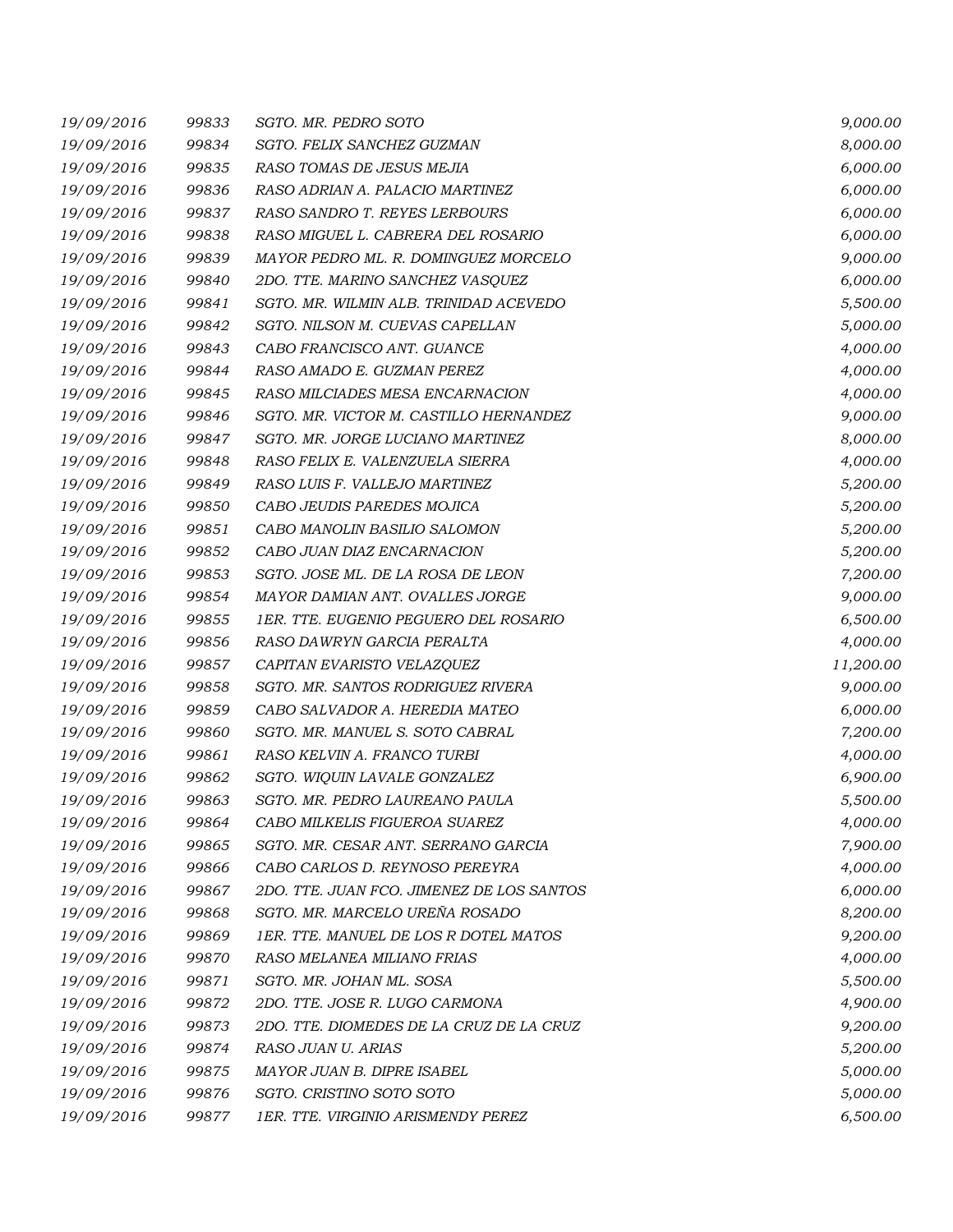| | | | |
|---|---|---|---|
| *19/09/2016* | *99833* | *SGTO. MR. PEDRO SOTO* | *9,000.00* |
| *19/09/2016* | *99834* | *SGTO. FELIX SANCHEZ GUZMAN* | *8,000.00* |
| *19/09/2016* | *99835* | *RASO TOMAS DE JESUS MEJIA* | *6,000.00* |
| *19/09/2016* | *99836* | *RASO ADRIAN A. PALACIO MARTINEZ* | *6,000.00* |
| *19/09/2016* | *99837* | *RASO SANDRO T. REYES LERBOURS* | *6,000.00* |
| *19/09/2016* | *99838* | *RASO MIGUEL L. CABRERA DEL ROSARIO* | *6,000.00* |
| *19/09/2016* | *99839* | *MAYOR PEDRO ML. R. DOMINGUEZ MORCELO* | *9,000.00* |
| *19/09/2016* | *99840* | *2DO. TTE. MARINO SANCHEZ VASQUEZ* | *6,000.00* |
| *19/09/2016* | *99841* | *SGTO. MR. WILMIN ALB. TRINIDAD ACEVEDO* | *5,500.00* |
| *19/09/2016* | *99842* | *SGTO. NILSON M. CUEVAS CAPELLAN* | *5,000.00* |
| *19/09/2016* | *99843* | *CABO FRANCISCO ANT. GUANCE* | *4,000.00* |
| *19/09/2016* | *99844* | *RASO AMADO E. GUZMAN PEREZ* | *4,000.00* |
| *19/09/2016* | *99845* | *RASO MILCIADES MESA ENCARNACION* | *4,000.00* |
| *19/09/2016* | *99846* | *SGTO. MR. VICTOR M. CASTILLO HERNANDEZ* | *9,000.00* |
| *19/09/2016* | *99847* | *SGTO. MR. JORGE LUCIANO MARTINEZ* | *8,000.00* |
| *19/09/2016* | *99848* | *RASO FELIX E. VALENZUELA SIERRA* | *4,000.00* |
| *19/09/2016* | *99849* | *RASO LUIS F. VALLEJO MARTINEZ* | *5,200.00* |
| *19/09/2016* | *99850* | *CABO JEUDIS PAREDES MOJICA* | *5,200.00* |
| *19/09/2016* | *99851* | *CABO MANOLIN BASILIO SALOMON* | *5,200.00* |
| *19/09/2016* | *99852* | *CABO JUAN DIAZ ENCARNACION* | *5,200.00* |
| *19/09/2016* | *99853* | *SGTO. JOSE ML. DE LA ROSA DE LEON* | *7,200.00* |
| *19/09/2016* | *99854* | *MAYOR DAMIAN ANT. OVALLES JORGE* | *9,000.00* |
| *19/09/2016* | *99855* | *1ER. TTE. EUGENIO PEGUERO DEL ROSARIO* | *6,500.00* |
| *19/09/2016* | *99856* | *RASO DAWRYN GARCIA PERALTA* | *4,000.00* |
| *19/09/2016* | *99857* | *CAPITAN EVARISTO VELAZQUEZ* | *11,200.00* |
| *19/09/2016* | *99858* | *SGTO. MR. SANTOS RODRIGUEZ RIVERA* | *9,000.00* |
| *19/09/2016* | *99859* | *CABO SALVADOR A. HEREDIA MATEO* | *6,000.00* |
| *19/09/2016* | *99860* | *SGTO. MR. MANUEL S. SOTO CABRAL* | *7,200.00* |
| *19/09/2016* | *99861* | *RASO KELVIN A. FRANCO TURBI* | *4,000.00* |
| *19/09/2016* | *99862* | *SGTO. WIQUIN LAVALE GONZALEZ* | *6,900.00* |
| *19/09/2016* | *99863* | *SGTO. MR. PEDRO LAUREANO PAULA* | *5,500.00* |
| *19/09/2016* | *99864* | *CABO MILKELIS FIGUEROA SUAREZ* | *4,000.00* |
| *19/09/2016* | *99865* | *SGTO. MR. CESAR ANT. SERRANO GARCIA* | *7,900.00* |
| *19/09/2016* | *99866* | *CABO CARLOS D. REYNOSO PEREYRA* | *4,000.00* |
| *19/09/2016* | *99867* | *2DO. TTE. JUAN FCO. JIMENEZ DE LOS SANTOS* | *6,000.00* |
| *19/09/2016* | *99868* | *SGTO. MR. MARCELO UREÑA ROSADO* | *8,200.00* |
| *19/09/2016* | *99869* | *1ER. TTE. MANUEL DE LOS R DOTEL MATOS* | *9,200.00* |
| *19/09/2016* | *99870* | *RASO MELANEA MILIANO FRIAS* | *4,000.00* |
| *19/09/2016* | *99871* | *SGTO. MR. JOHAN ML. SOSA* | *5,500.00* |
| *19/09/2016* | *99872* | *2DO. TTE. JOSE R. LUGO CARMONA* | *4,900.00* |
| *19/09/2016* | *99873* | *2DO. TTE. DIOMEDES DE LA CRUZ DE LA CRUZ* | *9,200.00* |
| *19/09/2016* | *99874* | *RASO JUAN U. ARIAS* | *5,200.00* |
| *19/09/2016* | *99875* | *MAYOR JUAN B. DIPRE ISABEL* | *5,000.00* |
| *19/09/2016* | *99876* | *SGTO. CRISTINO SOTO SOTO* | *5,000.00* |
| *19/09/2016* | *99877* | *1ER. TTE. VIRGINIO ARISMENDY PEREZ* | *6,500.00* |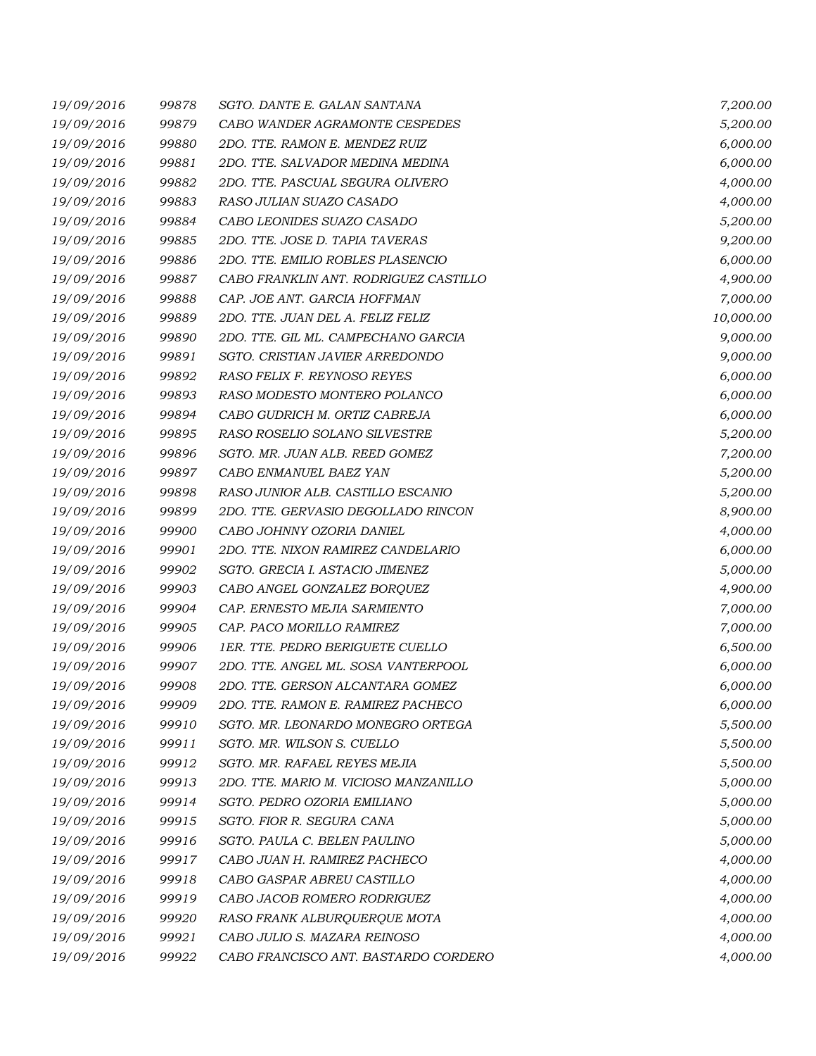| | | | |
|---|---|---|---|
| 19/09/2016 | 99878 | SGTO. DANTE E. GALAN SANTANA | 7,200.00 |
| 19/09/2016 | 99879 | CABO WANDER AGRAMONTE CESPEDES | 5,200.00 |
| 19/09/2016 | 99880 | 2DO. TTE. RAMON E. MENDEZ RUIZ | 6,000.00 |
| 19/09/2016 | 99881 | 2DO. TTE. SALVADOR MEDINA MEDINA | 6,000.00 |
| 19/09/2016 | 99882 | 2DO. TTE. PASCUAL SEGURA OLIVERO | 4,000.00 |
| 19/09/2016 | 99883 | RASO JULIAN SUAZO CASADO | 4,000.00 |
| 19/09/2016 | 99884 | CABO LEONIDES SUAZO CASADO | 5,200.00 |
| 19/09/2016 | 99885 | 2DO. TTE. JOSE D. TAPIA TAVERAS | 9,200.00 |
| 19/09/2016 | 99886 | 2DO. TTE. EMILIO ROBLES PLASENCIO | 6,000.00 |
| 19/09/2016 | 99887 | CABO FRANKLIN ANT. RODRIGUEZ CASTILLO | 4,900.00 |
| 19/09/2016 | 99888 | CAP. JOE ANT. GARCIA HOFFMAN | 7,000.00 |
| 19/09/2016 | 99889 | 2DO. TTE. JUAN DEL A. FELIZ FELIZ | 10,000.00 |
| 19/09/2016 | 99890 | 2DO. TTE. GIL ML. CAMPECHANO GARCIA | 9,000.00 |
| 19/09/2016 | 99891 | SGTO. CRISTIAN JAVIER ARREDONDO | 9,000.00 |
| 19/09/2016 | 99892 | RASO FELIX F. REYNOSO REYES | 6,000.00 |
| 19/09/2016 | 99893 | RASO MODESTO MONTERO POLANCO | 6,000.00 |
| 19/09/2016 | 99894 | CABO GUDRICH M. ORTIZ CABREJA | 6,000.00 |
| 19/09/2016 | 99895 | RASO ROSELIO SOLANO SILVESTRE | 5,200.00 |
| 19/09/2016 | 99896 | SGTO. MR. JUAN ALB. REED GOMEZ | 7,200.00 |
| 19/09/2016 | 99897 | CABO ENMANUEL BAEZ YAN | 5,200.00 |
| 19/09/2016 | 99898 | RASO JUNIOR ALB. CASTILLO ESCANIO | 5,200.00 |
| 19/09/2016 | 99899 | 2DO. TTE. GERVASIO DEGOLLADO RINCON | 8,900.00 |
| 19/09/2016 | 99900 | CABO JOHNNY OZORIA DANIEL | 4,000.00 |
| 19/09/2016 | 99901 | 2DO. TTE. NIXON RAMIREZ CANDELARIO | 6,000.00 |
| 19/09/2016 | 99902 | SGTO. GRECIA I. ASTACIO JIMENEZ | 5,000.00 |
| 19/09/2016 | 99903 | CABO ANGEL GONZALEZ BORQUEZ | 4,900.00 |
| 19/09/2016 | 99904 | CAP. ERNESTO MEJIA SARMIENTO | 7,000.00 |
| 19/09/2016 | 99905 | CAP. PACO MORILLO RAMIREZ | 7,000.00 |
| 19/09/2016 | 99906 | 1ER. TTE. PEDRO BERIGUETE CUELLO | 6,500.00 |
| 19/09/2016 | 99907 | 2DO. TTE. ANGEL ML. SOSA VANTERPOOL | 6,000.00 |
| 19/09/2016 | 99908 | 2DO. TTE. GERSON ALCANTARA GOMEZ | 6,000.00 |
| 19/09/2016 | 99909 | 2DO. TTE. RAMON E. RAMIREZ PACHECO | 6,000.00 |
| 19/09/2016 | 99910 | SGTO. MR. LEONARDO MONEGRO ORTEGA | 5,500.00 |
| 19/09/2016 | 99911 | SGTO. MR. WILSON S. CUELLO | 5,500.00 |
| 19/09/2016 | 99912 | SGTO. MR. RAFAEL REYES MEJIA | 5,500.00 |
| 19/09/2016 | 99913 | 2DO. TTE. MARIO M. VICIOSO MANZANILLO | 5,000.00 |
| 19/09/2016 | 99914 | SGTO. PEDRO OZORIA EMILIANO | 5,000.00 |
| 19/09/2016 | 99915 | SGTO. FIOR R. SEGURA CANA | 5,000.00 |
| 19/09/2016 | 99916 | SGTO. PAULA C. BELEN PAULINO | 5,000.00 |
| 19/09/2016 | 99917 | CABO JUAN H. RAMIREZ PACHECO | 4,000.00 |
| 19/09/2016 | 99918 | CABO GASPAR ABREU CASTILLO | 4,000.00 |
| 19/09/2016 | 99919 | CABO JACOB ROMERO RODRIGUEZ | 4,000.00 |
| 19/09/2016 | 99920 | RASO FRANK ALBURQUERQUE MOTA | 4,000.00 |
| 19/09/2016 | 99921 | CABO JULIO S. MAZARA REINOSO | 4,000.00 |
| 19/09/2016 | 99922 | CABO FRANCISCO ANT. BASTARDO CORDERO | 4,000.00 |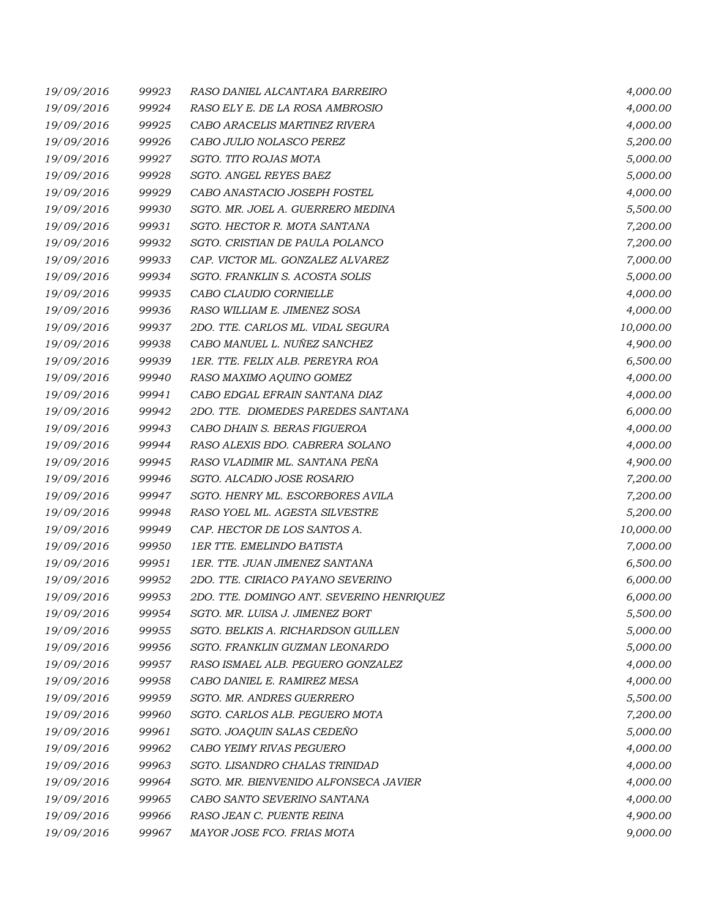| | | | |
|---|---|---|---|
| 19/09/2016 | 99923 | RASO DANIEL ALCANTARA BARREIRO | 4,000.00 |
| 19/09/2016 | 99924 | RASO ELY E. DE LA ROSA AMBROSIO | 4,000.00 |
| 19/09/2016 | 99925 | CABO ARACELIS MARTINEZ RIVERA | 4,000.00 |
| 19/09/2016 | 99926 | CABO JULIO NOLASCO PEREZ | 5,200.00 |
| 19/09/2016 | 99927 | SGTO. TITO ROJAS MOTA | 5,000.00 |
| 19/09/2016 | 99928 | SGTO. ANGEL REYES BAEZ | 5,000.00 |
| 19/09/2016 | 99929 | CABO ANASTACIO JOSEPH FOSTEL | 4,000.00 |
| 19/09/2016 | 99930 | SGTO. MR. JOEL A. GUERRERO MEDINA | 5,500.00 |
| 19/09/2016 | 99931 | SGTO. HECTOR R. MOTA SANTANA | 7,200.00 |
| 19/09/2016 | 99932 | SGTO. CRISTIAN DE PAULA POLANCO | 7,200.00 |
| 19/09/2016 | 99933 | CAP. VICTOR ML. GONZALEZ ALVAREZ | 7,000.00 |
| 19/09/2016 | 99934 | SGTO. FRANKLIN S. ACOSTA SOLIS | 5,000.00 |
| 19/09/2016 | 99935 | CABO CLAUDIO CORNIELLE | 4,000.00 |
| 19/09/2016 | 99936 | RASO WILLIAM E. JIMENEZ SOSA | 4,000.00 |
| 19/09/2016 | 99937 | 2DO. TTE. CARLOS ML. VIDAL SEGURA | 10,000.00 |
| 19/09/2016 | 99938 | CABO MANUEL L. NUÑEZ SANCHEZ | 4,900.00 |
| 19/09/2016 | 99939 | 1ER. TTE. FELIX ALB. PEREYRA ROA | 6,500.00 |
| 19/09/2016 | 99940 | RASO MAXIMO AQUINO GOMEZ | 4,000.00 |
| 19/09/2016 | 99941 | CABO EDGAL EFRAIN SANTANA DIAZ | 4,000.00 |
| 19/09/2016 | 99942 | 2DO. TTE. DIOMEDES PAREDES SANTANA | 6,000.00 |
| 19/09/2016 | 99943 | CABO DHAIN S. BERAS FIGUEROA | 4,000.00 |
| 19/09/2016 | 99944 | RASO ALEXIS BDO. CABRERA SOLANO | 4,000.00 |
| 19/09/2016 | 99945 | RASO VLADIMIR ML. SANTANA PEÑA | 4,900.00 |
| 19/09/2016 | 99946 | SGTO. ALCADIO JOSE ROSARIO | 7,200.00 |
| 19/09/2016 | 99947 | SGTO. HENRY ML. ESCORBORES AVILA | 7,200.00 |
| 19/09/2016 | 99948 | RASO YOEL ML. AGESTA SILVESTRE | 5,200.00 |
| 19/09/2016 | 99949 | CAP. HECTOR DE LOS SANTOS A. | 10,000.00 |
| 19/09/2016 | 99950 | 1ER TTE. EMELINDO BATISTA | 7,000.00 |
| 19/09/2016 | 99951 | 1ER. TTE. JUAN JIMENEZ SANTANA | 6,500.00 |
| 19/09/2016 | 99952 | 2DO. TTE. CIRIACO PAYANO SEVERINO | 6,000.00 |
| 19/09/2016 | 99953 | 2DO. TTE. DOMINGO ANT. SEVERINO HENRIQUEZ | 6,000.00 |
| 19/09/2016 | 99954 | SGTO. MR. LUISA J. JIMENEZ BORT | 5,500.00 |
| 19/09/2016 | 99955 | SGTO. BELKIS A. RICHARDSON GUILLEN | 5,000.00 |
| 19/09/2016 | 99956 | SGTO. FRANKLIN GUZMAN LEONARDO | 5,000.00 |
| 19/09/2016 | 99957 | RASO ISMAEL ALB. PEGUERO GONZALEZ | 4,000.00 |
| 19/09/2016 | 99958 | CABO DANIEL E. RAMIREZ MESA | 4,000.00 |
| 19/09/2016 | 99959 | SGTO. MR. ANDRES GUERRERO | 5,500.00 |
| 19/09/2016 | 99960 | SGTO. CARLOS ALB. PEGUERO MOTA | 7,200.00 |
| 19/09/2016 | 99961 | SGTO. JOAQUIN SALAS CEDEÑO | 5,000.00 |
| 19/09/2016 | 99962 | CABO YEIMY RIVAS PEGUERO | 4,000.00 |
| 19/09/2016 | 99963 | SGTO. LISANDRO CHALAS TRINIDAD | 4,000.00 |
| 19/09/2016 | 99964 | SGTO. MR. BIENVENIDO ALFONSECA JAVIER | 4,000.00 |
| 19/09/2016 | 99965 | CABO SANTO SEVERINO SANTANA | 4,000.00 |
| 19/09/2016 | 99966 | RASO JEAN C. PUENTE REINA | 4,900.00 |
| 19/09/2016 | 99967 | MAYOR JOSE FCO. FRIAS MOTA | 9,000.00 |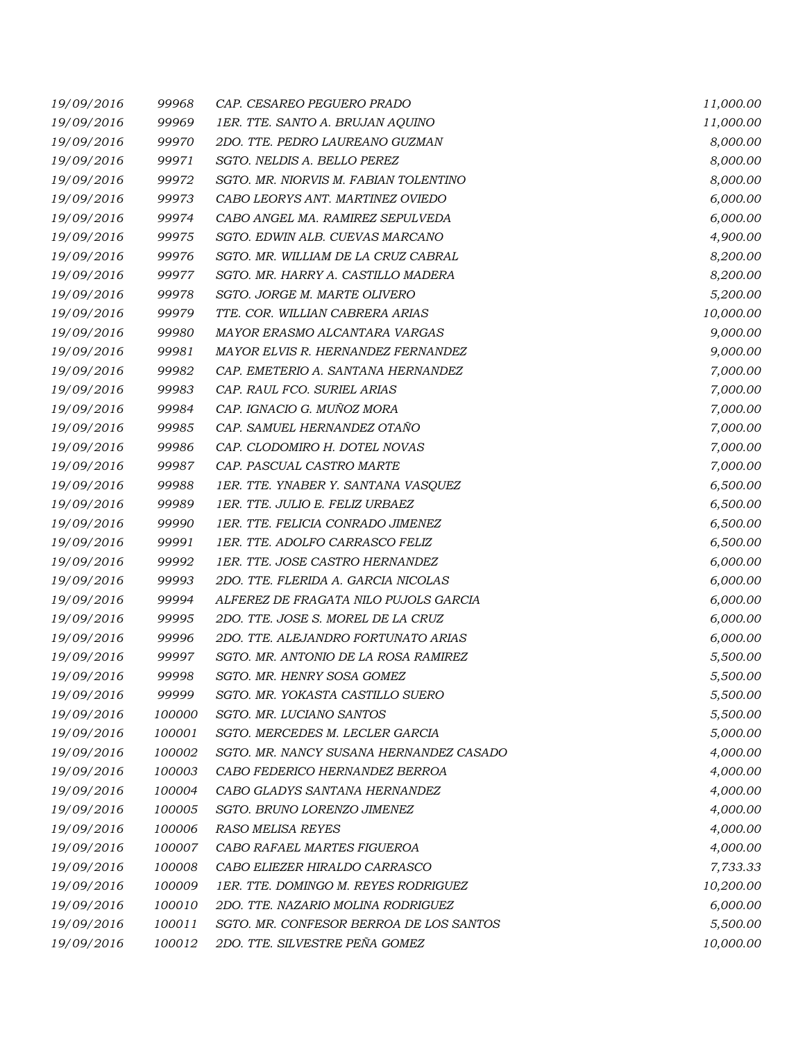| | | | |
|---|---|---|---|
| 19/09/2016 | 99968 | CAP. CESAREO PEGUERO PRADO | 11,000.00 |
| 19/09/2016 | 99969 | 1ER. TTE. SANTO A. BRUJAN AQUINO | 11,000.00 |
| 19/09/2016 | 99970 | 2DO. TTE. PEDRO LAUREANO GUZMAN | 8,000.00 |
| 19/09/2016 | 99971 | SGTO. NELDIS A. BELLO PEREZ | 8,000.00 |
| 19/09/2016 | 99972 | SGTO. MR. NIORVIS M. FABIAN TOLENTINO | 8,000.00 |
| 19/09/2016 | 99973 | CABO LEORYS ANT. MARTINEZ OVIEDO | 6,000.00 |
| 19/09/2016 | 99974 | CABO ANGEL MA. RAMIREZ SEPULVEDA | 6,000.00 |
| 19/09/2016 | 99975 | SGTO. EDWIN ALB. CUEVAS MARCANO | 4,900.00 |
| 19/09/2016 | 99976 | SGTO. MR. WILLIAM DE LA CRUZ CABRAL | 8,200.00 |
| 19/09/2016 | 99977 | SGTO. MR. HARRY A. CASTILLO MADERA | 8,200.00 |
| 19/09/2016 | 99978 | SGTO. JORGE M. MARTE OLIVERO | 5,200.00 |
| 19/09/2016 | 99979 | TTE. COR. WILLIAN CABRERA ARIAS | 10,000.00 |
| 19/09/2016 | 99980 | MAYOR ERASMO ALCANTARA VARGAS | 9,000.00 |
| 19/09/2016 | 99981 | MAYOR ELVIS R. HERNANDEZ FERNANDEZ | 9,000.00 |
| 19/09/2016 | 99982 | CAP. EMETERIO A. SANTANA HERNANDEZ | 7,000.00 |
| 19/09/2016 | 99983 | CAP. RAUL FCO. SURIEL ARIAS | 7,000.00 |
| 19/09/2016 | 99984 | CAP. IGNACIO G. MUÑOZ MORA | 7,000.00 |
| 19/09/2016 | 99985 | CAP. SAMUEL HERNANDEZ OTAÑO | 7,000.00 |
| 19/09/2016 | 99986 | CAP. CLODOMIRO H. DOTEL NOVAS | 7,000.00 |
| 19/09/2016 | 99987 | CAP. PASCUAL CASTRO MARTE | 7,000.00 |
| 19/09/2016 | 99988 | 1ER. TTE. YNABER Y. SANTANA VASQUEZ | 6,500.00 |
| 19/09/2016 | 99989 | 1ER. TTE. JULIO E. FELIZ URBAEZ | 6,500.00 |
| 19/09/2016 | 99990 | 1ER. TTE. FELICIA CONRADO JIMENEZ | 6,500.00 |
| 19/09/2016 | 99991 | 1ER. TTE. ADOLFO CARRASCO FELIZ | 6,500.00 |
| 19/09/2016 | 99992 | 1ER. TTE. JOSE CASTRO HERNANDEZ | 6,000.00 |
| 19/09/2016 | 99993 | 2DO. TTE. FLERIDA A. GARCIA NICOLAS | 6,000.00 |
| 19/09/2016 | 99994 | ALFEREZ DE FRAGATA NILO PUJOLS GARCIA | 6,000.00 |
| 19/09/2016 | 99995 | 2DO. TTE. JOSE S. MOREL DE LA CRUZ | 6,000.00 |
| 19/09/2016 | 99996 | 2DO. TTE. ALEJANDRO FORTUNATO ARIAS | 6,000.00 |
| 19/09/2016 | 99997 | SGTO. MR. ANTONIO DE LA ROSA RAMIREZ | 5,500.00 |
| 19/09/2016 | 99998 | SGTO. MR. HENRY SOSA GOMEZ | 5,500.00 |
| 19/09/2016 | 99999 | SGTO. MR. YOKASTA CASTILLO SUERO | 5,500.00 |
| 19/09/2016 | 100000 | SGTO. MR. LUCIANO SANTOS | 5,500.00 |
| 19/09/2016 | 100001 | SGTO. MERCEDES M. LECLER GARCIA | 5,000.00 |
| 19/09/2016 | 100002 | SGTO. MR. NANCY SUSANA HERNANDEZ CASADO | 4,000.00 |
| 19/09/2016 | 100003 | CABO FEDERICO HERNANDEZ BERROA | 4,000.00 |
| 19/09/2016 | 100004 | CABO GLADYS SANTANA HERNANDEZ | 4,000.00 |
| 19/09/2016 | 100005 | SGTO. BRUNO LORENZO JIMENEZ | 4,000.00 |
| 19/09/2016 | 100006 | RASO MELISA REYES | 4,000.00 |
| 19/09/2016 | 100007 | CABO RAFAEL MARTES FIGUEROA | 4,000.00 |
| 19/09/2016 | 100008 | CABO ELIEZER HIRALDO CARRASCO | 7,733.33 |
| 19/09/2016 | 100009 | 1ER. TTE. DOMINGO M. REYES RODRIGUEZ | 10,200.00 |
| 19/09/2016 | 100010 | 2DO. TTE. NAZARIO MOLINA RODRIGUEZ | 6,000.00 |
| 19/09/2016 | 100011 | SGTO. MR. CONFESOR BERROA DE LOS SANTOS | 5,500.00 |
| 19/09/2016 | 100012 | 2DO. TTE. SILVESTRE PEÑA GOMEZ | 10,000.00 |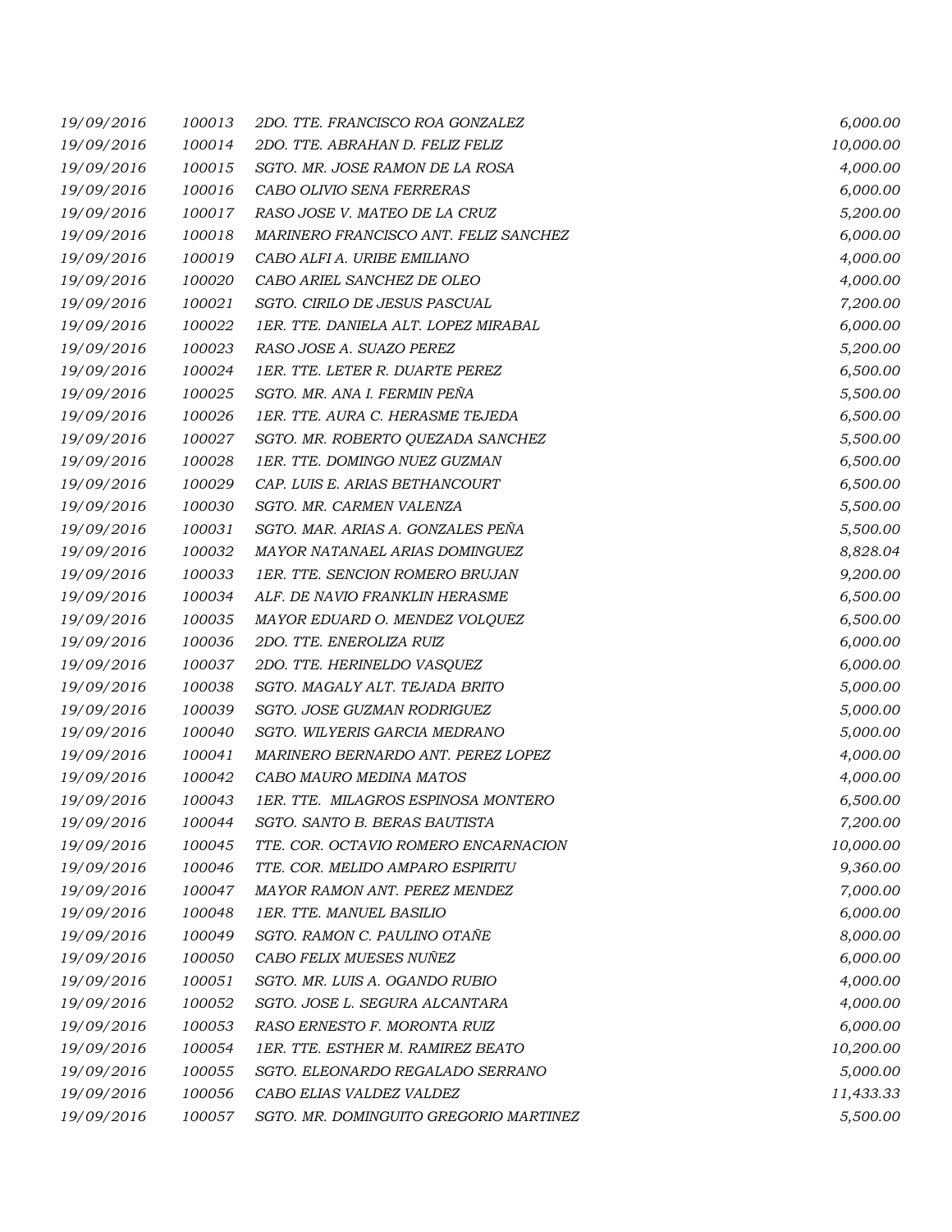| | | | |
|---|---|---|---|
| *19/09/2016* | *100013* | *2DO. TTE. FRANCISCO ROA GONZALEZ* | *6,000.00* |
| *19/09/2016* | *100014* | *2DO. TTE. ABRAHAN D. FELIZ FELIZ* | *10,000.00* |
| *19/09/2016* | *100015* | *SGTO. MR. JOSE RAMON DE LA ROSA* | *4,000.00* |
| *19/09/2016* | *100016* | *CABO OLIVIO SENA FERRERAS* | *6,000.00* |
| *19/09/2016* | *100017* | *RASO JOSE V. MATEO DE LA CRUZ* | *5,200.00* |
| *19/09/2016* | *100018* | *MARINERO FRANCISCO ANT. FELIZ SANCHEZ* | *6,000.00* |
| *19/09/2016* | *100019* | *CABO ALFI A. URIBE EMILIANO* | *4,000.00* |
| *19/09/2016* | *100020* | *CABO ARIEL SANCHEZ DE OLEO* | *4,000.00* |
| *19/09/2016* | *100021* | *SGTO. CIRILO DE JESUS PASCUAL* | *7,200.00* |
| *19/09/2016* | *100022* | *1ER. TTE. DANIELA ALT. LOPEZ MIRABAL* | *6,000.00* |
| *19/09/2016* | *100023* | *RASO JOSE A. SUAZO PEREZ* | *5,200.00* |
| *19/09/2016* | *100024* | *1ER. TTE. LETER R. DUARTE PEREZ* | *6,500.00* |
| *19/09/2016* | *100025* | *SGTO. MR. ANA I. FERMIN PEÑA* | *5,500.00* |
| *19/09/2016* | *100026* | *1ER. TTE. AURA C. HERASME TEJEDA* | *6,500.00* |
| *19/09/2016* | *100027* | *SGTO. MR. ROBERTO QUEZADA SANCHEZ* | *5,500.00* |
| *19/09/2016* | *100028* | *1ER. TTE. DOMINGO NUEZ GUZMAN* | *6,500.00* |
| *19/09/2016* | *100029* | *CAP. LUIS E. ARIAS BETHANCOURT* | *6,500.00* |
| *19/09/2016* | *100030* | *SGTO. MR. CARMEN VALENZA* | *5,500.00* |
| *19/09/2016* | *100031* | *SGTO. MAR. ARIAS A. GONZALES PEÑA* | *5,500.00* |
| *19/09/2016* | *100032* | *MAYOR NATANAEL ARIAS DOMINGUEZ* | *8,828.04* |
| *19/09/2016* | *100033* | *1ER. TTE. SENCION ROMERO BRUJAN* | *9,200.00* |
| *19/09/2016* | *100034* | *ALF. DE NAVIO FRANKLIN HERASME* | *6,500.00* |
| *19/09/2016* | *100035* | *MAYOR EDUARD O. MENDEZ VOLQUEZ* | *6,500.00* |
| *19/09/2016* | *100036* | *2DO. TTE. ENEROLIZA RUIZ* | *6,000.00* |
| *19/09/2016* | *100037* | *2DO. TTE. HERINELDO VASQUEZ* | *6,000.00* |
| *19/09/2016* | *100038* | *SGTO. MAGALY ALT. TEJADA BRITO* | *5,000.00* |
| *19/09/2016* | *100039* | *SGTO. JOSE GUZMAN RODRIGUEZ* | *5,000.00* |
| *19/09/2016* | *100040* | *SGTO. WILYERIS GARCIA MEDRANO* | *5,000.00* |
| *19/09/2016* | *100041* | *MARINERO BERNARDO ANT. PEREZ LOPEZ* | *4,000.00* |
| *19/09/2016* | *100042* | *CABO MAURO MEDINA MATOS* | *4,000.00* |
| *19/09/2016* | *100043* | *1ER. TTE. MILAGROS ESPINOSA MONTERO* | *6,500.00* |
| *19/09/2016* | *100044* | *SGTO. SANTO B. BERAS BAUTISTA* | *7,200.00* |
| *19/09/2016* | *100045* | *TTE. COR. OCTAVIO ROMERO ENCARNACION* | *10,000.00* |
| *19/09/2016* | *100046* | *TTE. COR. MELIDO AMPARO ESPIRITU* | *9,360.00* |
| *19/09/2016* | *100047* | *MAYOR RAMON ANT. PEREZ MENDEZ* | *7,000.00* |
| *19/09/2016* | *100048* | *1ER. TTE. MANUEL BASILIO* | *6,000.00* |
| *19/09/2016* | *100049* | *SGTO. RAMON C. PAULINO OTAÑE* | *8,000.00* |
| *19/09/2016* | *100050* | *CABO FELIX MUESES NUÑEZ* | *6,000.00* |
| *19/09/2016* | *100051* | *SGTO. MR. LUIS A. OGANDO RUBIO* | *4,000.00* |
| *19/09/2016* | *100052* | *SGTO. JOSE L. SEGURA ALCANTARA* | *4,000.00* |
| *19/09/2016* | *100053* | *RASO ERNESTO F. MORONTA RUIZ* | *6,000.00* |
| *19/09/2016* | *100054* | *1ER. TTE. ESTHER M. RAMIREZ BEATO* | *10,200.00* |
| *19/09/2016* | *100055* | *SGTO. ELEONARDO REGALADO SERRANO* | *5,000.00* |
| *19/09/2016* | *100056* | *CABO ELIAS VALDEZ VALDEZ* | *11,433.33* |
| *19/09/2016* | *100057* | *SGTO. MR. DOMINGUITO GREGORIO MARTINEZ* | *5,500.00* |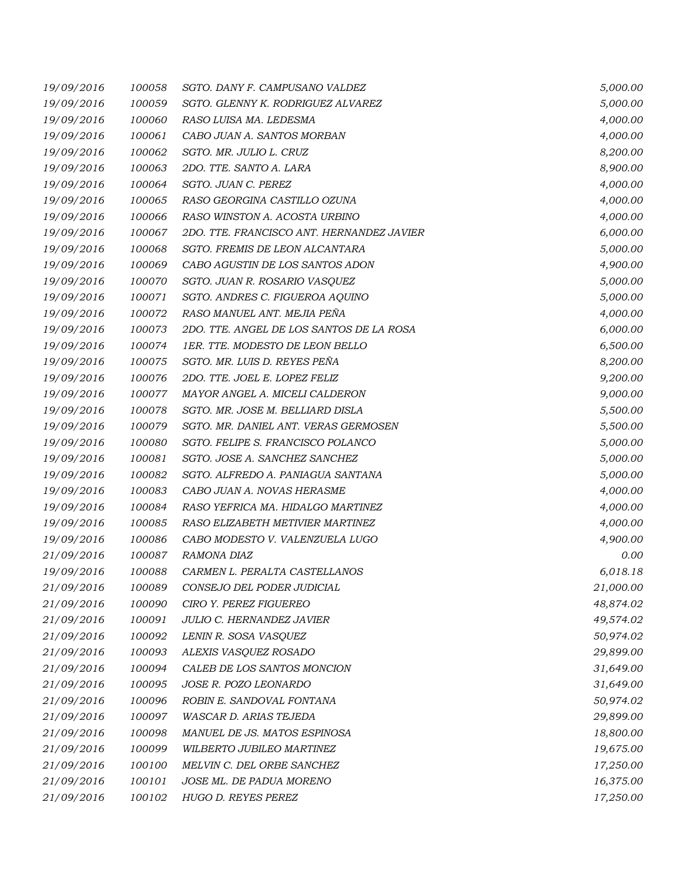| | | | |
|---|---|---|---|
| 19/09/2016 | 100058 | SGTO. DANY F. CAMPUSANO VALDEZ | 5,000.00 |
| 19/09/2016 | 100059 | SGTO. GLENNY K. RODRIGUEZ ALVAREZ | 5,000.00 |
| 19/09/2016 | 100060 | RASO LUISA MA. LEDESMA | 4,000.00 |
| 19/09/2016 | 100061 | CABO JUAN A. SANTOS MORBAN | 4,000.00 |
| 19/09/2016 | 100062 | SGTO. MR. JULIO L. CRUZ | 8,200.00 |
| 19/09/2016 | 100063 | 2DO. TTE. SANTO A. LARA | 8,900.00 |
| 19/09/2016 | 100064 | SGTO. JUAN C. PEREZ | 4,000.00 |
| 19/09/2016 | 100065 | RASO GEORGINA CASTILLO OZUNA | 4,000.00 |
| 19/09/2016 | 100066 | RASO WINSTON A. ACOSTA URBINO | 4,000.00 |
| 19/09/2016 | 100067 | 2DO. TTE. FRANCISCO ANT. HERNANDEZ JAVIER | 6,000.00 |
| 19/09/2016 | 100068 | SGTO. FREMIS DE LEON ALCANTARA | 5,000.00 |
| 19/09/2016 | 100069 | CABO AGUSTIN DE LOS SANTOS ADON | 4,900.00 |
| 19/09/2016 | 100070 | SGTO. JUAN R. ROSARIO VASQUEZ | 5,000.00 |
| 19/09/2016 | 100071 | SGTO. ANDRES C. FIGUEROA AQUINO | 5,000.00 |
| 19/09/2016 | 100072 | RASO MANUEL ANT. MEJIA PEÑA | 4,000.00 |
| 19/09/2016 | 100073 | 2DO. TTE. ANGEL DE LOS SANTOS DE LA ROSA | 6,000.00 |
| 19/09/2016 | 100074 | 1ER. TTE. MODESTO DE LEON BELLO | 6,500.00 |
| 19/09/2016 | 100075 | SGTO. MR. LUIS D. REYES PEÑA | 8,200.00 |
| 19/09/2016 | 100076 | 2DO. TTE. JOEL E. LOPEZ FELIZ | 9,200.00 |
| 19/09/2016 | 100077 | MAYOR ANGEL A. MICELI CALDERON | 9,000.00 |
| 19/09/2016 | 100078 | SGTO. MR. JOSE M. BELLIARD DISLA | 5,500.00 |
| 19/09/2016 | 100079 | SGTO. MR. DANIEL ANT. VERAS GERMOSEN | 5,500.00 |
| 19/09/2016 | 100080 | SGTO. FELIPE S. FRANCISCO POLANCO | 5,000.00 |
| 19/09/2016 | 100081 | SGTO. JOSE A. SANCHEZ SANCHEZ | 5,000.00 |
| 19/09/2016 | 100082 | SGTO. ALFREDO A. PANIAGUA SANTANA | 5,000.00 |
| 19/09/2016 | 100083 | CABO JUAN A. NOVAS HERASME | 4,000.00 |
| 19/09/2016 | 100084 | RASO YEFRICA MA. HIDALGO MARTINEZ | 4,000.00 |
| 19/09/2016 | 100085 | RASO ELIZABETH METIVIER MARTINEZ | 4,000.00 |
| 19/09/2016 | 100086 | CABO MODESTO V. VALENZUELA LUGO | 4,900.00 |
| 21/09/2016 | 100087 | RAMONA DIAZ | 0.00 |
| 19/09/2016 | 100088 | CARMEN L. PERALTA CASTELLANOS | 6,018.18 |
| 21/09/2016 | 100089 | CONSEJO DEL PODER JUDICIAL | 21,000.00 |
| 21/09/2016 | 100090 | CIRO Y. PEREZ FIGUEREO | 48,874.02 |
| 21/09/2016 | 100091 | JULIO C. HERNANDEZ JAVIER | 49,574.02 |
| 21/09/2016 | 100092 | LENIN R. SOSA VASQUEZ | 50,974.02 |
| 21/09/2016 | 100093 | ALEXIS VASQUEZ ROSADO | 29,899.00 |
| 21/09/2016 | 100094 | CALEB DE LOS SANTOS MONCION | 31,649.00 |
| 21/09/2016 | 100095 | JOSE R. POZO LEONARDO | 31,649.00 |
| 21/09/2016 | 100096 | ROBIN E. SANDOVAL FONTANA | 50,974.02 |
| 21/09/2016 | 100097 | WASCAR D. ARIAS TEJEDA | 29,899.00 |
| 21/09/2016 | 100098 | MANUEL DE JS. MATOS ESPINOSA | 18,800.00 |
| 21/09/2016 | 100099 | WILBERTO JUBILEO MARTINEZ | 19,675.00 |
| 21/09/2016 | 100100 | MELVIN C. DEL ORBE SANCHEZ | 17,250.00 |
| 21/09/2016 | 100101 | JOSE ML. DE PADUA MORENO | 16,375.00 |
| 21/09/2016 | 100102 | HUGO D. REYES PEREZ | 17,250.00 |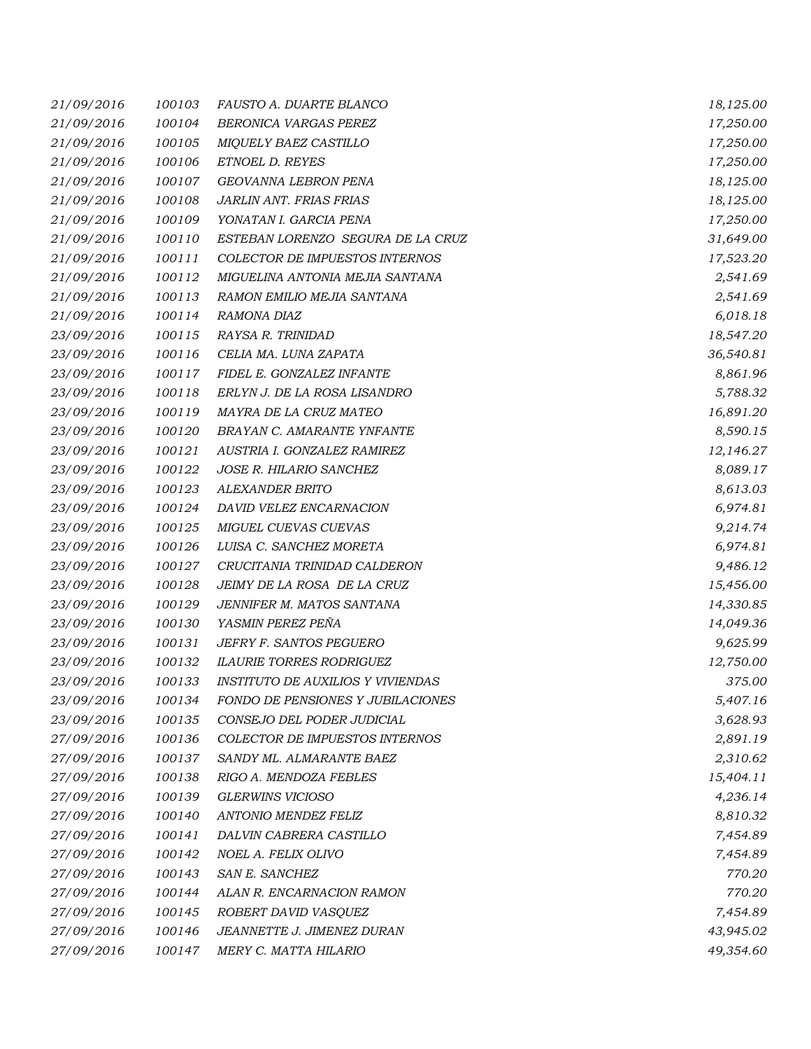| | | | |
|---|---|---|---|
| 21/09/2016 | 100103 | FAUSTO A. DUARTE BLANCO | 18,125.00 |
| 21/09/2016 | 100104 | BERONICA VARGAS PEREZ | 17,250.00 |
| 21/09/2016 | 100105 | MIQUELY BAEZ CASTILLO | 17,250.00 |
| 21/09/2016 | 100106 | ETNOEL D. REYES | 17,250.00 |
| 21/09/2016 | 100107 | GEOVANNA LEBRON PENA | 18,125.00 |
| 21/09/2016 | 100108 | JARLIN ANT. FRIAS FRIAS | 18,125.00 |
| 21/09/2016 | 100109 | YONATAN I. GARCIA PENA | 17,250.00 |
| 21/09/2016 | 100110 | ESTEBAN LORENZO SEGURA DE LA CRUZ | 31,649.00 |
| 21/09/2016 | 100111 | COLECTOR DE IMPUESTOS INTERNOS | 17,523.20 |
| 21/09/2016 | 100112 | MIGUELINA ANTONIA MEJIA SANTANA | 2,541.69 |
| 21/09/2016 | 100113 | RAMON EMILIO MEJIA SANTANA | 2,541.69 |
| 21/09/2016 | 100114 | RAMONA DIAZ | 6,018.18 |
| 23/09/2016 | 100115 | RAYSA R. TRINIDAD | 18,547.20 |
| 23/09/2016 | 100116 | CELIA MA. LUNA ZAPATA | 36,540.81 |
| 23/09/2016 | 100117 | FIDEL E. GONZALEZ INFANTE | 8,861.96 |
| 23/09/2016 | 100118 | ERLYN J. DE LA ROSA LISANDRO | 5,788.32 |
| 23/09/2016 | 100119 | MAYRA DE LA CRUZ MATEO | 16,891.20 |
| 23/09/2016 | 100120 | BRAYAN C. AMARANTE YNFANTE | 8,590.15 |
| 23/09/2016 | 100121 | AUSTRIA I. GONZALEZ RAMIREZ | 12,146.27 |
| 23/09/2016 | 100122 | JOSE R. HILARIO SANCHEZ | 8,089.17 |
| 23/09/2016 | 100123 | ALEXANDER BRITO | 8,613.03 |
| 23/09/2016 | 100124 | DAVID VELEZ ENCARNACION | 6,974.81 |
| 23/09/2016 | 100125 | MIGUEL CUEVAS CUEVAS | 9,214.74 |
| 23/09/2016 | 100126 | LUISA C. SANCHEZ MORETA | 6,974.81 |
| 23/09/2016 | 100127 | CRUCITANIA TRINIDAD CALDERON | 9,486.12 |
| 23/09/2016 | 100128 | JEIMY DE LA ROSA DE LA CRUZ | 15,456.00 |
| 23/09/2016 | 100129 | JENNIFER M. MATOS SANTANA | 14,330.85 |
| 23/09/2016 | 100130 | YASMIN PEREZ PEÑA | 14,049.36 |
| 23/09/2016 | 100131 | JEFRY F. SANTOS PEGUERO | 9,625.99 |
| 23/09/2016 | 100132 | ILAURIE TORRES RODRIGUEZ | 12,750.00 |
| 23/09/2016 | 100133 | INSTITUTO DE AUXILIOS Y VIVIENDAS | 375.00 |
| 23/09/2016 | 100134 | FONDO DE PENSIONES Y JUBILACIONES | 5,407.16 |
| 23/09/2016 | 100135 | CONSEJO DEL PODER JUDICIAL | 3,628.93 |
| 27/09/2016 | 100136 | COLECTOR DE IMPUESTOS INTERNOS | 2,891.19 |
| 27/09/2016 | 100137 | SANDY ML. ALMARANTE BAEZ | 2,310.62 |
| 27/09/2016 | 100138 | RIGO A. MENDOZA FEBLES | 15,404.11 |
| 27/09/2016 | 100139 | GLERWINS VICIOSO | 4,236.14 |
| 27/09/2016 | 100140 | ANTONIO MENDEZ FELIZ | 8,810.32 |
| 27/09/2016 | 100141 | DALVIN CABRERA CASTILLO | 7,454.89 |
| 27/09/2016 | 100142 | NOEL A. FELIX OLIVO | 7,454.89 |
| 27/09/2016 | 100143 | SAN E. SANCHEZ | 770.20 |
| 27/09/2016 | 100144 | ALAN R. ENCARNACION RAMON | 770.20 |
| 27/09/2016 | 100145 | ROBERT DAVID VASQUEZ | 7,454.89 |
| 27/09/2016 | 100146 | JEANNETTE J. JIMENEZ DURAN | 43,945.02 |
| 27/09/2016 | 100147 | MERY C. MATTA HILARIO | 49,354.60 |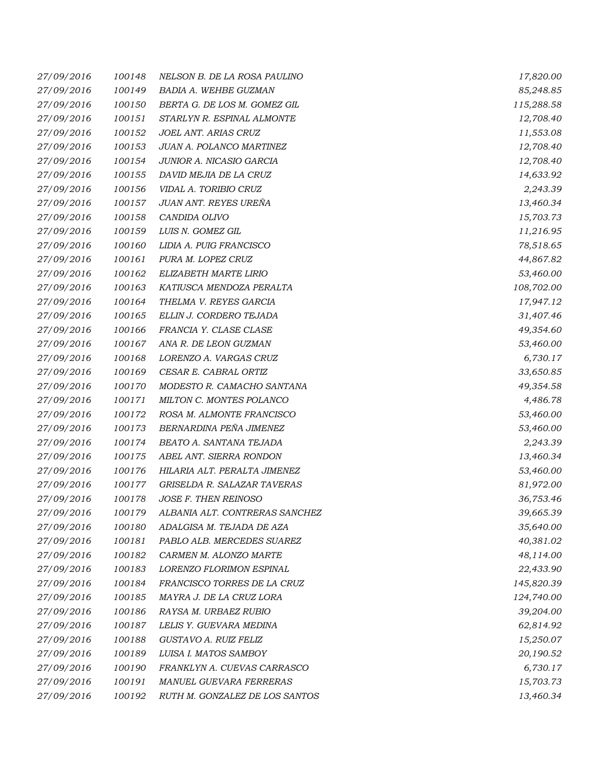| | | | |
|---|---|---|---|
| 27/09/2016 | 100148 | NELSON B. DE LA ROSA PAULINO | 17,820.00 |
| 27/09/2016 | 100149 | BADIA A. WEHBE GUZMAN | 85,248.85 |
| 27/09/2016 | 100150 | BERTA G. DE LOS M. GOMEZ GIL | 115,288.58 |
| 27/09/2016 | 100151 | STARLYN R. ESPINAL ALMONTE | 12,708.40 |
| 27/09/2016 | 100152 | JOEL ANT. ARIAS CRUZ | 11,553.08 |
| 27/09/2016 | 100153 | JUAN A. POLANCO MARTINEZ | 12,708.40 |
| 27/09/2016 | 100154 | JUNIOR A. NICASIO GARCIA | 12,708.40 |
| 27/09/2016 | 100155 | DAVID MEJIA DE LA CRUZ | 14,633.92 |
| 27/09/2016 | 100156 | VIDAL A. TORIBIO CRUZ | 2,243.39 |
| 27/09/2016 | 100157 | JUAN ANT. REYES UREÑA | 13,460.34 |
| 27/09/2016 | 100158 | CANDIDA OLIVO | 15,703.73 |
| 27/09/2016 | 100159 | LUIS N. GOMEZ GIL | 11,216.95 |
| 27/09/2016 | 100160 | LIDIA A. PUIG FRANCISCO | 78,518.65 |
| 27/09/2016 | 100161 | PURA M. LOPEZ CRUZ | 44,867.82 |
| 27/09/2016 | 100162 | ELIZABETH MARTE LIRIO | 53,460.00 |
| 27/09/2016 | 100163 | KATIUSCA MENDOZA PERALTA | 108,702.00 |
| 27/09/2016 | 100164 | THELMA V. REYES GARCIA | 17,947.12 |
| 27/09/2016 | 100165 | ELLIN J. CORDERO TEJADA | 31,407.46 |
| 27/09/2016 | 100166 | FRANCIA Y. CLASE CLASE | 49,354.60 |
| 27/09/2016 | 100167 | ANA R. DE LEON GUZMAN | 53,460.00 |
| 27/09/2016 | 100168 | LORENZO A. VARGAS CRUZ | 6,730.17 |
| 27/09/2016 | 100169 | CESAR E. CABRAL ORTIZ | 33,650.85 |
| 27/09/2016 | 100170 | MODESTO R. CAMACHO SANTANA | 49,354.58 |
| 27/09/2016 | 100171 | MILTON C. MONTES POLANCO | 4,486.78 |
| 27/09/2016 | 100172 | ROSA M. ALMONTE FRANCISCO | 53,460.00 |
| 27/09/2016 | 100173 | BERNARDINA PEÑA JIMENEZ | 53,460.00 |
| 27/09/2016 | 100174 | BEATO A. SANTANA TEJADA | 2,243.39 |
| 27/09/2016 | 100175 | ABEL ANT. SIERRA RONDON | 13,460.34 |
| 27/09/2016 | 100176 | HILARIA ALT. PERALTA JIMENEZ | 53,460.00 |
| 27/09/2016 | 100177 | GRISELDA R. SALAZAR TAVERAS | 81,972.00 |
| 27/09/2016 | 100178 | JOSE F. THEN REINOSO | 36,753.46 |
| 27/09/2016 | 100179 | ALBANIA ALT. CONTRERAS SANCHEZ | 39,665.39 |
| 27/09/2016 | 100180 | ADALGISA M. TEJADA DE AZA | 35,640.00 |
| 27/09/2016 | 100181 | PABLO ALB. MERCEDES SUAREZ | 40,381.02 |
| 27/09/2016 | 100182 | CARMEN M. ALONZO MARTE | 48,114.00 |
| 27/09/2016 | 100183 | LORENZO FLORIMON ESPINAL | 22,433.90 |
| 27/09/2016 | 100184 | FRANCISCO TORRES DE LA CRUZ | 145,820.39 |
| 27/09/2016 | 100185 | MAYRA J. DE LA CRUZ LORA | 124,740.00 |
| 27/09/2016 | 100186 | RAYSA M. URBAEZ RUBIO | 39,204.00 |
| 27/09/2016 | 100187 | LELIS Y. GUEVARA MEDINA | 62,814.92 |
| 27/09/2016 | 100188 | GUSTAVO A. RUIZ FELIZ | 15,250.07 |
| 27/09/2016 | 100189 | LUISA I. MATOS SAMBOY | 20,190.52 |
| 27/09/2016 | 100190 | FRANKLYN A. CUEVAS CARRASCO | 6,730.17 |
| 27/09/2016 | 100191 | MANUEL GUEVARA FERRERAS | 15,703.73 |
| 27/09/2016 | 100192 | RUTH M. GONZALEZ DE LOS SANTOS | 13,460.34 |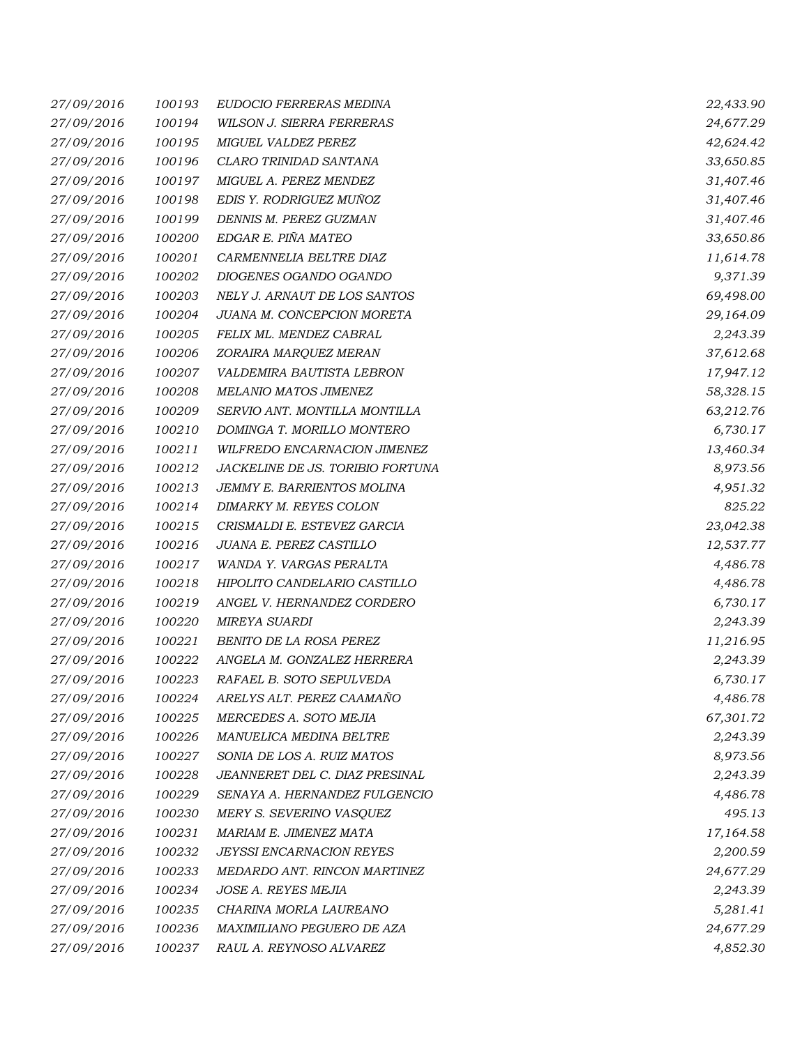| | | | |
|---|---|---|---|
| *27/09/2016* | *100193* | *EUDOCIO FERRERAS MEDINA* | *22,433.90* |
| *27/09/2016* | *100194* | *WILSON J. SIERRA FERRERAS* | *24,677.29* |
| *27/09/2016* | *100195* | *MIGUEL VALDEZ PEREZ* | *42,624.42* |
| *27/09/2016* | *100196* | *CLARO TRINIDAD SANTANA* | *33,650.85* |
| *27/09/2016* | *100197* | *MIGUEL A. PEREZ MENDEZ* | *31,407.46* |
| *27/09/2016* | *100198* | *EDIS Y. RODRIGUEZ MUÑOZ* | *31,407.46* |
| *27/09/2016* | *100199* | *DENNIS M. PEREZ GUZMAN* | *31,407.46* |
| *27/09/2016* | *100200* | *EDGAR E. PIÑA MATEO* | *33,650.86* |
| *27/09/2016* | *100201* | *CARMENNELIA BELTRE DIAZ* | *11,614.78* |
| *27/09/2016* | *100202* | *DIOGENES OGANDO OGANDO* | *9,371.39* |
| *27/09/2016* | *100203* | *NELY J. ARNAUT DE LOS SANTOS* | *69,498.00* |
| *27/09/2016* | *100204* | *JUANA M. CONCEPCION MORETA* | *29,164.09* |
| *27/09/2016* | *100205* | *FELIX ML. MENDEZ CABRAL* | *2,243.39* |
| *27/09/2016* | *100206* | *ZORAIRA MARQUEZ MERAN* | *37,612.68* |
| *27/09/2016* | *100207* | *VALDEMIRA BAUTISTA LEBRON* | *17,947.12* |
| *27/09/2016* | *100208* | *MELANIO MATOS JIMENEZ* | *58,328.15* |
| *27/09/2016* | *100209* | *SERVIO ANT. MONTILLA MONTILLA* | *63,212.76* |
| *27/09/2016* | *100210* | *DOMINGA T. MORILLO MONTERO* | *6,730.17* |
| *27/09/2016* | *100211* | *WILFREDO ENCARNACION JIMENEZ* | *13,460.34* |
| *27/09/2016* | *100212* | *JACKELINE DE JS. TORIBIO FORTUNA* | *8,973.56* |
| *27/09/2016* | *100213* | *JEMMY E. BARRIENTOS MOLINA* | *4,951.32* |
| *27/09/2016* | *100214* | *DIMARKY M. REYES COLON* | *825.22* |
| *27/09/2016* | *100215* | *CRISMALDI E. ESTEVEZ GARCIA* | *23,042.38* |
| *27/09/2016* | *100216* | *JUANA E. PEREZ CASTILLO* | *12,537.77* |
| *27/09/2016* | *100217* | *WANDA Y. VARGAS PERALTA* | *4,486.78* |
| *27/09/2016* | *100218* | *HIPOLITO CANDELARIO CASTILLO* | *4,486.78* |
| *27/09/2016* | *100219* | *ANGEL V. HERNANDEZ CORDERO* | *6,730.17* |
| *27/09/2016* | *100220* | *MIREYA SUARDI* | *2,243.39* |
| *27/09/2016* | *100221* | *BENITO DE LA ROSA PEREZ* | *11,216.95* |
| *27/09/2016* | *100222* | *ANGELA M. GONZALEZ HERRERA* | *2,243.39* |
| *27/09/2016* | *100223* | *RAFAEL B. SOTO SEPULVEDA* | *6,730.17* |
| *27/09/2016* | *100224* | *ARELYS ALT. PEREZ CAAMAÑO* | *4,486.78* |
| *27/09/2016* | *100225* | *MERCEDES A. SOTO MEJIA* | *67,301.72* |
| *27/09/2016* | *100226* | *MANUELICA MEDINA BELTRE* | *2,243.39* |
| *27/09/2016* | *100227* | *SONIA DE LOS A. RUIZ MATOS* | *8,973.56* |
| *27/09/2016* | *100228* | *JEANNERET DEL C. DIAZ PRESINAL* | *2,243.39* |
| *27/09/2016* | *100229* | *SENAYA A. HERNANDEZ FULGENCIO* | *4,486.78* |
| *27/09/2016* | *100230* | *MERY S. SEVERINO VASQUEZ* | *495.13* |
| *27/09/2016* | *100231* | *MARIAM E. JIMENEZ MATA* | *17,164.58* |
| *27/09/2016* | *100232* | *JEYSSI ENCARNACION REYES* | *2,200.59* |
| *27/09/2016* | *100233* | *MEDARDO ANT. RINCON MARTINEZ* | *24,677.29* |
| *27/09/2016* | *100234* | *JOSE A. REYES MEJIA* | *2,243.39* |
| *27/09/2016* | *100235* | *CHARINA MORLA LAUREANO* | *5,281.41* |
| *27/09/2016* | *100236* | *MAXIMILIANO PEGUERO DE AZA* | *24,677.29* |
| *27/09/2016* | *100237* | *RAUL A. REYNOSO ALVAREZ* | *4,852.30* |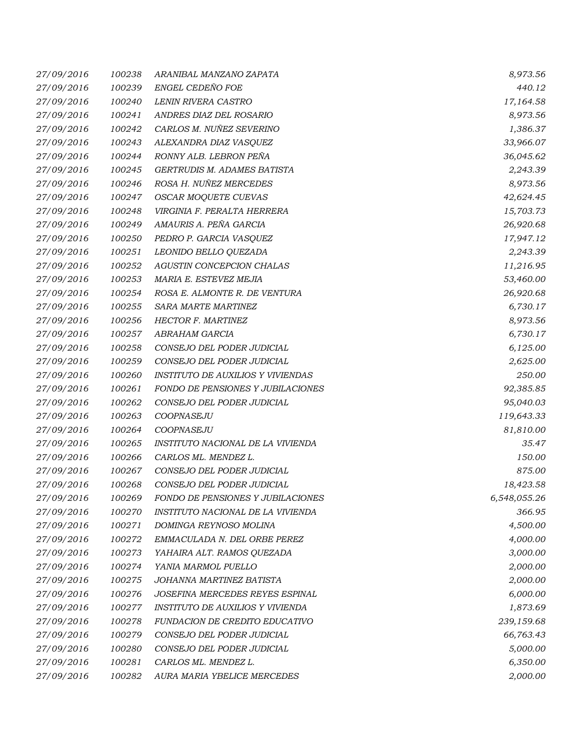| | | | |
|---|---|---|---|
| *27/09/2016* | *100238* | *ARANIBAL MANZANO ZAPATA* | *8,973.56* |
| *27/09/2016* | *100239* | *ENGEL CEDEÑO FOE* | *440.12* |
| *27/09/2016* | *100240* | *LENIN RIVERA CASTRO* | *17,164.58* |
| *27/09/2016* | *100241* | *ANDRES DIAZ DEL ROSARIO* | *8,973.56* |
| *27/09/2016* | *100242* | *CARLOS M. NUÑEZ SEVERINO* | *1,386.37* |
| *27/09/2016* | *100243* | *ALEXANDRA DIAZ VASQUEZ* | *33,966.07* |
| *27/09/2016* | *100244* | *RONNY ALB. LEBRON PEÑA* | *36,045.62* |
| *27/09/2016* | *100245* | *GERTRUDIS M. ADAMES BATISTA* | *2,243.39* |
| *27/09/2016* | *100246* | *ROSA H. NUÑEZ MERCEDES* | *8,973.56* |
| *27/09/2016* | *100247* | *OSCAR MOQUETE CUEVAS* | *42,624.45* |
| *27/09/2016* | *100248* | *VIRGINIA F. PERALTA HERRERA* | *15,703.73* |
| *27/09/2016* | *100249* | *AMAURIS A. PEÑA GARCIA* | *26,920.68* |
| *27/09/2016* | *100250* | *PEDRO P. GARCIA VASQUEZ* | *17,947.12* |
| *27/09/2016* | *100251* | *LEONIDO BELLO QUEZADA* | *2,243.39* |
| *27/09/2016* | *100252* | *AGUSTIN CONCEPCION CHALAS* | *11,216.95* |
| *27/09/2016* | *100253* | *MARIA E. ESTEVEZ MEJIA* | *53,460.00* |
| *27/09/2016* | *100254* | *ROSA E. ALMONTE R. DE VENTURA* | *26,920.68* |
| *27/09/2016* | *100255* | *SARA MARTE MARTINEZ* | *6,730.17* |
| *27/09/2016* | *100256* | *HECTOR F. MARTINEZ* | *8,973.56* |
| *27/09/2016* | *100257* | *ABRAHAM GARCIA* | *6,730.17* |
| *27/09/2016* | *100258* | *CONSEJO DEL PODER JUDICIAL* | *6,125.00* |
| *27/09/2016* | *100259* | *CONSEJO DEL PODER JUDICIAL* | *2,625.00* |
| *27/09/2016* | *100260* | *INSTITUTO DE AUXILIOS Y VIVIENDAS* | *250.00* |
| *27/09/2016* | *100261* | *FONDO DE PENSIONES Y JUBILACIONES* | *92,385.85* |
| *27/09/2016* | *100262* | *CONSEJO DEL PODER JUDICIAL* | *95,040.03* |
| *27/09/2016* | *100263* | *COOPNASEJU* | *119,643.33* |
| *27/09/2016* | *100264* | *COOPNASEJU* | *81,810.00* |
| *27/09/2016* | *100265* | *INSTITUTO NACIONAL DE LA VIVIENDA* | *35.47* |
| *27/09/2016* | *100266* | *CARLOS ML. MENDEZ L.* | *150.00* |
| *27/09/2016* | *100267* | *CONSEJO DEL PODER JUDICIAL* | *875.00* |
| *27/09/2016* | *100268* | *CONSEJO DEL PODER JUDICIAL* | *18,423.58* |
| *27/09/2016* | *100269* | *FONDO DE PENSIONES Y JUBILACIONES* | *6,548,055.26* |
| *27/09/2016* | *100270* | *INSTITUTO NACIONAL DE LA VIVIENDA* | *366.95* |
| *27/09/2016* | *100271* | *DOMINGA REYNOSO MOLINA* | *4,500.00* |
| *27/09/2016* | *100272* | *EMMACULADA N. DEL ORBE PEREZ* | *4,000.00* |
| *27/09/2016* | *100273* | *YAHAIRA ALT. RAMOS QUEZADA* | *3,000.00* |
| *27/09/2016* | *100274* | *YANIA MARMOL PUELLO* | *2,000.00* |
| *27/09/2016* | *100275* | *JOHANNA MARTINEZ BATISTA* | *2,000.00* |
| *27/09/2016* | *100276* | *JOSEFINA MERCEDES REYES ESPINAL* | *6,000.00* |
| *27/09/2016* | *100277* | *INSTITUTO DE AUXILIOS Y VIVIENDA* | *1,873.69* |
| *27/09/2016* | *100278* | *FUNDACION DE CREDITO EDUCATIVO* | *239,159.68* |
| *27/09/2016* | *100279* | *CONSEJO DEL PODER JUDICIAL* | *66,763.43* |
| *27/09/2016* | *100280* | *CONSEJO DEL PODER JUDICIAL* | *5,000.00* |
| *27/09/2016* | *100281* | *CARLOS ML. MENDEZ L.* | *6,350.00* |
| *27/09/2016* | *100282* | *AURA MARIA YBELICE MERCEDES* | *2,000.00* |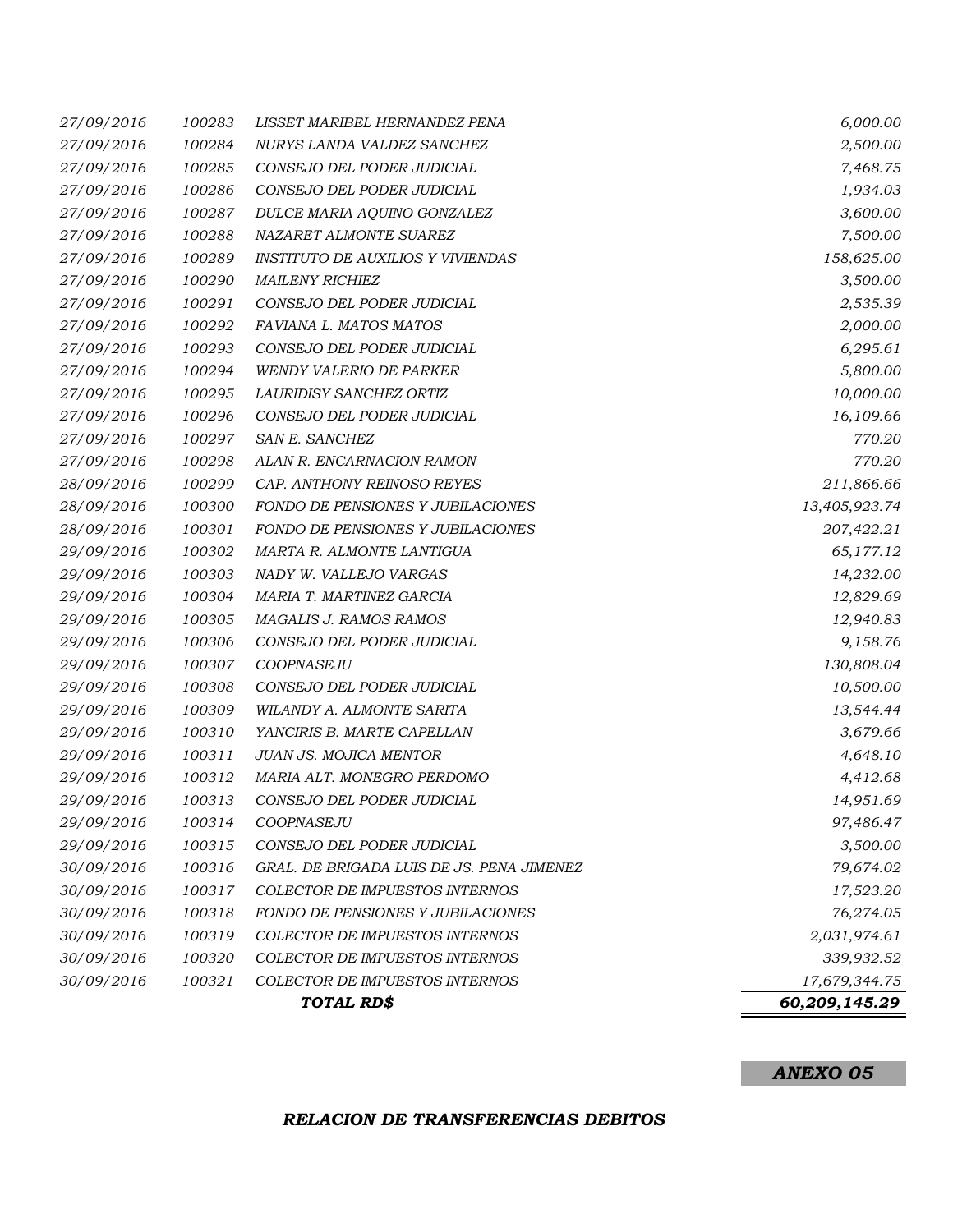| | | | |
|---|---|---|---|
| *27/09/2016* | *100283* | *LISSET MARIBEL HERNANDEZ PENA* | *6,000.00* |
| *27/09/2016* | *100284* | *NURYS LANDA VALDEZ SANCHEZ* | *2,500.00* |
| *27/09/2016* | *100285* | *CONSEJO DEL PODER JUDICIAL* | *7,468.75* |
| *27/09/2016* | *100286* | *CONSEJO DEL PODER JUDICIAL* | *1,934.03* |
| *27/09/2016* | *100287* | *DULCE MARIA AQUINO GONZALEZ* | *3,600.00* |
| *27/09/2016* | *100288* | *NAZARET ALMONTE SUAREZ* | *7,500.00* |
| *27/09/2016* | *100289* | *INSTITUTO DE AUXILIOS Y VIVIENDAS* | *158,625.00* |
| *27/09/2016* | *100290* | *MAILENY RICHIEZ* | *3,500.00* |
| *27/09/2016* | *100291* | *CONSEJO DEL PODER JUDICIAL* | *2,535.39* |
| *27/09/2016* | *100292* | *FAVIANA L. MATOS MATOS* | *2,000.00* |
| *27/09/2016* | *100293* | *CONSEJO DEL PODER JUDICIAL* | *6,295.61* |
| *27/09/2016* | *100294* | *WENDY VALERIO DE PARKER* | *5,800.00* |
| *27/09/2016* | *100295* | *LAURIDISY SANCHEZ ORTIZ* | *10,000.00* |
| *27/09/2016* | *100296* | *CONSEJO DEL PODER JUDICIAL* | *16,109.66* |
| *27/09/2016* | *100297* | *SAN E. SANCHEZ* | *770.20* |
| *27/09/2016* | *100298* | *ALAN R. ENCARNACION RAMON* | *770.20* |
| *28/09/2016* | *100299* | *CAP. ANTHONY REINOSO REYES* | *211,866.66* |
| *28/09/2016* | *100300* | *FONDO DE PENSIONES Y JUBILACIONES* | *13,405,923.74* |
| *28/09/2016* | *100301* | *FONDO DE PENSIONES Y JUBILACIONES* | *207,422.21* |
| *29/09/2016* | *100302* | *MARTA R. ALMONTE LANTIGUA* | *65,177.12* |
| *29/09/2016* | *100303* | *NADY W. VALLEJO VARGAS* | *14,232.00* |
| *29/09/2016* | *100304* | *MARIA T. MARTINEZ GARCIA* | *12,829.69* |
| *29/09/2016* | *100305* | *MAGALIS J. RAMOS RAMOS* | *12,940.83* |
| *29/09/2016* | *100306* | *CONSEJO DEL PODER JUDICIAL* | *9,158.76* |
| *29/09/2016* | *100307* | *COOPNASEJU* | *130,808.04* |
| *29/09/2016* | *100308* | *CONSEJO DEL PODER JUDICIAL* | *10,500.00* |
| *29/09/2016* | *100309* | *WILANDY A. ALMONTE SARITA* | *13,544.44* |
| *29/09/2016* | *100310* | *YANCIRIS B. MARTE CAPELLAN* | *3,679.66* |
| *29/09/2016* | *100311* | *JUAN JS. MOJICA MENTOR* | *4,648.10* |
| *29/09/2016* | *100312* | *MARIA ALT. MONEGRO PERDOMO* | *4,412.68* |
| *29/09/2016* | *100313* | *CONSEJO DEL PODER JUDICIAL* | *14,951.69* |
| *29/09/2016* | *100314* | *COOPNASEJU* | *97,486.47* |
| *29/09/2016* | *100315* | *CONSEJO DEL PODER JUDICIAL* | *3,500.00* |
| *30/09/2016* | *100316* | *GRAL. DE BRIGADA LUIS DE JS. PENA JIMENEZ* | *79,674.02* |
| *30/09/2016* | *100317* | *COLECTOR DE IMPUESTOS INTERNOS* | *17,523.20* |
| *30/09/2016* | *100318* | *FONDO DE PENSIONES Y JUBILACIONES* | *76,274.05* |
| *30/09/2016* | *100319* | *COLECTOR DE IMPUESTOS INTERNOS* | *2,031,974.61* |
| *30/09/2016* | *100320* | *COLECTOR DE IMPUESTOS INTERNOS* | *339,932.52* |
| *30/09/2016* | *100321* | *COLECTOR DE IMPUESTOS INTERNOS* | *17,679,344.75* |
| | | ***TOTAL RD$*** | ***60,209,145.29*** |

***ANEXO 05***

***RELACION DE TRANSFERENCIAS DEBITOS***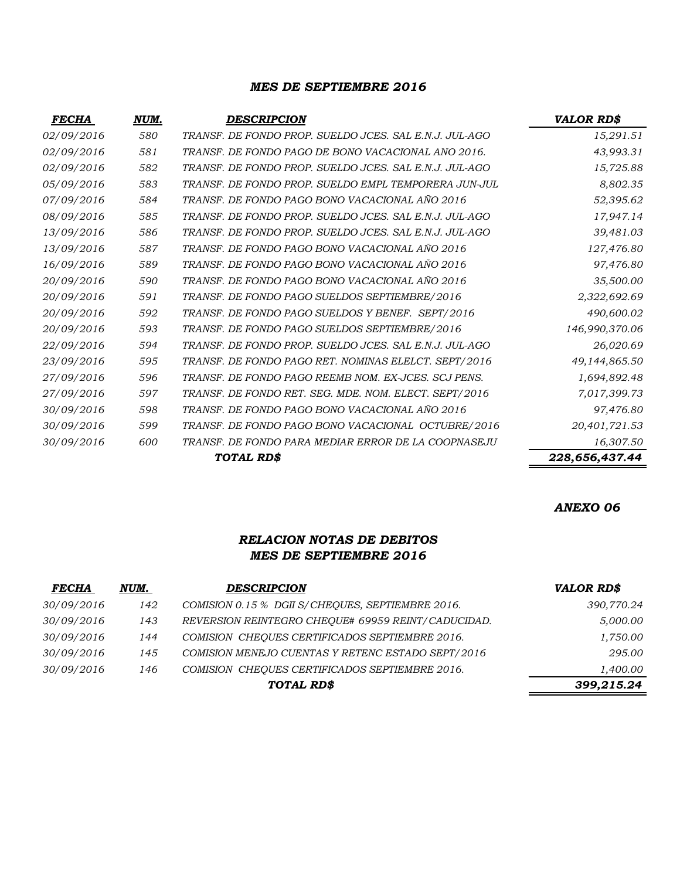*MES DE SEPTIEMBRE 2016*

| *FECHA* | *NUM.* | *DESCRIPCION* | *VALOR RD$* |
|---|---|---|---|
| *02/09/2016* | *580* | *TRANSF. DE FONDO PROP. SUELDO JCES. SAL E.N.J. JUL-AGO* | *15,291.51* |
| *02/09/2016* | *581* | *TRANSF. DE FONDO PAGO DE BONO VACACIONAL ANO 2016.* | *43,993.31* |
| *02/09/2016* | *582* | *TRANSF. DE FONDO PROP. SUELDO JCES. SAL E.N.J. JUL-AGO* | *15,725.88* |
| *05/09/2016* | *583* | *TRANSF. DE FONDO PROP. SUELDO EMPL TEMPORERA JUN-JUL* | *8,802.35* |
| *07/09/2016* | *584* | *TRANSF. DE FONDO PAGO BONO VACACIONAL AÑO 2016* | *52,395.62* |
| *08/09/2016* | *585* | *TRANSF. DE FONDO PROP. SUELDO JCES. SAL E.N.J. JUL-AGO* | *17,947.14* |
| *13/09/2016* | *586* | *TRANSF. DE FONDO PROP. SUELDO JCES. SAL E.N.J. JUL-AGO* | *39,481.03* |
| *13/09/2016* | *587* | *TRANSF. DE FONDO PAGO BONO VACACIONAL AÑO 2016* | *127,476.80* |
| *16/09/2016* | *589* | *TRANSF. DE FONDO PAGO BONO VACACIONAL AÑO 2016* | *97,476.80* |
| *20/09/2016* | *590* | *TRANSF. DE FONDO PAGO BONO VACACIONAL AÑO 2016* | *35,500.00* |
| *20/09/2016* | *591* | *TRANSF. DE FONDO PAGO SUELDOS SEPTIEMBRE/2016* | *2,322,692.69* |
| *20/09/2016* | *592* | *TRANSF. DE FONDO PAGO SUELDOS Y BENEF. SEPT/2016* | *490,600.02* |
| *20/09/2016* | *593* | *TRANSF. DE FONDO PAGO SUELDOS SEPTIEMBRE/2016* | *146,990,370.06* |
| *22/09/2016* | *594* | *TRANSF. DE FONDO PROP. SUELDO JCES. SAL E.N.J. JUL-AGO* | *26,020.69* |
| *23/09/2016* | *595* | *TRANSF. DE FONDO PAGO RET. NOMINAS ELELCT. SEPT/2016* | *49,144,865.50* |
| *27/09/2016* | *596* | *TRANSF. DE FONDO PAGO REEMB NOM. EX-JCES. SCJ PENS.* | *1,694,892.48* |
| *27/09/2016* | *597* | *TRANSF. DE FONDO RET. SEG. MDE. NOM. ELECT. SEPT/2016* | *7,017,399.73* |
| *30/09/2016* | *598* | *TRANSF. DE FONDO PAGO BONO VACACIONAL AÑO 2016* | *97,476.80* |
| *30/09/2016* | *599* | *TRANSF. DE FONDO PAGO BONO VACACIONAL OCTUBRE/2016* | *20,401,721.53* |
| *30/09/2016* | *600* | *TRANSF. DE FONDO PARA MEDIAR ERROR DE LA COOPNASEJU* | *16,307.50* |
| | | ***TOTAL RD$*** | ***228,656,437.44*** |

***ANEXO 06***

***RELACION NOTAS DE DEBITOS***
***MES DE SEPTIEMBRE 2016***

| *FECHA* | *NUM.* | *DESCRIPCION* | *VALOR RD$* |
|---|---|---|---|
| *30/09/2016* | *142* | *COMISION 0.15 % DGII S/CHEQUES, SEPTIEMBRE 2016.* | *390,770.24* |
| *30/09/2016* | *143* | *REVERSION REINTEGRO CHEQUE# 69959 REINT/CADUCIDAD.* | *5,000.00* |
| *30/09/2016* | *144* | *COMISION CHEQUES CERTIFICADOS SEPTIEMBRE 2016.* | *1,750.00* |
| *30/09/2016* | *145* | *COMISION MENEJO CUENTAS Y RETENC ESTADO SEPT/2016* | *295.00* |
| *30/09/2016* | *146* | *COMISION CHEQUES CERTIFICADOS SEPTIEMBRE 2016.* | *1,400.00* |
| | | ***TOTAL RD$*** | ***399,215.24*** |